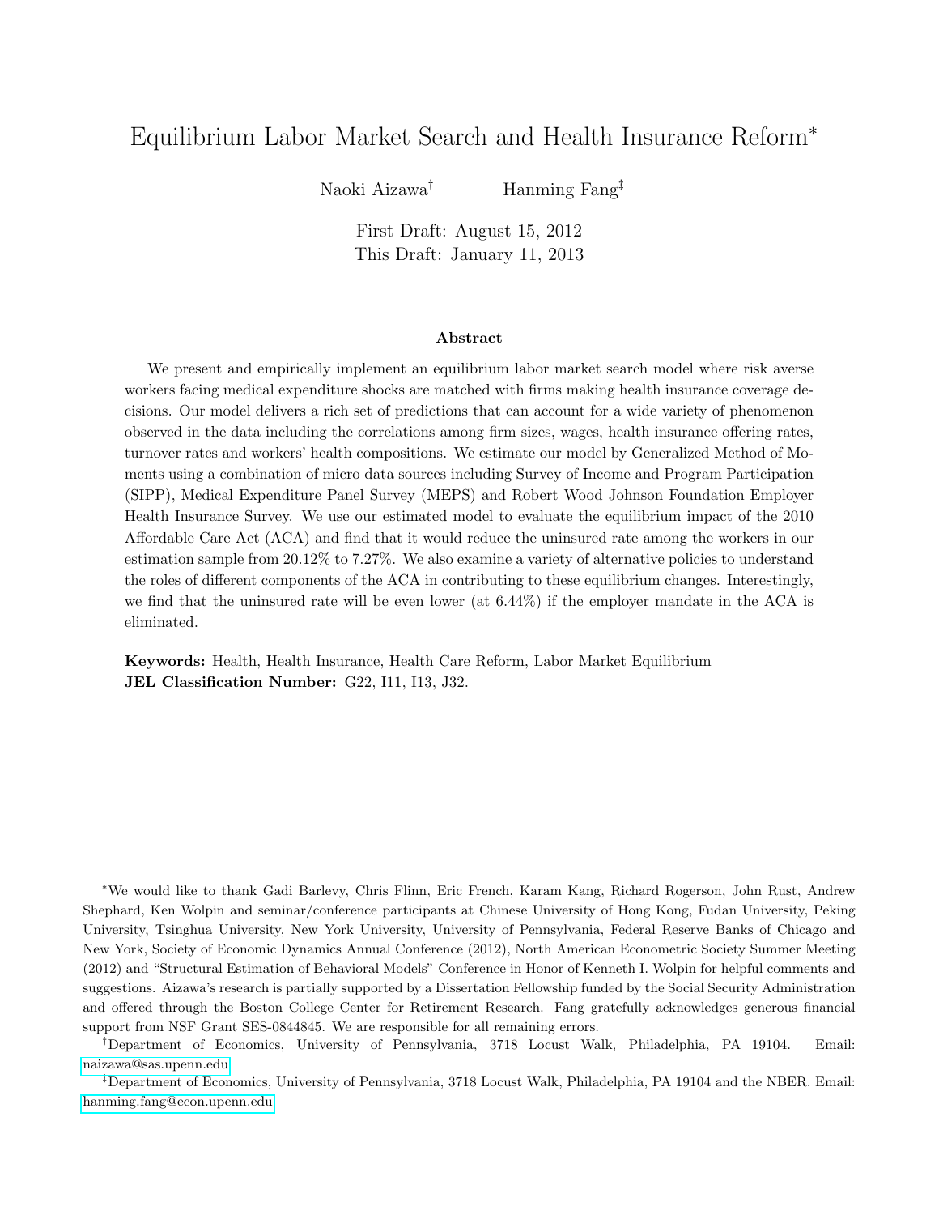# Equilibrium Labor Market Search and Health Insurance Reform*

Naoki Aizawa† Hanming Fang‡

First Draft: August 15, 2012
This Draft: January 11, 2013

## Abstract

We present and empirically implement an equilibrium labor market search model where risk averse workers facing medical expenditure shocks are matched with firms making health insurance coverage decisions. Our model delivers a rich set of predictions that can account for a wide variety of phenomenon observed in the data including the correlations among firm sizes, wages, health insurance offering rates, turnover rates and workers' health compositions. We estimate our model by Generalized Method of Moments using a combination of micro data sources including Survey of Income and Program Participation (SIPP), Medical Expenditure Panel Survey (MEPS) and Robert Wood Johnson Foundation Employer Health Insurance Survey. We use our estimated model to evaluate the equilibrium impact of the 2010 Affordable Care Act (ACA) and find that it would reduce the uninsured rate among the workers in our estimation sample from 20.12% to 7.27%. We also examine a variety of alternative policies to understand the roles of different components of the ACA in contributing to these equilibrium changes. Interestingly, we find that the uninsured rate will be even lower (at 6.44%) if the employer mandate in the ACA is eliminated.

**Keywords:** Health, Health Insurance, Health Care Reform, Labor Market Equilibrium
**JEL Classification Number:** G22, I11, I13, J32.

---

*We would like to thank Gadi Barlevy, Chris Flinn, Eric French, Karam Kang, Richard Rogerson, John Rust, Andrew Shephard, Ken Wolpin and seminar/conference participants at Chinese University of Hong Kong, Fudan University, Peking University, Tsinghua University, New York University, University of Pennsylvania, Federal Reserve Banks of Chicago and New York, Society of Economic Dynamics Annual Conference (2012), North American Econometric Society Summer Meeting (2012) and "Structural Estimation of Behavioral Models" Conference in Honor of Kenneth I. Wolpin for helpful comments and suggestions. Aizawa's research is partially supported by a Dissertation Fellowship funded by the Social Security Administration and offered through the Boston College Center for Retirement Research. Fang gratefully acknowledges generous financial support from NSF Grant SES-0844845. We are responsible for all remaining errors.

†Department of Economics, University of Pennsylvania, 3718 Locust Walk, Philadelphia, PA 19104. Email: naizawa@sas.upenn.edu

‡Department of Economics, University of Pennsylvania, 3718 Locust Walk, Philadelphia, PA 19104 and the NBER. Email: hanming.fang@econ.upenn.edu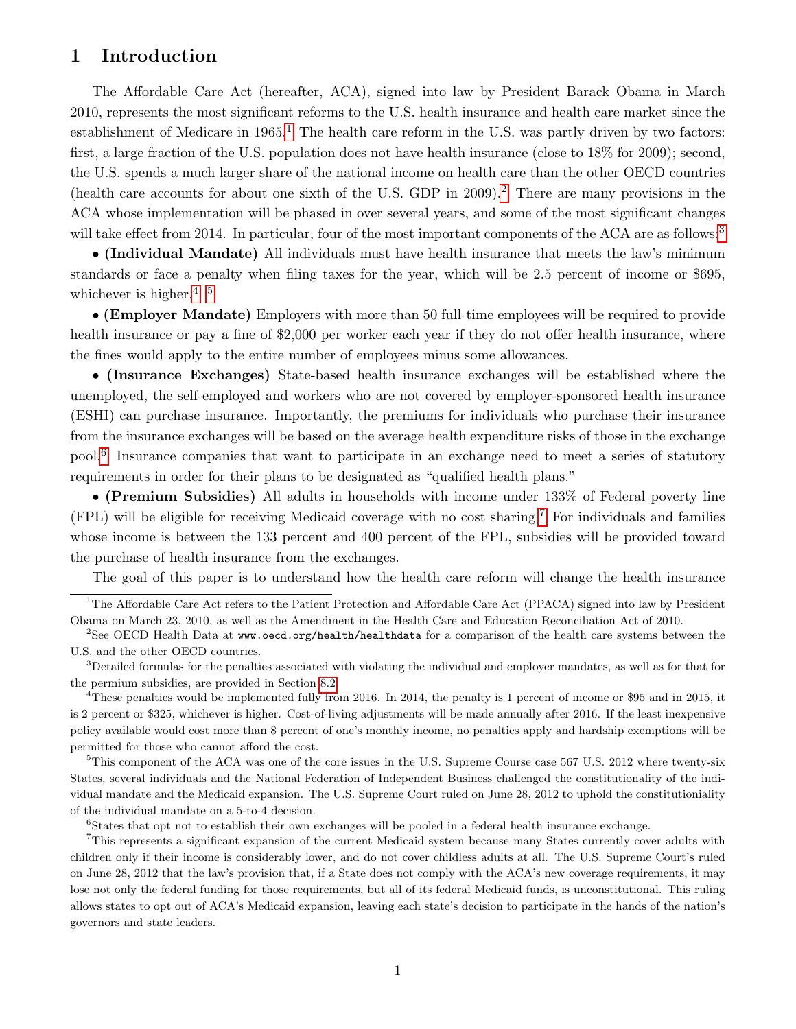# 1 Introduction

The Affordable Care Act (hereafter, ACA), signed into law by President Barack Obama in March 2010, represents the most significant reforms to the U.S. health insurance and health care market since the establishment of Medicare in 1965.[1] The health care reform in the U.S. was partly driven by two factors: first, a large fraction of the U.S. population does not have health insurance (close to 18% for 2009); second, the U.S. spends a much larger share of the national income on health care than the other OECD countries (health care accounts for about one sixth of the U.S. GDP in 2009).[2] There are many provisions in the ACA whose implementation will be phased in over several years, and some of the most significant changes will take effect from 2014. In particular, four of the most important components of the ACA are as follows:[3]

• **(Individual Mandate)** All individuals must have health insurance that meets the law's minimum standards or face a penalty when filing taxes for the year, which will be 2.5 percent of income or $695, whichever is higher.[4], [5]

• **(Employer Mandate)** Employers with more than 50 full-time employees will be required to provide health insurance or pay a fine of $2,000 per worker each year if they do not offer health insurance, where the fines would apply to the entire number of employees minus some allowances.

• **(Insurance Exchanges)** State-based health insurance exchanges will be established where the unemployed, the self-employed and workers who are not covered by employer-sponsored health insurance (ESHI) can purchase insurance. Importantly, the premiums for individuals who purchase their insurance from the insurance exchanges will be based on the average health expenditure risks of those in the exchange pool.[6] Insurance companies that want to participate in an exchange need to meet a series of statutory requirements in order for their plans to be designated as "qualified health plans."

• **(Premium Subsidies)** All adults in households with income under 133% of Federal poverty line (FPL) will be eligible for receiving Medicaid coverage with no cost sharing.[7] For individuals and families whose income is between the 133 percent and 400 percent of the FPL, subsidies will be provided toward the purchase of health insurance from the exchanges.

The goal of this paper is to understand how the health care reform will change the health insurance

---

[1] The Affordable Care Act refers to the Patient Protection and Affordable Care Act (PPACA) signed into law by President Obama on March 23, 2010, as well as the Amendment in the Health Care and Education Reconciliation Act of 2010.

[2] See OECD Health Data at www.oecd.org/health/healthdata for a comparison of the health care systems between the U.S. and the other OECD countries.

[3] Detailed formulas for the penalties associated with violating the individual and employer mandates, as well as for that for the permium subsidies, are provided in Section 8.2.

[4] These penalties would be implemented fully from 2016. In 2014, the penalty is 1 percent of income or $95 and in 2015, it is 2 percent or $325, whichever is higher. Cost-of-living adjustments will be made annually after 2016. If the least inexpensive policy available would cost more than 8 percent of one's monthly income, no penalties apply and hardship exemptions will be permitted for those who cannot afford the cost.

[5] This component of the ACA was one of the core issues in the U.S. Supreme Course case 567 U.S. 2012 where twenty-six States, several individuals and the National Federation of Independent Business challenged the constitutionality of the individual mandate and the Medicaid expansion. The U.S. Supreme Court ruled on June 28, 2012 to uphold the constitutioniality of the individual mandate on a 5-to-4 decision.

[6] States that opt not to establish their own exchanges will be pooled in a federal health insurance exchange.

[7] This represents a significant expansion of the current Medicaid system because many States currently cover adults with children only if their income is considerably lower, and do not cover childless adults at all. The U.S. Supreme Court's ruled on June 28, 2012 that the law's provision that, if a State does not comply with the ACA's new coverage requirements, it may lose not only the federal funding for those requirements, but all of its federal Medicaid funds, is unconstitutional. This ruling allows states to opt out of ACA's Medicaid expansion, leaving each state's decision to participate in the hands of the nation's governors and state leaders.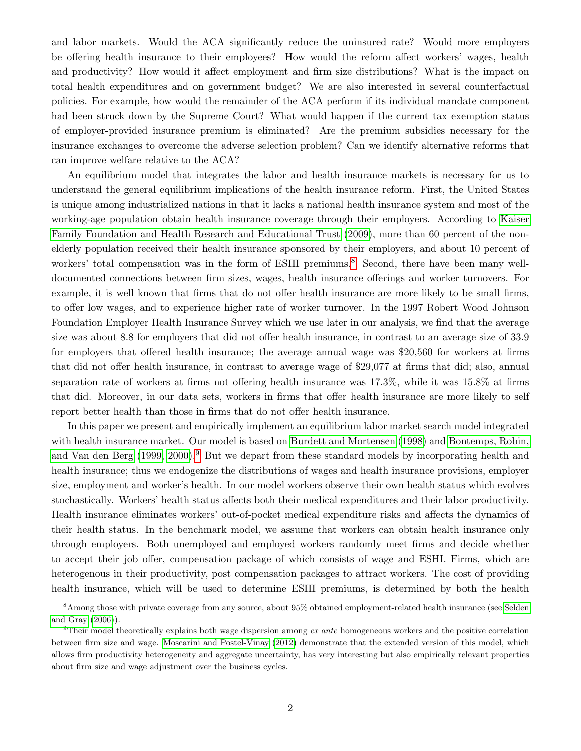and labor markets. Would the ACA significantly reduce the uninsured rate? Would more employers be offering health insurance to their employees? How would the reform affect workers' wages, health and productivity? How would it affect employment and firm size distributions? What is the impact on total health expenditures and on government budget? We are also interested in several counterfactual policies. For example, how would the remainder of the ACA perform if its individual mandate component had been struck down by the Supreme Court? What would happen if the current tax exemption status of employer-provided insurance premium is eliminated? Are the premium subsidies necessary for the insurance exchanges to overcome the adverse selection problem? Can we identify alternative reforms that can improve welfare relative to the ACA?

An equilibrium model that integrates the labor and health insurance markets is necessary for us to understand the general equilibrium implications of the health insurance reform. First, the United States is unique among industrialized nations in that it lacks a national health insurance system and most of the working-age population obtain health insurance coverage through their employers. According to Kaiser Family Foundation and Health Research and Educational Trust (2009), more than 60 percent of the non-elderly population received their health insurance sponsored by their employers, and about 10 percent of workers' total compensation was in the form of ESHI premiums.[8] Second, there have been many well-documented connections between firm sizes, wages, health insurance offerings and worker turnovers. For example, it is well known that firms that do not offer health insurance are more likely to be small firms, to offer low wages, and to experience higher rate of worker turnover. In the 1997 Robert Wood Johnson Foundation Employer Health Insurance Survey which we use later in our analysis, we find that the average size was about 8.8 for employers that did not offer health insurance, in contrast to an average size of 33.9 for employers that offered health insurance; the average annual wage was $20,560 for workers at firms that did not offer health insurance, in contrast to average wage of $29,077 at firms that did; also, annual separation rate of workers at firms not offering health insurance was 17.3%, while it was 15.8% at firms that did. Moreover, in our data sets, workers in firms that offer health insurance are more likely to self report better health than those in firms that do not offer health insurance.

In this paper we present and empirically implement an equilibrium labor market search model integrated with health insurance market. Our model is based on Burdett and Mortensen (1998) and Bontemps, Robin, and Van den Berg (1999, 2000).[9] But we depart from these standard models by incorporating health and health insurance; thus we endogenize the distributions of wages and health insurance provisions, employer size, employment and worker's health. In our model workers observe their own health status which evolves stochastically. Workers' health status affects both their medical expenditures and their labor productivity. Health insurance eliminates workers' out-of-pocket medical expenditure risks and affects the dynamics of their health status. In the benchmark model, we assume that workers can obtain health insurance only through employers. Both unemployed and employed workers randomly meet firms and decide whether to accept their job offer, compensation package of which consists of wage and ESHI. Firms, which are heterogenous in their productivity, post compensation packages to attract workers. The cost of providing health insurance, which will be used to determine ESHI premiums, is determined by both the health

[8] Among those with private coverage from any source, about 95% obtained employment-related health insurance (see Selden and Gray (2006)).

[9] Their model theoretically explains both wage dispersion among *ex ante* homogeneous workers and the positive correlation between firm size and wage. Moscarini and Postel-Vinay (2012) demonstrate that the extended version of this model, which allows firm productivity heterogeneity and aggregate uncertainty, has very interesting but also empirically relevant properties about firm size and wage adjustment over the business cycles.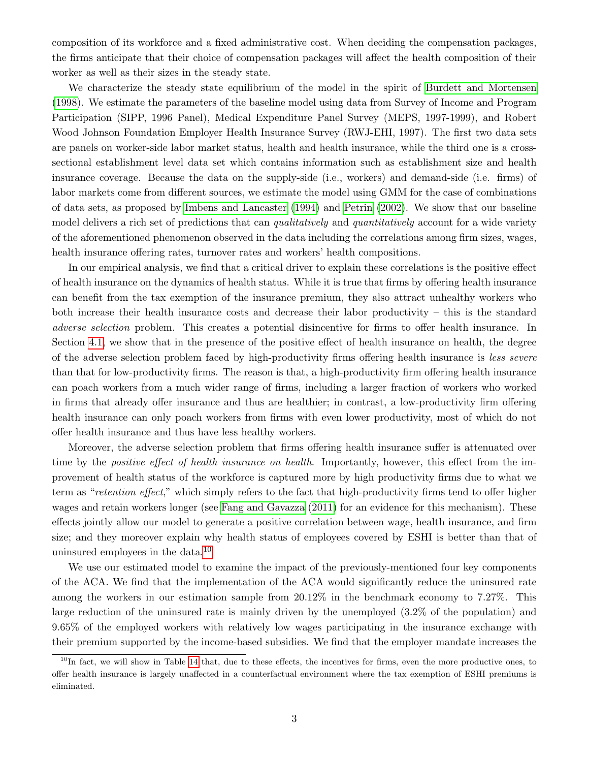composition of its workforce and a fixed administrative cost. When deciding the compensation packages, the firms anticipate that their choice of compensation packages will affect the health composition of their worker as well as their sizes in the steady state.

We characterize the steady state equilibrium of the model in the spirit of Burdett and Mortensen (1998). We estimate the parameters of the baseline model using data from Survey of Income and Program Participation (SIPP, 1996 Panel), Medical Expenditure Panel Survey (MEPS, 1997-1999), and Robert Wood Johnson Foundation Employer Health Insurance Survey (RWJ-EHI, 1997). The first two data sets are panels on worker-side labor market status, health and health insurance, while the third one is a cross-sectional establishment level data set which contains information such as establishment size and health insurance coverage. Because the data on the supply-side (i.e., workers) and demand-side (i.e. firms) of labor markets come from different sources, we estimate the model using GMM for the case of combinations of data sets, as proposed by Imbens and Lancaster (1994) and Petrin (2002). We show that our baseline model delivers a rich set of predictions that can *qualitatively* and *quantitatively* account for a wide variety of the aforementioned phenomenon observed in the data including the correlations among firm sizes, wages, health insurance offering rates, turnover rates and workers' health compositions.

In our empirical analysis, we find that a critical driver to explain these correlations is the positive effect of health insurance on the dynamics of health status. While it is true that firms by offering health insurance can benefit from the tax exemption of the insurance premium, they also attract unhealthy workers who both increase their health insurance costs and decrease their labor productivity – this is the standard *adverse selection* problem. This creates a potential disincentive for firms to offer health insurance. In Section 4.1, we show that in the presence of the positive effect of health insurance on health, the degree of the adverse selection problem faced by high-productivity firms offering health insurance is *less severe* than that for low-productivity firms. The reason is that, a high-productivity firm offering health insurance can poach workers from a much wider range of firms, including a larger fraction of workers who worked in firms that already offer insurance and thus are healthier; in contrast, a low-productivity firm offering health insurance can only poach workers from firms with even lower productivity, most of which do not offer health insurance and thus have less healthy workers.

Moreover, the adverse selection problem that firms offering health insurance suffer is attenuated over time by the *positive effect of health insurance on health*. Importantly, however, this effect from the improvement of health status of the workforce is captured more by high productivity firms due to what we term as "*retention effect*," which simply refers to the fact that high-productivity firms tend to offer higher wages and retain workers longer (see Fang and Gavazza (2011) for an evidence for this mechanism). These effects jointly allow our model to generate a positive correlation between wage, health insurance, and firm size; and they moreover explain why health status of employees covered by ESHI is better than that of uninsured employees in the data.[10]

We use our estimated model to examine the impact of the previously-mentioned four key components of the ACA. We find that the implementation of the ACA would significantly reduce the uninsured rate among the workers in our estimation sample from 20.12% in the benchmark economy to 7.27%. This large reduction of the uninsured rate is mainly driven by the unemployed (3.2% of the population) and 9.65% of the employed workers with relatively low wages participating in the insurance exchange with their premium supported by the income-based subsidies. We find that the employer mandate increases the

[10] In fact, we will show in Table 14 that, due to these effects, the incentives for firms, even the more productive ones, to offer health insurance is largely unaffected in a counterfactual environment where the tax exemption of ESHI premiums is eliminated.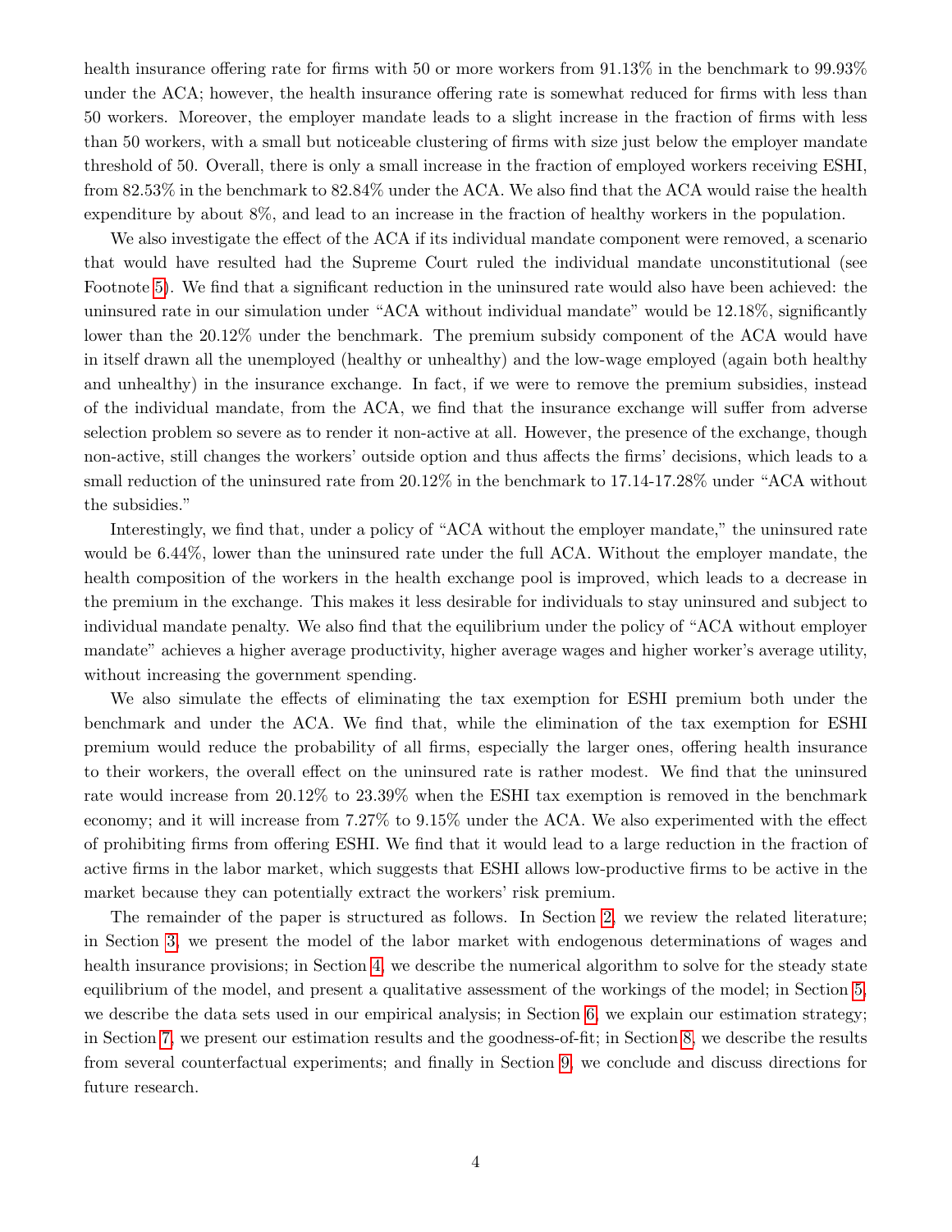health insurance offering rate for firms with 50 or more workers from 91.13% in the benchmark to 99.93% under the ACA; however, the health insurance offering rate is somewhat reduced for firms with less than 50 workers. Moreover, the employer mandate leads to a slight increase in the fraction of firms with less than 50 workers, with a small but noticeable clustering of firms with size just below the employer mandate threshold of 50. Overall, there is only a small increase in the fraction of employed workers receiving ESHI, from 82.53% in the benchmark to 82.84% under the ACA. We also find that the ACA would raise the health expenditure by about 8%, and lead to an increase in the fraction of healthy workers in the population.

We also investigate the effect of the ACA if its individual mandate component were removed, a scenario that would have resulted had the Supreme Court ruled the individual mandate unconstitutional (see Footnote 5). We find that a significant reduction in the uninsured rate would also have been achieved: the uninsured rate in our simulation under "ACA without individual mandate" would be 12.18%, significantly lower than the 20.12% under the benchmark. The premium subsidy component of the ACA would have in itself drawn all the unemployed (healthy or unhealthy) and the low-wage employed (again both healthy and unhealthy) in the insurance exchange. In fact, if we were to remove the premium subsidies, instead of the individual mandate, from the ACA, we find that the insurance exchange will suffer from adverse selection problem so severe as to render it non-active at all. However, the presence of the exchange, though non-active, still changes the workers' outside option and thus affects the firms' decisions, which leads to a small reduction of the uninsured rate from 20.12% in the benchmark to 17.14-17.28% under "ACA without the subsidies."

Interestingly, we find that, under a policy of "ACA without the employer mandate," the uninsured rate would be 6.44%, lower than the uninsured rate under the full ACA. Without the employer mandate, the health composition of the workers in the health exchange pool is improved, which leads to a decrease in the premium in the exchange. This makes it less desirable for individuals to stay uninsured and subject to individual mandate penalty. We also find that the equilibrium under the policy of "ACA without employer mandate" achieves a higher average productivity, higher average wages and higher worker's average utility, without increasing the government spending.

We also simulate the effects of eliminating the tax exemption for ESHI premium both under the benchmark and under the ACA. We find that, while the elimination of the tax exemption for ESHI premium would reduce the probability of all firms, especially the larger ones, offering health insurance to their workers, the overall effect on the uninsured rate is rather modest. We find that the uninsured rate would increase from 20.12% to 23.39% when the ESHI tax exemption is removed in the benchmark economy; and it will increase from 7.27% to 9.15% under the ACA. We also experimented with the effect of prohibiting firms from offering ESHI. We find that it would lead to a large reduction in the fraction of active firms in the labor market, which suggests that ESHI allows low-productive firms to be active in the market because they can potentially extract the workers' risk premium.

The remainder of the paper is structured as follows. In Section 2, we review the related literature; in Section 3, we present the model of the labor market with endogenous determinations of wages and health insurance provisions; in Section 4, we describe the numerical algorithm to solve for the steady state equilibrium of the model, and present a qualitative assessment of the workings of the model; in Section 5, we describe the data sets used in our empirical analysis; in Section 6, we explain our estimation strategy; in Section 7, we present our estimation results and the goodness-of-fit; in Section 8, we describe the results from several counterfactual experiments; and finally in Section 9, we conclude and discuss directions for future research.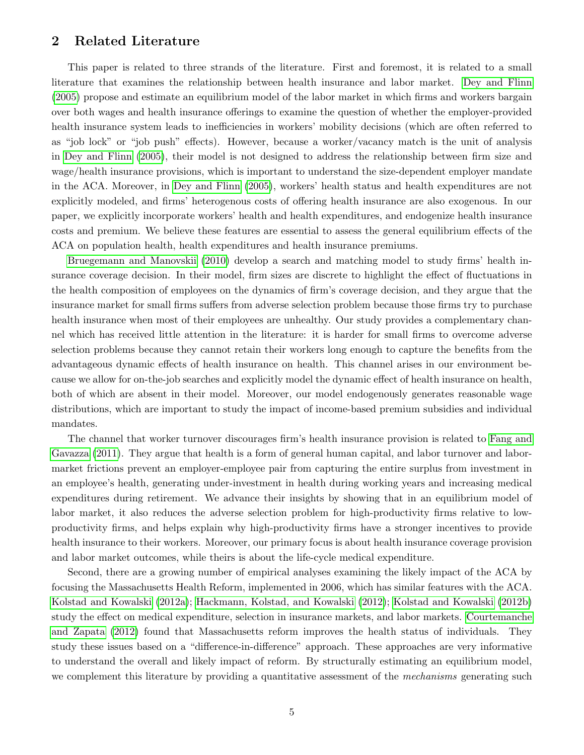## 2 Related Literature

This paper is related to three strands of the literature. First and foremost, it is related to a small literature that examines the relationship between health insurance and labor market. Dey and Flinn (2005) propose and estimate an equilibrium model of the labor market in which firms and workers bargain over both wages and health insurance offerings to examine the question of whether the employer-provided health insurance system leads to inefficiencies in workers' mobility decisions (which are often referred to as "job lock" or "job push" effects). However, because a worker/vacancy match is the unit of analysis in Dey and Flinn (2005), their model is not designed to address the relationship between firm size and wage/health insurance provisions, which is important to understand the size-dependent employer mandate in the ACA. Moreover, in Dey and Flinn (2005), workers' health status and health expenditures are not explicitly modeled, and firms' heterogenous costs of offering health insurance are also exogenous. In our paper, we explicitly incorporate workers' health and health expenditures, and endogenize health insurance costs and premium. We believe these features are essential to assess the general equilibrium effects of the ACA on population health, health expenditures and health insurance premiums.

Bruegemann and Manovskii (2010) develop a search and matching model to study firms' health insurance coverage decision. In their model, firm sizes are discrete to highlight the effect of fluctuations in the health composition of employees on the dynamics of firm's coverage decision, and they argue that the insurance market for small firms suffers from adverse selection problem because those firms try to purchase health insurance when most of their employees are unhealthy. Our study provides a complementary channel which has received little attention in the literature: it is harder for small firms to overcome adverse selection problems because they cannot retain their workers long enough to capture the benefits from the advantageous dynamic effects of health insurance on health. This channel arises in our environment because we allow for on-the-job searches and explicitly model the dynamic effect of health insurance on health, both of which are absent in their model. Moreover, our model endogenously generates reasonable wage distributions, which are important to study the impact of income-based premium subsidies and individual mandates.

The channel that worker turnover discourages firm's health insurance provision is related to Fang and Gavazza (2011). They argue that health is a form of general human capital, and labor turnover and labor-market frictions prevent an employer-employee pair from capturing the entire surplus from investment in an employee's health, generating under-investment in health during working years and increasing medical expenditures during retirement. We advance their insights by showing that in an equilibrium model of labor market, it also reduces the adverse selection problem for high-productivity firms relative to low-productivity firms, and helps explain why high-productivity firms have a stronger incentives to provide health insurance to their workers. Moreover, our primary focus is about health insurance coverage provision and labor market outcomes, while theirs is about the life-cycle medical expenditure.

Second, there are a growing number of empirical analyses examining the likely impact of the ACA by focusing the Massachusetts Health Reform, implemented in 2006, which has similar features with the ACA. Kolstad and Kowalski (2012a); Hackmann, Kolstad, and Kowalski (2012); Kolstad and Kowalski (2012b) study the effect on medical expenditure, selection in insurance markets, and labor markets. Courtemanche and Zapata (2012) found that Massachusetts reform improves the health status of individuals. They study these issues based on a "difference-in-difference" approach. These approaches are very informative to understand the overall and likely impact of reform. By structurally estimating an equilibrium model, we complement this literature by providing a quantitative assessment of the *mechanisms* generating such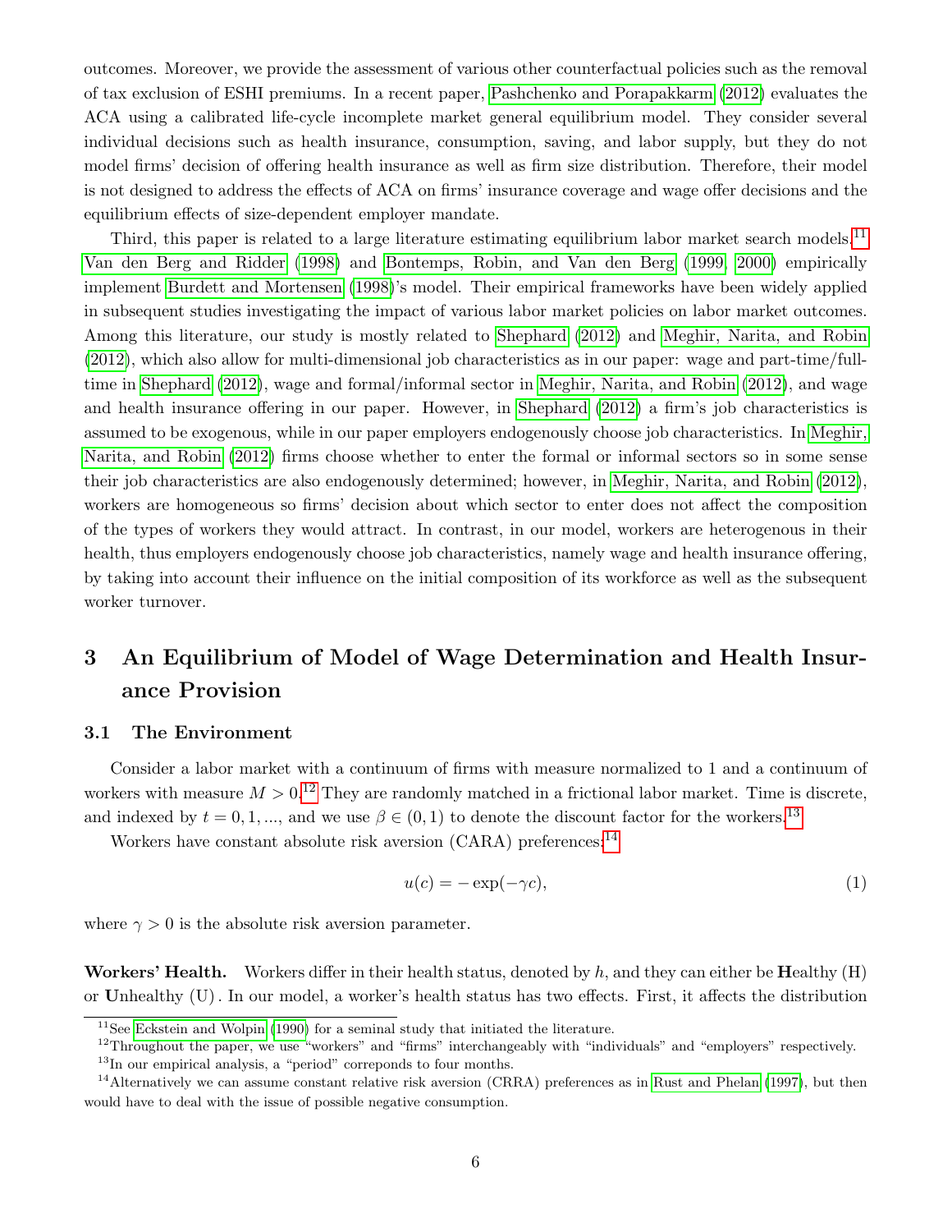outcomes. Moreover, we provide the assessment of various other counterfactual policies such as the removal of tax exclusion of ESHI premiums. In a recent paper, Pashchenko and Porapakkarm (2012) evaluates the ACA using a calibrated life-cycle incomplete market general equilibrium model. They consider several individual decisions such as health insurance, consumption, saving, and labor supply, but they do not model firms' decision of offering health insurance as well as firm size distribution. Therefore, their model is not designed to address the effects of ACA on firms' insurance coverage and wage offer decisions and the equilibrium effects of size-dependent employer mandate.

Third, this paper is related to a large literature estimating equilibrium labor market search models.[11] Van den Berg and Ridder (1998) and Bontemps, Robin, and Van den Berg (1999, 2000) empirically implement Burdett and Mortensen (1998)'s model. Their empirical frameworks have been widely applied in subsequent studies investigating the impact of various labor market policies on labor market outcomes. Among this literature, our study is mostly related to Shephard (2012) and Meghir, Narita, and Robin (2012), which also allow for multi-dimensional job characteristics as in our paper: wage and part-time/full-time in Shephard (2012), wage and formal/informal sector in Meghir, Narita, and Robin (2012), and wage and health insurance offering in our paper. However, in Shephard (2012) a firm's job characteristics is assumed to be exogenous, while in our paper employers endogenously choose job characteristics. In Meghir, Narita, and Robin (2012) firms choose whether to enter the formal or informal sectors so in some sense their job characteristics are also endogenously determined; however, in Meghir, Narita, and Robin (2012), workers are homogeneous so firms' decision about which sector to enter does not affect the composition of the types of workers they would attract. In contrast, in our model, workers are heterogenous in their health, thus employers endogenously choose job characteristics, namely wage and health insurance offering, by taking into account their influence on the initial composition of its workforce as well as the subsequent worker turnover.

# 3 An Equilibrium of Model of Wage Determination and Health Insurance Provision

## 3.1 The Environment

Consider a labor market with a continuum of firms with measure normalized to 1 and a continuum of workers with measure $M > 0$.[12] They are randomly matched in a frictional labor market. Time is discrete, and indexed by $t = 0, 1, ...,$ and we use $\beta \in (0, 1)$ to denote the discount factor for the workers.[13]

Workers have constant absolute risk aversion (CARA) preferences:[14]

$$u(c) = -\exp(-\gamma c), \tag{1}$$

where $\gamma > 0$ is the absolute risk aversion parameter.

**Workers' Health.** Workers differ in their health status, denoted by $h$, and they can either be **H**ealthy (H) or **U**nhealthy (U). In our model, a worker's health status has two effects. First, it affects the distribution

[11] See Eckstein and Wolpin (1990) for a seminal study that initiated the literature.

[12] Throughout the paper, we use "workers" and "firms" interchangeably with "individuals" and "employers" respectively.

[13] In our empirical analysis, a "period" correponds to four months.

[14] Alternatively we can assume constant relative risk aversion (CRRA) preferences as in Rust and Phelan (1997), but then would have to deal with the issue of possible negative consumption.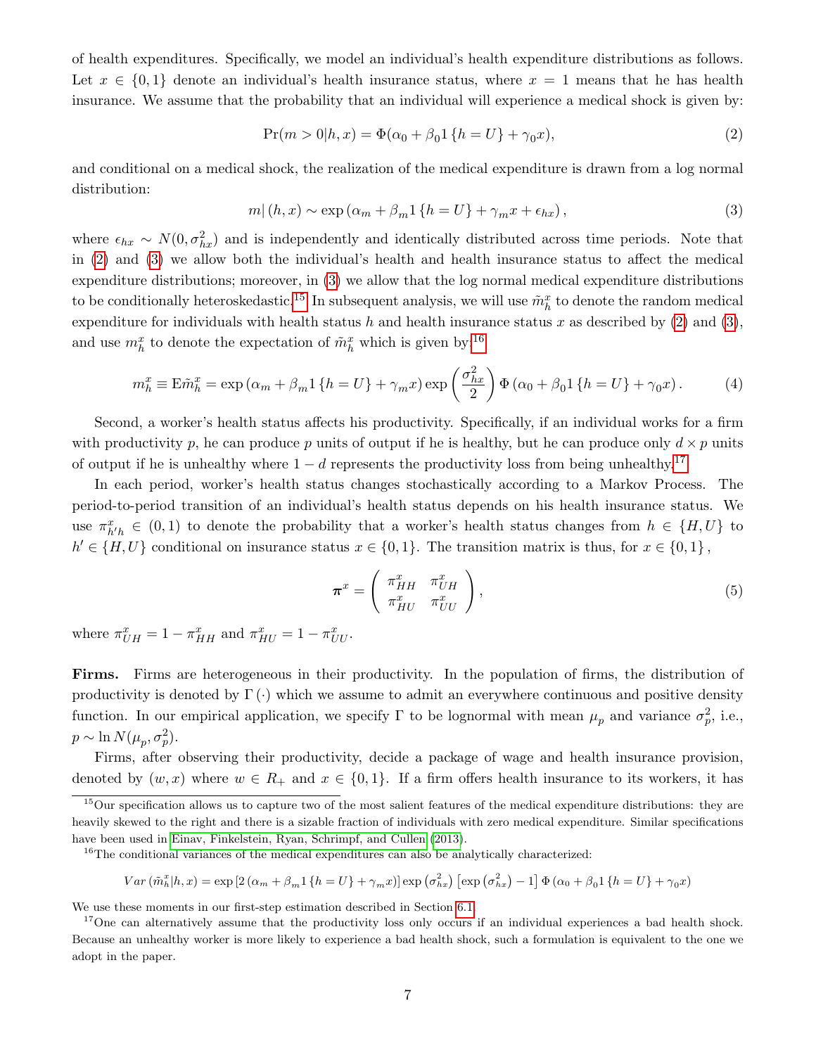of health expenditures. Specifically, we model an individual's health expenditure distributions as follows. Let $x \in \{0, 1\}$ denote an individual's health insurance status, where $x = 1$ means that he has health insurance. We assume that the probability that an individual will experience a medical shock is given by:

$$\Pr(m > 0|h, x) = \Phi(\alpha_0 + \beta_0 1\{h = U\} + \gamma_0 x), \tag{2}$$

and conditional on a medical shock, the realization of the medical expenditure is drawn from a log normal distribution:

$$m|(h, x) \sim \exp(\alpha_m + \beta_m 1\{h = U\} + \gamma_m x + \epsilon_{hx}), \tag{3}$$

where $\epsilon_{hx} \sim N(0, \sigma_{hx}^2)$ and is independently and identically distributed across time periods. Note that in (2) and (3) we allow both the individual's health and health insurance status to affect the medical expenditure distributions; moreover, in (3) we allow that the log normal medical expenditure distributions to be conditionally heteroskedastic.[15] In subsequent analysis, we will use $\tilde{m}_h^x$ to denote the random medical expenditure for individuals with health status $h$ and health insurance status $x$ as described by (2) and (3), and use $m_h^x$ to denote the expectation of $\tilde{m}_h^x$ which is given by:[16]

$$m_h^x \equiv \mathrm{E}\tilde{m}_h^x = \exp(\alpha_m + \beta_m 1\{h = U\} + \gamma_m x) \exp\left(\frac{\sigma_{hx}^2}{2}\right) \Phi(\alpha_0 + \beta_0 1\{h = U\} + \gamma_0 x). \tag{4}$$

Second, a worker's health status affects his productivity. Specifically, if an individual works for a firm with productivity $p$, he can produce $p$ units of output if he is healthy, but he can produce only $d \times p$ units of output if he is unhealthy where $1 - d$ represents the productivity loss from being unhealthy.[17]

In each period, worker's health status changes stochastically according to a Markov Process. The period-to-period transition of an individual's health status depends on his health insurance status. We use $\pi_{h'h}^x \in (0, 1)$ to denote the probability that a worker's health status changes from $h \in \{H, U\}$ to $h' \in \{H, U\}$ conditional on insurance status $x \in \{0, 1\}$. The transition matrix is thus, for $x \in \{0, 1\}$,

$$\boldsymbol{\pi}^x = \begin{pmatrix} \pi_{HH}^x & \pi_{UH}^x \\ \pi_{HU}^x & \pi_{UU}^x \end{pmatrix}, \tag{5}$$

where $\pi_{UH}^x = 1 - \pi_{HH}^x$ and $\pi_{HU}^x = 1 - \pi_{UU}^x$.

**Firms.** Firms are heterogeneous in their productivity. In the population of firms, the distribution of productivity is denoted by $\Gamma(\cdot)$ which we assume to admit an everywhere continuous and positive density function. In our empirical application, we specify $\Gamma$ to be lognormal with mean $\mu_p$ and variance $\sigma_p^2$, i.e., $p \sim \ln N(\mu_p, \sigma_p^2)$.

Firms, after observing their productivity, decide a package of wage and health insurance provision, denoted by $(w, x)$ where $w \in R_+$ and $x \in \{0, 1\}$. If a firm offers health insurance to its workers, it has

---

[15] Our specification allows us to capture two of the most salient features of the medical expenditure distributions: they are heavily skewed to the right and there is a sizable fraction of individuals with zero medical expenditure. Similar specifications have been used in Einav, Finkelstein, Ryan, Schrimpf, and Cullen (2013).

[16] The conditional variances of the medical expenditures can also be analytically characterized:

$$Var(\tilde{m}_h^x|h, x) = \exp[2(\alpha_m + \beta_m 1\{h = U\} + \gamma_m x)] \exp(\sigma_{hx}^2)[\exp(\sigma_{hx}^2) - 1] \Phi(\alpha_0 + \beta_0 1\{h = U\} + \gamma_0 x)$$

We use these moments in our first-step estimation described in Section 6.1.

[17] One can alternatively assume that the productivity loss only occurs if an individual experiences a bad health shock. Because an unhealthy worker is more likely to experience a bad health shock, such a formulation is equivalent to the one we adopt in the paper.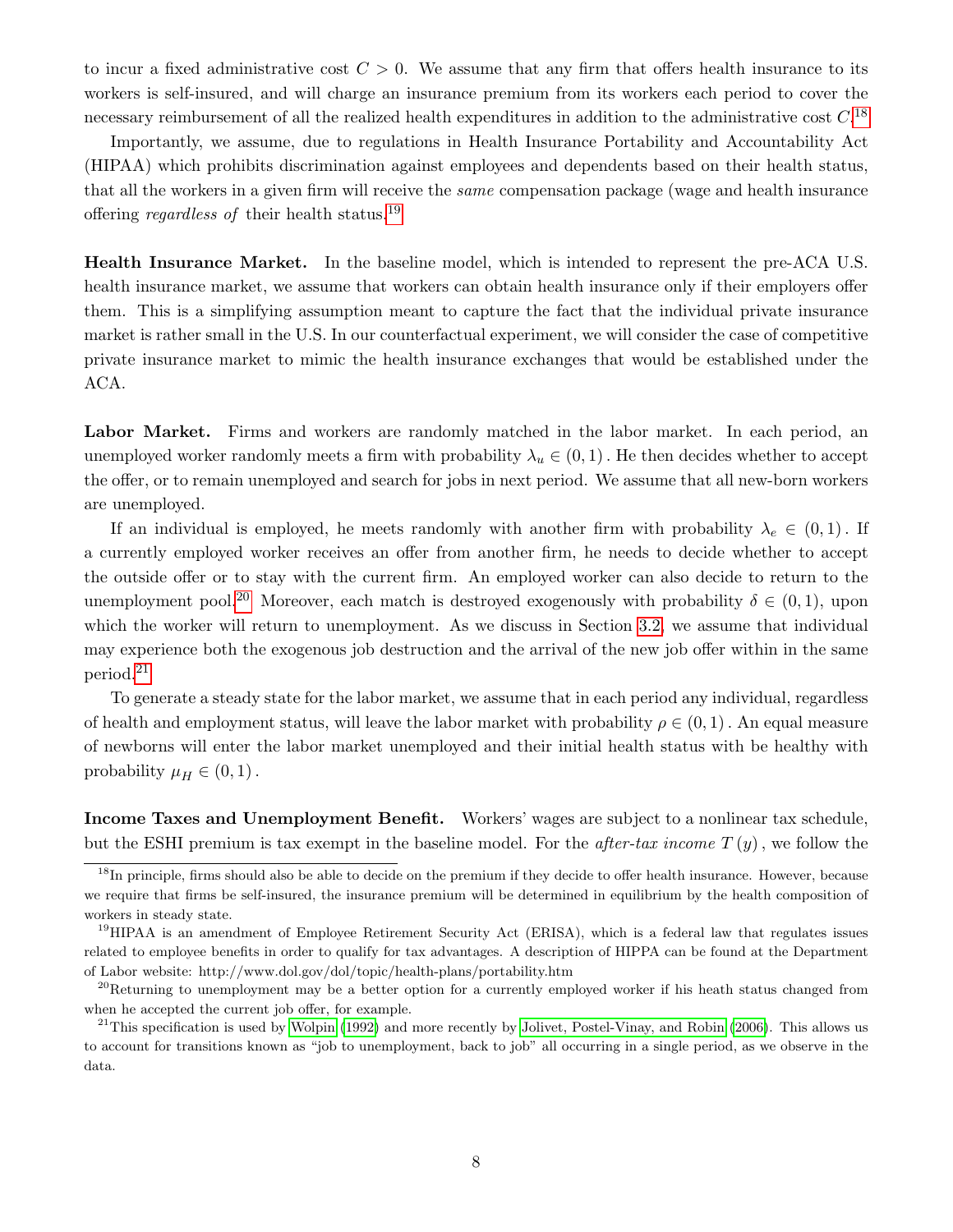to incur a fixed administrative cost $C > 0$. We assume that any firm that offers health insurance to its workers is self-insured, and will charge an insurance premium from its workers each period to cover the necessary reimbursement of all the realized health expenditures in addition to the administrative cost $C$.[18]

Importantly, we assume, due to regulations in Health Insurance Portability and Accountability Act (HIPAA) which prohibits discrimination against employees and dependents based on their health status, that all the workers in a given firm will receive the *same* compensation package (wage and health insurance offering *regardless of* their health status.[19]

**Health Insurance Market.** In the baseline model, which is intended to represent the pre-ACA U.S. health insurance market, we assume that workers can obtain health insurance only if their employers offer them. This is a simplifying assumption meant to capture the fact that the individual private insurance market is rather small in the U.S. In our counterfactual experiment, we will consider the case of competitive private insurance market to mimic the health insurance exchanges that would be established under the ACA.

**Labor Market.** Firms and workers are randomly matched in the labor market. In each period, an unemployed worker randomly meets a firm with probability $\lambda_u \in (0,1)$. He then decides whether to accept the offer, or to remain unemployed and search for jobs in next period. We assume that all new-born workers are unemployed.

If an individual is employed, he meets randomly with another firm with probability $\lambda_e \in (0,1)$. If a currently employed worker receives an offer from another firm, he needs to decide whether to accept the outside offer or to stay with the current firm. An employed worker can also decide to return to the unemployment pool.[20] Moreover, each match is destroyed exogenously with probability $\delta \in (0,1)$, upon which the worker will return to unemployment. As we discuss in Section 3.2, we assume that individual may experience both the exogenous job destruction and the arrival of the new job offer within in the same period.[21]

To generate a steady state for the labor market, we assume that in each period any individual, regardless of health and employment status, will leave the labor market with probability $\rho \in (0,1)$. An equal measure of newborns will enter the labor market unemployed and their initial health status with be healthy with probability $\mu_H \in (0,1)$.

**Income Taxes and Unemployment Benefit.** Workers' wages are subject to a nonlinear tax schedule, but the ESHI premium is tax exempt in the baseline model. For the *after-tax income* $T(y)$, we follow the

---

[18] In principle, firms should also be able to decide on the premium if they decide to offer health insurance. However, because we require that firms be self-insured, the insurance premium will be determined in equilibrium by the health composition of workers in steady state.

[19] HIPAA is an amendment of Employee Retirement Security Act (ERISA), which is a federal law that regulates issues related to employee benefits in order to qualify for tax advantages. A description of HIPPA can be found at the Department of Labor website: http://www.dol.gov/dol/topic/health-plans/portability.htm

[20] Returning to unemployment may be a better option for a currently employed worker if his heath status changed from when he accepted the current job offer, for example.

[21] This specification is used by Wolpin (1992) and more recently by Jolivet, Postel-Vinay, and Robin (2006). This allows us to account for transitions known as "job to unemployment, back to job" all occurring in a single period, as we observe in the data.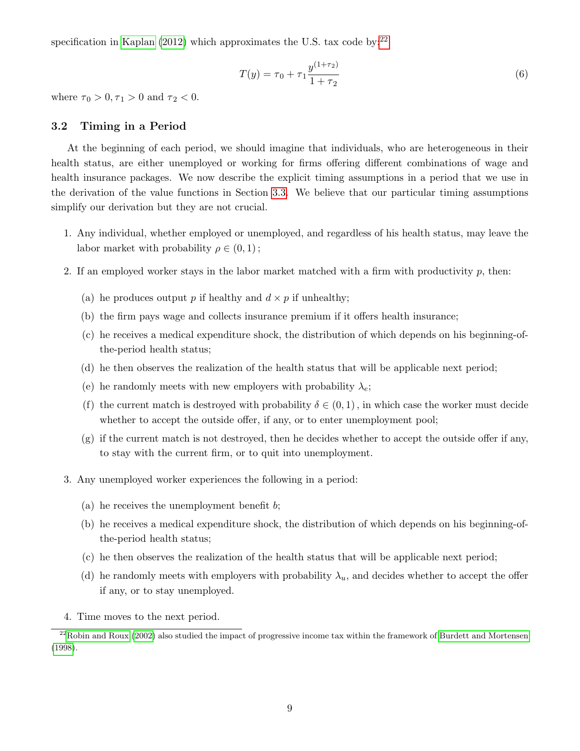specification in Kaplan (2012) which approximates the U.S. tax code by:[22]

$$T(y) = \tau_0 + \tau_1 \frac{y^{(1+\tau_2)}}{1+\tau_2} \tag{6}$$

where $\tau_0 > 0, \tau_1 > 0$ and $\tau_2 < 0$.

### 3.2 Timing in a Period

At the beginning of each period, we should imagine that individuals, who are heterogeneous in their health status, are either unemployed or working for firms offering different combinations of wage and health insurance packages. We now describe the explicit timing assumptions in a period that we use in the derivation of the value functions in Section 3.3. We believe that our particular timing assumptions simplify our derivation but they are not crucial.

1. Any individual, whether employed or unemployed, and regardless of his health status, may leave the labor market with probability $\rho \in (0, 1)$;
2. If an employed worker stays in the labor market matched with a firm with productivity $p$, then:
   (a) he produces output $p$ if healthy and $d \times p$ if unhealthy;
   (b) the firm pays wage and collects insurance premium if it offers health insurance;
   (c) he receives a medical expenditure shock, the distribution of which depends on his beginning-of-the-period health status;
   (d) he then observes the realization of the health status that will be applicable next period;
   (e) he randomly meets with new employers with probability $\lambda_e$;
   (f) the current match is destroyed with probability $\delta \in (0, 1)$, in which case the worker must decide whether to accept the outside offer, if any, or to enter unemployment pool;
   (g) if the current match is not destroyed, then he decides whether to accept the outside offer if any, to stay with the current firm, or to quit into unemployment.
3. Any unemployed worker experiences the following in a period:
   (a) he receives the unemployment benefit $b$;
   (b) he receives a medical expenditure shock, the distribution of which depends on his beginning-of-the-period health status;
   (c) he then observes the realization of the health status that will be applicable next period;
   (d) he randomly meets with employers with probability $\lambda_u$, and decides whether to accept the offer if any, or to stay unemployed.
4. Time moves to the next period.

[22] Robin and Roux (2002) also studied the impact of progressive income tax within the framework of Burdett and Mortensen (1998).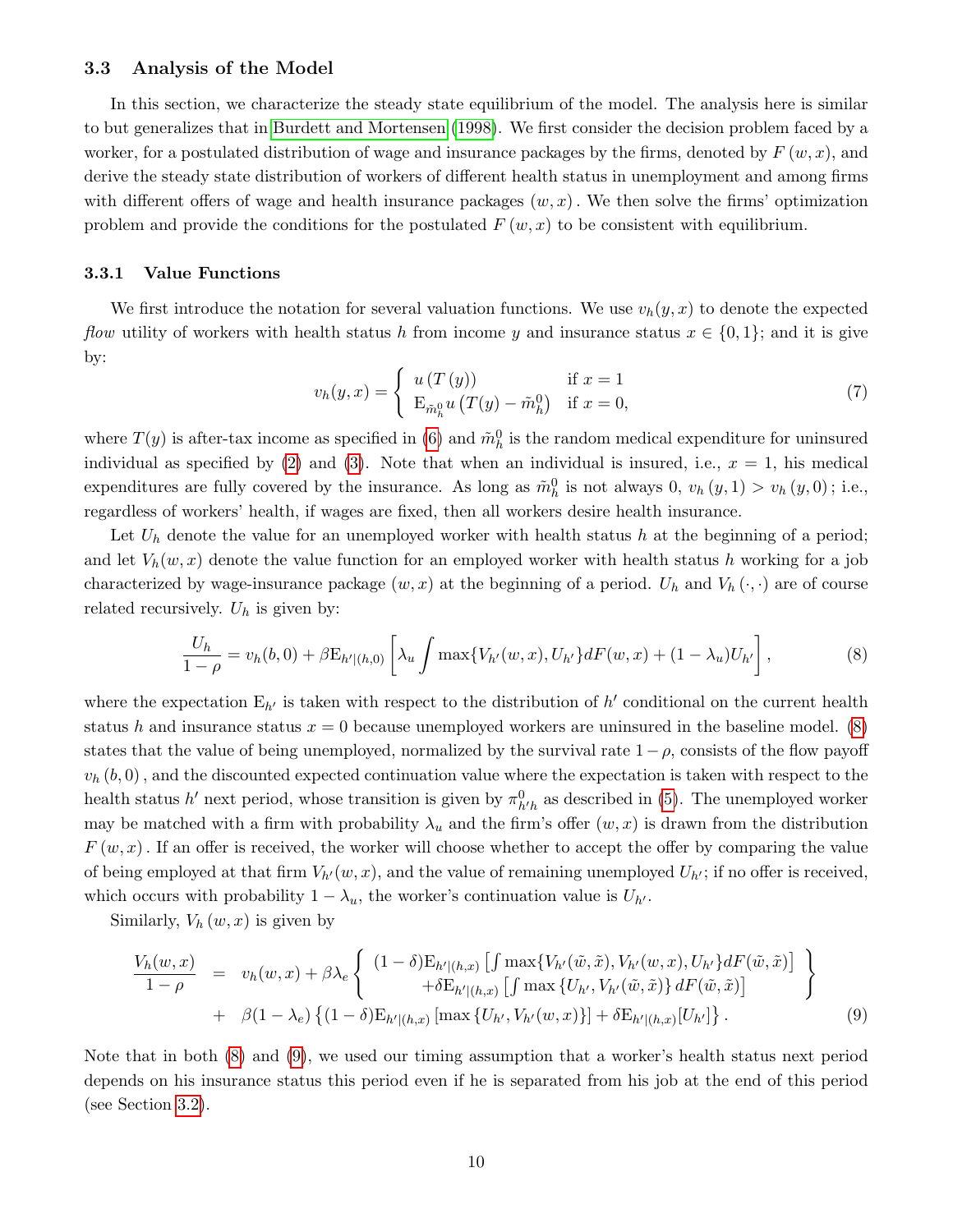### 3.3 Analysis of the Model

In this section, we characterize the steady state equilibrium of the model. The analysis here is similar to but generalizes that in Burdett and Mortensen (1998). We first consider the decision problem faced by a worker, for a postulated distribution of wage and insurance packages by the firms, denoted by $F(w,x)$, and derive the steady state distribution of workers of different health status in unemployment and among firms with different offers of wage and health insurance packages $(w,x)$. We then solve the firms' optimization problem and provide the conditions for the postulated $F(w,x)$ to be consistent with equilibrium.

#### 3.3.1 Value Functions

We first introduce the notation for several valuation functions. We use $v_h(y,x)$ to denote the expected *flow* utility of workers with health status $h$ from income $y$ and insurance status $x \in \{0,1\}$; and it is give by:

$$v_h(y,x) = \begin{cases} u(T(y)) & \text{if } x = 1 \\ \mathrm{E}_{\tilde{m}_h^0} u\left(T(y) - \tilde{m}_h^0\right) & \text{if } x = 0, \end{cases} \tag{7}$$

where $T(y)$ is after-tax income as specified in (6) and $\tilde{m}_h^0$ is the random medical expenditure for uninsured individual as specified by (2) and (3). Note that when an individual is insured, i.e., $x = 1$, his medical expenditures are fully covered by the insurance. As long as $\tilde{m}_h^0$ is not always 0, $v_h(y,1) > v_h(y,0)$; i.e., regardless of workers' health, if wages are fixed, then all workers desire health insurance.

Let $U_h$ denote the value for an unemployed worker with health status $h$ at the beginning of a period; and let $V_h(w,x)$ denote the value function for an employed worker with health status $h$ working for a job characterized by wage-insurance package $(w,x)$ at the beginning of a period. $U_h$ and $V_h(\cdot,\cdot)$ are of course related recursively. $U_h$ is given by:

$$\frac{U_h}{1-\rho} = v_h(b,0) + \beta \mathrm{E}_{h'|(h,0)}\left[\lambda_u \int \max\{V_{h'}(w,x), U_{h'}\} dF(w,x) + (1-\lambda_u) U_{h'}\right], \tag{8}$$

where the expectation $\mathrm{E}_{h'}$ is taken with respect to the distribution of $h'$ conditional on the current health status $h$ and insurance status $x = 0$ because unemployed workers are uninsured in the baseline model. (8) states that the value of being unemployed, normalized by the survival rate $1-\rho$, consists of the flow payoff $v_h(b,0)$, and the discounted expected continuation value where the expectation is taken with respect to the health status $h'$ next period, whose transition is given by $\pi^0_{h'h}$ as described in (5). The unemployed worker may be matched with a firm with probability $\lambda_u$ and the firm's offer $(w,x)$ is drawn from the distribution $F(w,x)$. If an offer is received, the worker will choose whether to accept the offer by comparing the value of being employed at that firm $V_{h'}(w,x)$, and the value of remaining unemployed $U_{h'}$; if no offer is received, which occurs with probability $1-\lambda_u$, the worker's continuation value is $U_{h'}$.

Similarly, $V_h(w,x)$ is given by

$$\begin{aligned} \frac{V_h(w,x)}{1-\rho} &= v_h(w,x) + \beta\lambda_e \left\{ \begin{array}{c} (1-\delta)\mathrm{E}_{h'|(h,x)}\left[\int \max\{V_{h'}(\tilde{w},\tilde{x}), V_{h'}(w,x), U_{h'}\} dF(\tilde{w},\tilde{x})\right] \\ +\delta \mathrm{E}_{h'|(h,x)}\left[\int \max\{U_{h'}, V_{h'}(\tilde{w},\tilde{x})\} dF(\tilde{w},\tilde{x})\right] \end{array} \right\} \\ &+ \beta(1-\lambda_e)\left\{(1-\delta)\mathrm{E}_{h'|(h,x)}\left[\max\{U_{h'}, V_{h'}(w,x)\}\right] + \delta \mathrm{E}_{h'|(h,x)}[U_{h'}]\right\}. \end{aligned} \tag{9}$$

Note that in both (8) and (9), we used our timing assumption that a worker's health status next period depends on his insurance status this period even if he is separated from his job at the end of this period (see Section 3.2).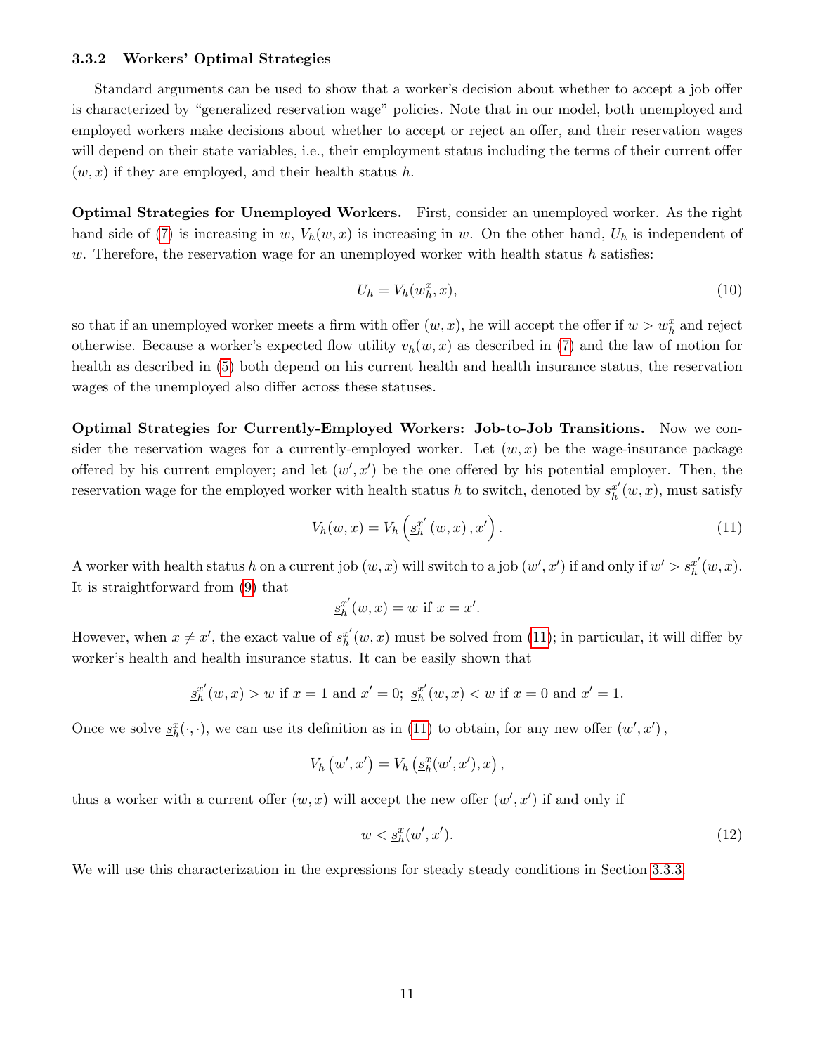### 3.3.2 Workers' Optimal Strategies

Standard arguments can be used to show that a worker's decision about whether to accept a job offer is characterized by "generalized reservation wage" policies. Note that in our model, both unemployed and employed workers make decisions about whether to accept or reject an offer, and their reservation wages will depend on their state variables, i.e., their employment status including the terms of their current offer $(w, x)$ if they are employed, and their health status $h$.

**Optimal Strategies for Unemployed Workers.** First, consider an unemployed worker. As the right hand side of (7) is increasing in $w$, $V_h(w,x)$ is increasing in $w$. On the other hand, $U_h$ is independent of $w$. Therefore, the reservation wage for an unemployed worker with health status $h$ satisfies:

$$U_h = V_h(\underline{w}_h^x, x), \tag{10}$$

so that if an unemployed worker meets a firm with offer $(w, x)$, he will accept the offer if $w > \underline{w}_h^x$ and reject otherwise. Because a worker's expected flow utility $v_h(w,x)$ as described in (7) and the law of motion for health as described in (5) both depend on his current health and health insurance status, the reservation wages of the unemployed also differ across these statuses.

**Optimal Strategies for Currently-Employed Workers: Job-to-Job Transitions.** Now we consider the reservation wages for a currently-employed worker. Let $(w, x)$ be the wage-insurance package offered by his current employer; and let $(w', x')$ be the one offered by his potential employer. Then, the reservation wage for the employed worker with health status $h$ to switch, denoted by $\underline{s}_h^{x'}(w,x)$, must satisfy

$$V_h(w,x) = V_h\left(\underline{s}_h^{x'}(w,x), x'\right). \tag{11}$$

A worker with health status $h$ on a current job $(w, x)$ will switch to a job $(w', x')$ if and only if $w' > \underline{s}_h^{x'}(w,x)$. It is straightforward from (9) that

$$\underline{s}_h^{x'}(w,x) = w \text{ if } x = x'.$$

However, when $x \neq x'$, the exact value of $\underline{s}_h^{x'}(w,x)$ must be solved from (11); in particular, it will differ by worker's health and health insurance status. It can be easily shown that

$$\underline{s}_h^{x'}(w,x) > w \text{ if } x = 1 \text{ and } x' = 0;\ \underline{s}_h^{x'}(w,x) < w \text{ if } x = 0 \text{ and } x' = 1.$$

Once we solve $\underline{s}_h^{x}(\cdot,\cdot)$, we can use its definition as in (11) to obtain, for any new offer $(w', x')$,

$$V_h\left(w', x'\right) = V_h\left(\underline{s}_h^{x}(w', x'), x\right),$$

thus a worker with a current offer $(w, x)$ will accept the new offer $(w', x')$ if and only if

$$w < \underline{s}_h^{x}(w', x'). \tag{12}$$

We will use this characterization in the expressions for steady steady conditions in Section 3.3.3.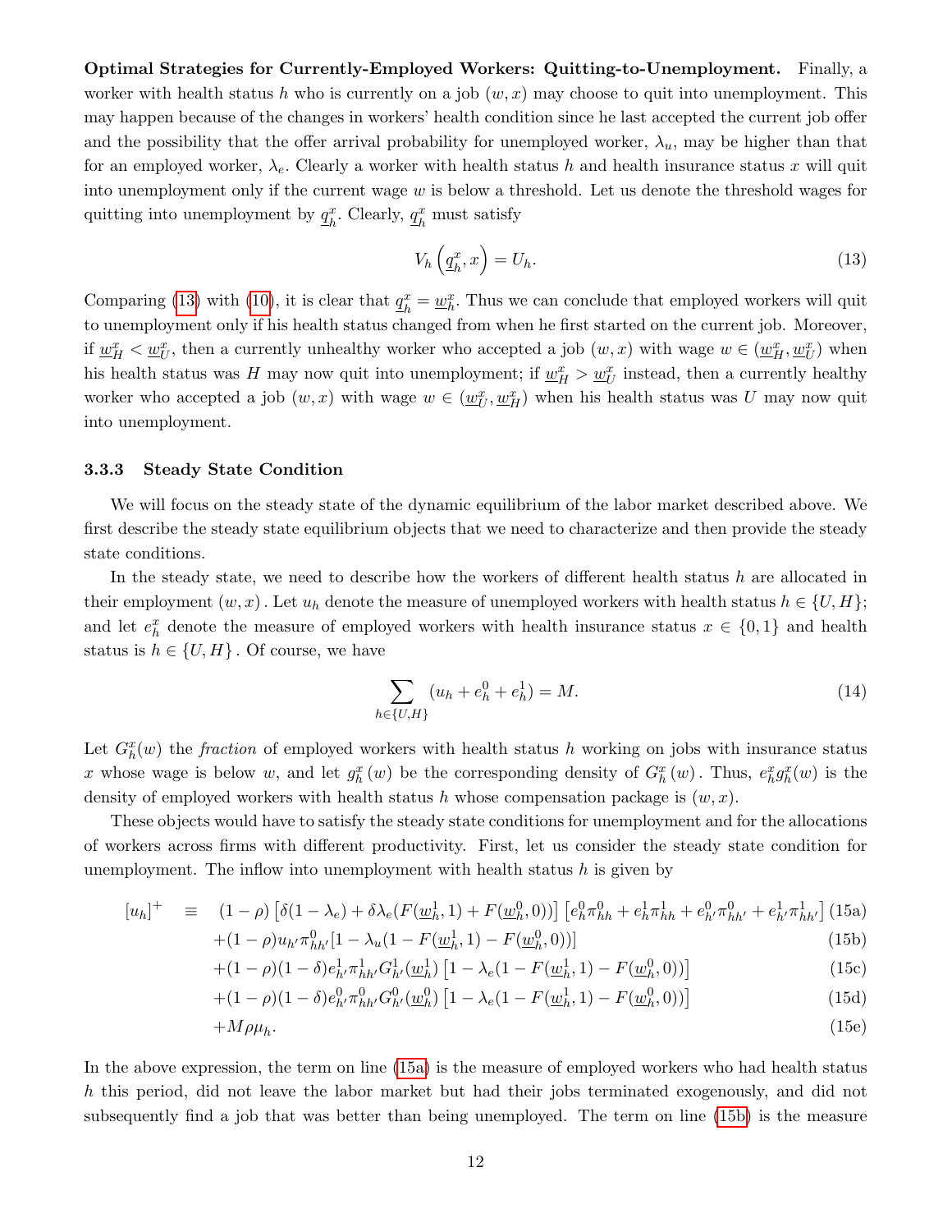**Optimal Strategies for Currently-Employed Workers: Quitting-to-Unemployment.** Finally, a worker with health status $h$ who is currently on a job $(w, x)$ may choose to quit into unemployment. This may happen because of the changes in workers' health condition since he last accepted the current job offer and the possibility that the offer arrival probability for unemployed worker, $\lambda_u$, may be higher than that for an employed worker, $\lambda_e$. Clearly a worker with health status $h$ and health insurance status $x$ will quit into unemployment only if the current wage $w$ is below a threshold. Let us denote the threshold wages for quitting into unemployment by $\underline{q}_h^x$. Clearly, $\underline{q}_h^x$ must satisfy

$$V_h\left(\underline{q}_h^x, x\right) = U_h. \tag{13}$$

Comparing (13) with (10), it is clear that $\underline{q}_h^x = \underline{w}_h^x$. Thus we can conclude that employed workers will quit to unemployment only if his health status changed from when he first started on the current job. Moreover, if $\underline{w}_H^x < \underline{w}_U^x$, then a currently unhealthy worker who accepted a job $(w, x)$ with wage $w \in (\underline{w}_H^x, \underline{w}_U^x)$ when his health status was $H$ may now quit into unemployment; if $\underline{w}_H^x > \underline{w}_U^x$ instead, then a currently healthy worker who accepted a job $(w, x)$ with wage $w \in (\underline{w}_U^x, \underline{w}_H^x)$ when his health status was $U$ may now quit into unemployment.

### 3.3.3 Steady State Condition

We will focus on the steady state of the dynamic equilibrium of the labor market described above. We first describe the steady state equilibrium objects that we need to characterize and then provide the steady state conditions.

In the steady state, we need to describe how the workers of different health status $h$ are allocated in their employment $(w, x)$. Let $u_h$ denote the measure of unemployed workers with health status $h \in \{U, H\}$; and let $e_h^x$ denote the measure of employed workers with health insurance status $x \in \{0, 1\}$ and health status is $h \in \{U, H\}$. Of course, we have

$$\sum_{h \in \{U,H\}} (u_h + e_h^0 + e_h^1) = M. \tag{14}$$

Let $G_h^x(w)$ the *fraction* of employed workers with health status $h$ working on jobs with insurance status $x$ whose wage is below $w$, and let $g_h^x(w)$ be the corresponding density of $G_h^x(w)$. Thus, $e_h^x g_h^x(w)$ is the density of employed workers with health status $h$ whose compensation package is $(w, x)$.

These objects would have to satisfy the steady state conditions for unemployment and for the allocations of workers across firms with different productivity. First, let us consider the steady state condition for unemployment. The inflow into unemployment with health status $h$ is given by

$$
\begin{aligned}
[u_h]^+ \quad \equiv \quad & (1-\rho)\left[\delta(1-\lambda_e) + \delta\lambda_e(F(\underline{w}_h^1, 1) + F(\underline{w}_h^0, 0))\right]\left[e_h^0\pi_{hh}^0 + e_h^1\pi_{hh}^1 + e_{h'}^0\pi_{hh'}^0 + e_{h'}^1\pi_{hh'}^1\right] && \text{(15a)} \\
& + (1-\rho)u_{h'}\pi_{hh'}^0[1 - \lambda_u(1 - F(\underline{w}_h^1, 1) - F(\underline{w}_h^0, 0))] && \text{(15b)} \\
& + (1-\rho)(1-\delta)e_{h'}^1\pi_{hh'}^1 G_{h'}^1(\underline{w}_h^1)\left[1 - \lambda_e(1 - F(\underline{w}_h^1, 1) - F(\underline{w}_h^0, 0))\right] && \text{(15c)} \\
& + (1-\rho)(1-\delta)e_{h'}^0\pi_{hh'}^0 G_{h'}^0(\underline{w}_h^0)\left[1 - \lambda_e(1 - F(\underline{w}_h^1, 1) - F(\underline{w}_h^0, 0))\right] && \text{(15d)} \\
& + M\rho\mu_h. && \text{(15e)}
\end{aligned}
$$

In the above expression, the term on line (15a) is the measure of employed workers who had health status $h$ this period, did not leave the labor market but had their jobs terminated exogenously, and did not subsequently find a job that was better than being unemployed. The term on line (15b) is the measure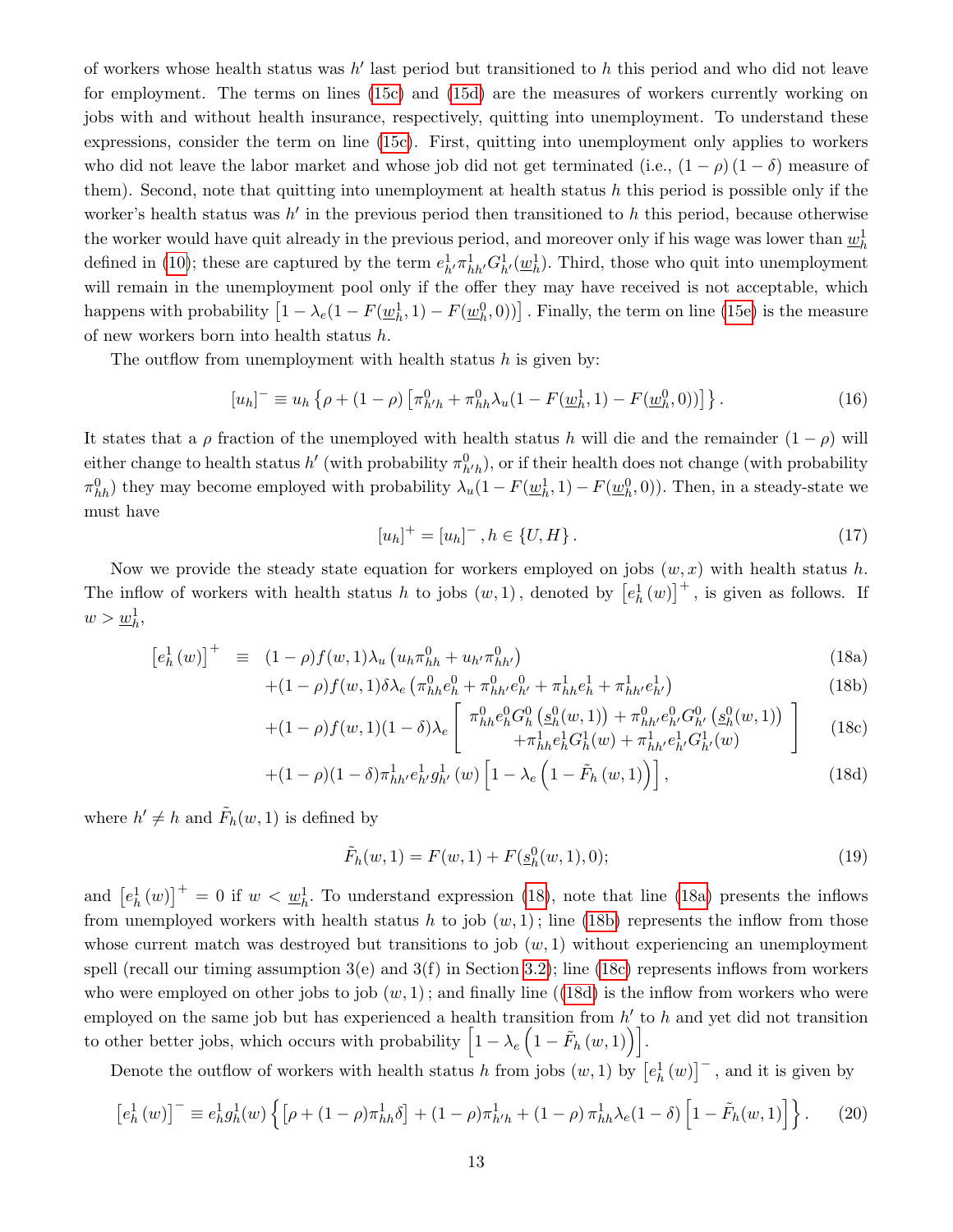of workers whose health status was $h'$ last period but transitioned to $h$ this period and who did not leave for employment. The terms on lines (15c) and (15d) are the measures of workers currently working on jobs with and without health insurance, respectively, quitting into unemployment. To understand these expressions, consider the term on line (15c). First, quitting into unemployment only applies to workers who did not leave the labor market and whose job did not get terminated (i.e., $(1-\rho)(1-\delta)$ measure of them). Second, note that quitting into unemployment at health status $h$ this period is possible only if the worker's health status was $h'$ in the previous period then transitioned to $h$ this period, because otherwise the worker would have quit already in the previous period, and moreover only if his wage was lower than $\underline{w}_h^1$ defined in (10); these are captured by the term $e_{h'}^1 \pi_{hh'}^1 G_{h'}^1(\underline{w}_h^1)$. Third, those who quit into unemployment will remain in the unemployment pool only if the offer they may have received is not acceptable, which happens with probability $\left[1-\lambda_e(1-F(\underline{w}_h^1,1)-F(\underline{w}_h^0,0))\right]$. Finally, the term on line (15e) is the measure of new workers born into health status $h$.

The outflow from unemployment with health status $h$ is given by:

$$[u_h]^- \equiv u_h \left\{\rho + (1-\rho)\left[\pi_{h'h}^0 + \pi_{hh}^0 \lambda_u (1-F(\underline{w}_h^1,1)-F(\underline{w}_h^0,0))\right]\right\}. \tag{16}$$

It states that a $\rho$ fraction of the unemployed with health status $h$ will die and the remainder $(1-\rho)$ will either change to health status $h'$ (with probability $\pi_{h'h}^0$), or if their health does not change (with probability $\pi_{hh}^0$) they may become employed with probability $\lambda_u(1-F(\underline{w}_h^1,1)-F(\underline{w}_h^0,0))$. Then, in a steady-state we must have

$$[u_h]^+ = [u_h]^-, h \in \{U, H\}. \tag{17}$$

Now we provide the steady state equation for workers employed on jobs $(w,x)$ with health status $h$. The inflow of workers with health status $h$ to jobs $(w,1)$, denoted by $\left[e_h^1(w)\right]^+$, is given as follows. If $w > \underline{w}_h^1$,

$$\begin{aligned}
\left[e_h^1(w)\right]^+ \equiv\ & (1-\rho)f(w,1)\lambda_u\left(u_h\pi_{hh}^0 + u_{h'}\pi_{hh'}^0\right) && \text{(18a)}\\
& +(1-\rho)f(w,1)\delta\lambda_e\left(\pi_{hh}^0 e_h^0 + \pi_{hh'}^0 e_{h'}^0 + \pi_{hh}^1 e_h^1 + \pi_{hh'}^1 e_{h'}^1\right) && \text{(18b)}\\
& +(1-\rho)f(w,1)(1-\delta)\lambda_e\left[\begin{array}{c}\pi_{hh}^0 e_h^0 G_h^0\left(\underline{s}_h^0(w,1)\right) + \pi_{hh'}^0 e_{h'}^0 G_{h'}^0\left(\underline{s}_h^0(w,1)\right)\\ +\pi_{hh}^1 e_h^1 G_h^1(w) + \pi_{hh'}^1 e_{h'}^1 G_{h'}^1(w)\end{array}\right] && \text{(18c)}\\
& +(1-\rho)(1-\delta)\pi_{hh'}^1 e_{h'}^1 g_{h'}^1(w)\left[1-\lambda_e\left(1-\tilde{F}_h(w,1)\right)\right], && \text{(18d)}
\end{aligned}$$

where $h' \neq h$ and $\tilde{F}_h(w,1)$ is defined by

$$\tilde{F}_h(w,1) = F(w,1) + F(\underline{s}_h^0(w,1),0); \tag{19}$$

and $\left[e_h^1(w)\right]^+ = 0$ if $w < \underline{w}_h^1$. To understand expression (18), note that line (18a) presents the inflows from unemployed workers with health status $h$ to job $(w,1)$; line (18b) represents the inflow from those whose current match was destroyed but transitions to job $(w,1)$ without experiencing an unemployment spell (recall our timing assumption 3(e) and 3(f) in Section 3.2); line (18c) represents inflows from workers who were employed on other jobs to job $(w,1)$; and finally line ((18d) is the inflow from workers who were employed on the same job but has experienced a health transition from $h'$ to $h$ and yet did not transition to other better jobs, which occurs with probability $\left[1-\lambda_e\left(1-\tilde{F}_h(w,1)\right)\right]$.

Denote the outflow of workers with health status $h$ from jobs $(w,1)$ by $\left[e_h^1(w)\right]^-$, and it is given by

$$\left[e_h^1(w)\right]^- \equiv e_h^1 g_h^1(w)\left\{\left[\rho + (1-\rho)\pi_{hh}^1\delta\right] + (1-\rho)\pi_{h'h}^1 + (1-\rho)\pi_{hh}^1\lambda_e(1-\delta)\left[1-\tilde{F}_h(w,1)\right]\right\}. \tag{20}$$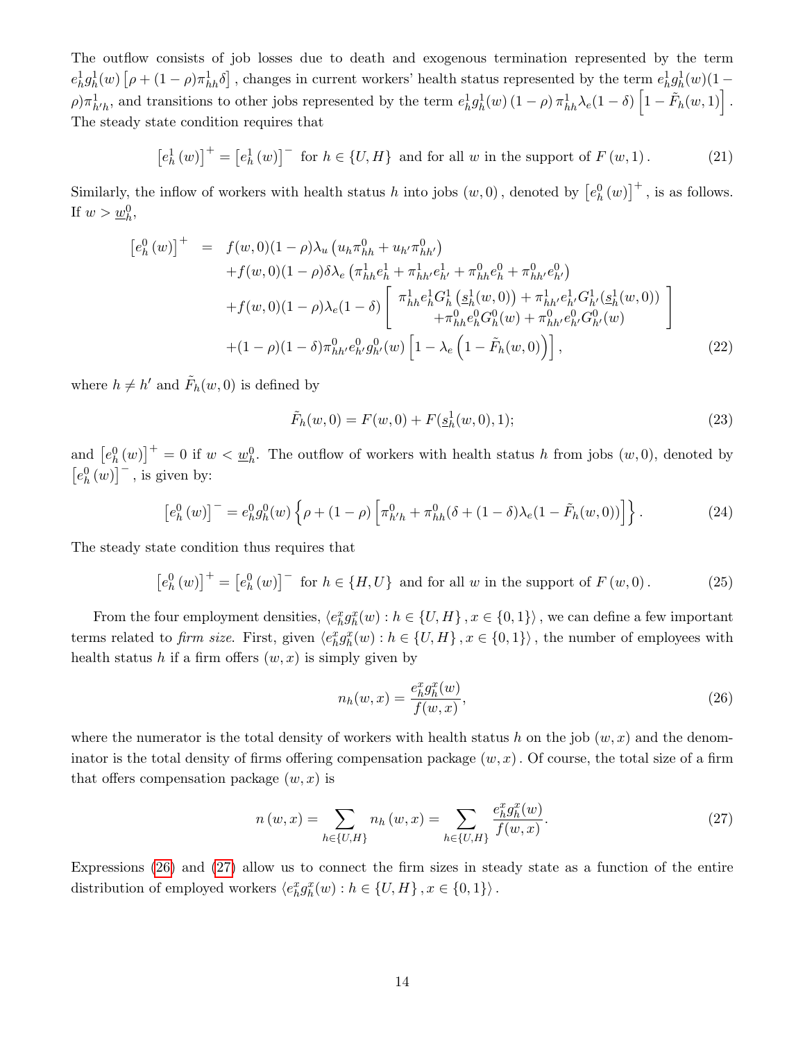The outflow consists of job losses due to death and exogenous termination represented by the term $e_h^1 g_h^1(w)\left[\rho + (1-\rho)\pi_{hh}^1 \delta\right]$, changes in current workers' health status represented by the term $e_h^1 g_h^1(w)(1-\rho)\pi_{h'h}^1$, and transitions to other jobs represented by the term $e_h^1 g_h^1(w)(1-\rho)\pi_{hh}^1 \lambda_e (1-\delta)\left[1 - \tilde{F}_h(w,1)\right]$. The steady state condition requires that

$$\left[e_h^1(w)\right]^+ = \left[e_h^1(w)\right]^- \text{ for } h \in \{U, H\} \text{ and for all } w \text{ in the support of } F(w,1). \tag{21}$$

Similarly, the inflow of workers with health status $h$ into jobs $(w,0)$, denoted by $\left[e_h^0(w)\right]^+$, is as follows. If $w > \underline{w}_h^0$,

$$\begin{aligned}
\left[e_h^0(w)\right]^+ &= f(w,0)(1-\rho)\lambda_u\left(u_h \pi_{hh}^0 + u_{h'}\pi_{hh'}^0\right) \\
&\quad + f(w,0)(1-\rho)\delta\lambda_e\left(\pi_{hh}^1 e_h^1 + \pi_{hh'}^1 e_{h'}^1 + \pi_{hh}^0 e_h^0 + \pi_{hh'}^0 e_{h'}^0\right) \\
&\quad + f(w,0)(1-\rho)\lambda_e(1-\delta)\left[\begin{array}{c} \pi_{hh}^1 e_h^1 G_h^1\left(\underline{s}_h^1(w,0)\right) + \pi_{hh'}^1 e_{h'}^1 G_{h'}^1(\underline{s}_h^1(w,0)) \\ + \pi_{hh}^0 e_h^0 G_h^0(w) + \pi_{hh'}^0 e_{h'}^0 G_{h'}^0(w) \end{array}\right] \\
&\quad + (1-\rho)(1-\delta)\pi_{hh'}^0 e_{h'}^0 g_{h'}^0(w)\left[1 - \lambda_e\left(1 - \tilde{F}_h(w,0)\right)\right],
\end{aligned} \tag{22}$$

where $h \neq h'$ and $\tilde{F}_h(w,0)$ is defined by

$$\tilde{F}_h(w,0) = F(w,0) + F(\underline{s}_h^1(w,0),1); \tag{23}$$

and $\left[e_h^0(w)\right]^+ = 0$ if $w < \underline{w}_h^0$. The outflow of workers with health status $h$ from jobs $(w,0)$, denoted by $\left[e_h^0(w)\right]^-$, is given by:

$$\left[e_h^0(w)\right]^- = e_h^0 g_h^0(w)\left\{\rho + (1-\rho)\left[\pi_{h'h}^0 + \pi_{hh}^0(\delta + (1-\delta)\lambda_e(1-\tilde{F}_h(w,0))\right]\right\}. \tag{24}$$

The steady state condition thus requires that

$$\left[e_h^0(w)\right]^+ = \left[e_h^0(w)\right]^- \text{ for } h \in \{H, U\} \text{ and for all } w \text{ in the support of } F(w,0). \tag{25}$$

From the four employment densities, $\langle e_h^x g_h^x(w) : h \in \{U,H\}, x \in \{0,1\}\rangle$, we can define a few important terms related to *firm size*. First, given $\langle e_h^x g_h^x(w) : h \in \{U,H\}, x \in \{0,1\}\rangle$, the number of employees with health status $h$ if a firm offers $(w,x)$ is simply given by

$$n_h(w,x) = \frac{e_h^x g_h^x(w)}{f(w,x)}, \tag{26}$$

where the numerator is the total density of workers with health status $h$ on the job $(w,x)$ and the denominator is the total density of firms offering compensation package $(w,x)$. Of course, the total size of a firm that offers compensation package $(w,x)$ is

$$n(w,x) = \sum_{h \in \{U,H\}} n_h(w,x) = \sum_{h \in \{U,H\}} \frac{e_h^x g_h^x(w)}{f(w,x)}. \tag{27}$$

Expressions (26) and (27) allow us to connect the firm sizes in steady state as a function of the entire distribution of employed workers $\langle e_h^x g_h^x(w) : h \in \{U,H\}, x \in \{0,1\}\rangle$.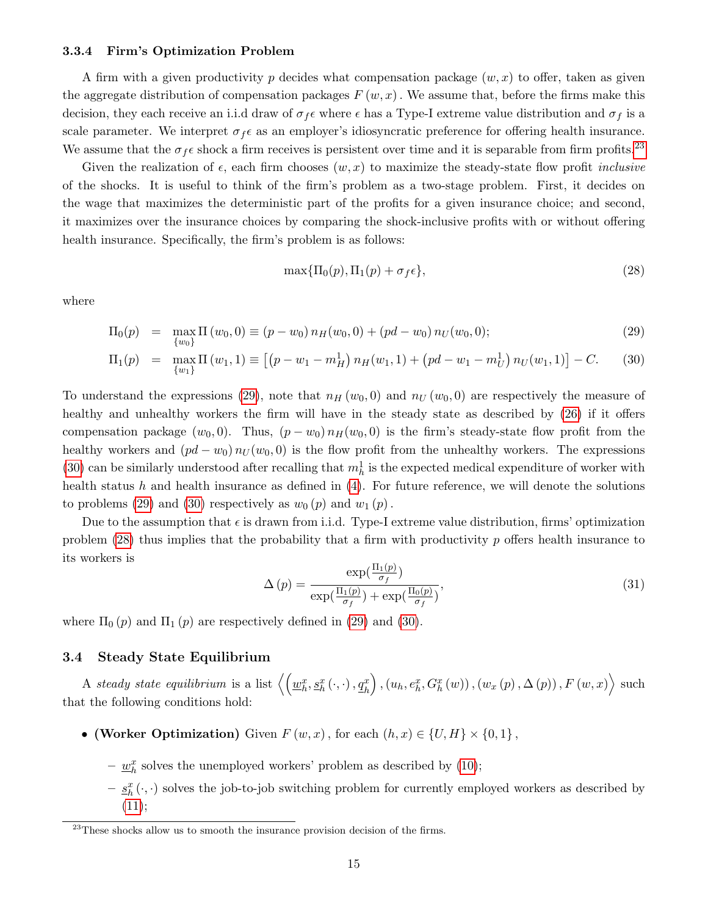#### 3.3.4 Firm's Optimization Problem

A firm with a given productivity $p$ decides what compensation package $(w, x)$ to offer, taken as given the aggregate distribution of compensation packages $F(w, x)$. We assume that, before the firms make this decision, they each receive an i.i.d draw of $\sigma_f \epsilon$ where $\epsilon$ has a Type-I extreme value distribution and $\sigma_f$ is a scale parameter. We interpret $\sigma_f \epsilon$ as an employer's idiosyncratic preference for offering health insurance. We assume that the $\sigma_f \epsilon$ shock a firm receives is persistent over time and it is separable from firm profits.[23]

Given the realization of $\epsilon$, each firm chooses $(w, x)$ to maximize the steady-state flow profit *inclusive* of the shocks. It is useful to think of the firm's problem as a two-stage problem. First, it decides on the wage that maximizes the deterministic part of the profits for a given insurance choice; and second, it maximizes over the insurance choices by comparing the shock-inclusive profits with or without offering health insurance. Specifically, the firm's problem is as follows:

$$\max\{\Pi_0(p), \Pi_1(p) + \sigma_f \epsilon\}, \tag{28}$$

where

$$\Pi_0(p) = \max_{\{w_0\}} \Pi(w_0, 0) \equiv (p - w_0)\, n_H(w_0, 0) + (pd - w_0)\, n_U(w_0, 0); \tag{29}$$

$$\Pi_1(p) = \max_{\{w_1\}} \Pi(w_1, 1) \equiv \left[(p - w_1 - m_H^1)\, n_H(w_1, 1) + \left(pd - w_1 - m_U^1\right) n_U(w_1, 1)\right] - C. \tag{30}$$

To understand the expressions (29), note that $n_H(w_0, 0)$ and $n_U(w_0, 0)$ are respectively the measure of healthy and unhealthy workers the firm will have in the steady state as described by (26) if it offers compensation package $(w_0, 0)$. Thus, $(p - w_0)\, n_H(w_0, 0)$ is the firm's steady-state flow profit from the healthy workers and $(pd - w_0)\, n_U(w_0, 0)$ is the flow profit from the unhealthy workers. The expressions (30) can be similarly understood after recalling that $m_h^1$ is the expected medical expenditure of worker with health status $h$ and health insurance as defined in (4). For future reference, we will denote the solutions to problems (29) and (30) respectively as $w_0(p)$ and $w_1(p)$.

Due to the assumption that $\epsilon$ is drawn from i.i.d. Type-I extreme value distribution, firms' optimization problem (28) thus implies that the probability that a firm with productivity $p$ offers health insurance to its workers is

$$\Delta(p) = \frac{\exp(\frac{\Pi_1(p)}{\sigma_f})}{\exp(\frac{\Pi_1(p)}{\sigma_f}) + \exp(\frac{\Pi_0(p)}{\sigma_f})}, \tag{31}$$

where $\Pi_0(p)$ and $\Pi_1(p)$ are respectively defined in (29) and (30).

### 3.4 Steady State Equilibrium

A *steady state equilibrium* is a list $\left\langle \left(\underline{w}_h^x, \underline{s}_h^x(\cdot,\cdot), \underline{q}_h^x\right), \left(u_h, e_h^x, G_h^x(w)\right), \left(w_x(p), \Delta(p)\right), F(w,x) \right\rangle$ such that the following conditions hold:

- **(Worker Optimization)** Given $F(w, x)$, for each $(h, x) \in \{U, H\} \times \{0, 1\}$,
  - $\underline{w}_h^x$ solves the unemployed workers' problem as described by (10);
  - $\underline{s}_h^x(\cdot,\cdot)$ solves the job-to-job switching problem for currently employed workers as described by (11);

[23] These shocks allow us to smooth the insurance provision decision of the firms.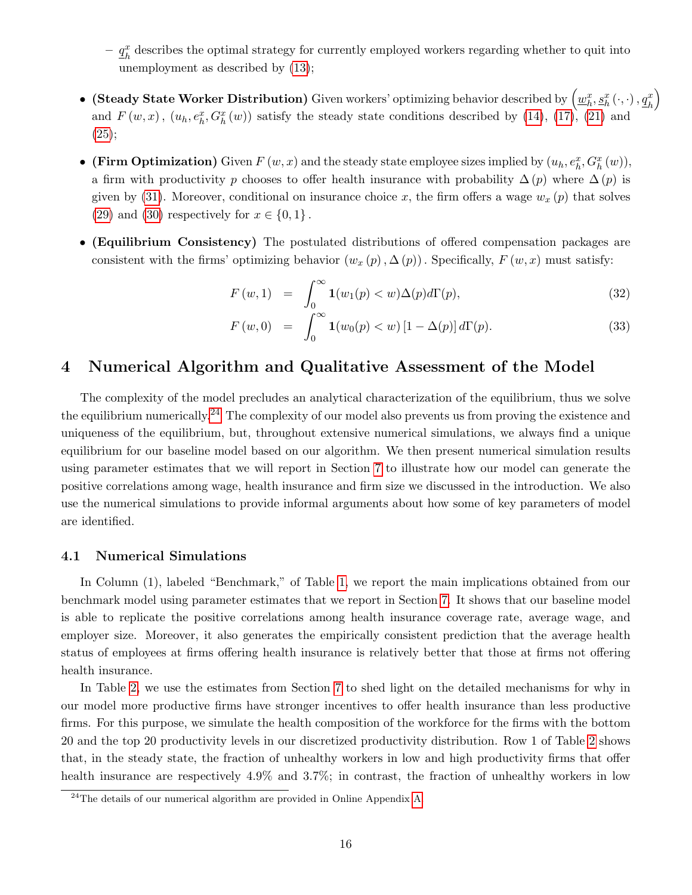- $\underline{q}_h^x$ describes the optimal strategy for currently employed workers regarding whether to quit into unemployment as described by (13);

- **(Steady State Worker Distribution)** Given workers' optimizing behavior described by $\left(\underline{w}_h^x, \underline{s}_h^x(\cdot,\cdot), \underline{q}_h^x\right)$ and $F(w,x)$, $(u_h, e_h^x, G_h^x(w))$ satisfy the steady state conditions described by (14), (17), (21) and (25);

- **(Firm Optimization)** Given $F(w,x)$ and the steady state employee sizes implied by $(u_h, e_h^x, G_h^x(w))$, a firm with productivity $p$ chooses to offer health insurance with probability $\Delta(p)$ where $\Delta(p)$ is given by (31). Moreover, conditional on insurance choice $x$, the firm offers a wage $w_x(p)$ that solves (29) and (30) respectively for $x \in \{0,1\}$.

- **(Equilibrium Consistency)** The postulated distributions of offered compensation packages are consistent with the firms' optimizing behavior $(w_x(p), \Delta(p))$. Specifically, $F(w,x)$ must satisfy:

$$F(w,1) = \int_0^\infty \mathbf{1}(w_1(p) < w)\Delta(p)d\Gamma(p), \tag{32}$$

$$F(w,0) = \int_0^\infty \mathbf{1}(w_0(p) < w)\left[1-\Delta(p)\right]d\Gamma(p). \tag{33}$$

# 4 Numerical Algorithm and Qualitative Assessment of the Model

The complexity of the model precludes an analytical characterization of the equilibrium, thus we solve the equilibrium numerically.[24] The complexity of our model also prevents us from proving the existence and uniqueness of the equilibrium, but, throughout extensive numerical simulations, we always find a unique equilibrium for our baseline model based on our algorithm. We then present numerical simulation results using parameter estimates that we will report in Section 7 to illustrate how our model can generate the positive correlations among wage, health insurance and firm size we discussed in the introduction. We also use the numerical simulations to provide informal arguments about how some of key parameters of model are identified.

## 4.1 Numerical Simulations

In Column (1), labeled "Benchmark," of Table 1, we report the main implications obtained from our benchmark model using parameter estimates that we report in Section 7. It shows that our baseline model is able to replicate the positive correlations among health insurance coverage rate, average wage, and employer size. Moreover, it also generates the empirically consistent prediction that the average health status of employees at firms offering health insurance is relatively better that those at firms not offering health insurance.

In Table 2, we use the estimates from Section 7 to shed light on the detailed mechanisms for why in our model more productive firms have stronger incentives to offer health insurance than less productive firms. For this purpose, we simulate the health composition of the workforce for the firms with the bottom 20 and the top 20 productivity levels in our discretized productivity distribution. Row 1 of Table 2 shows that, in the steady state, the fraction of unhealthy workers in low and high productivity firms that offer health insurance are respectively 4.9% and 3.7%; in contrast, the fraction of unhealthy workers in low

[24] The details of our numerical algorithm are provided in Online Appendix A.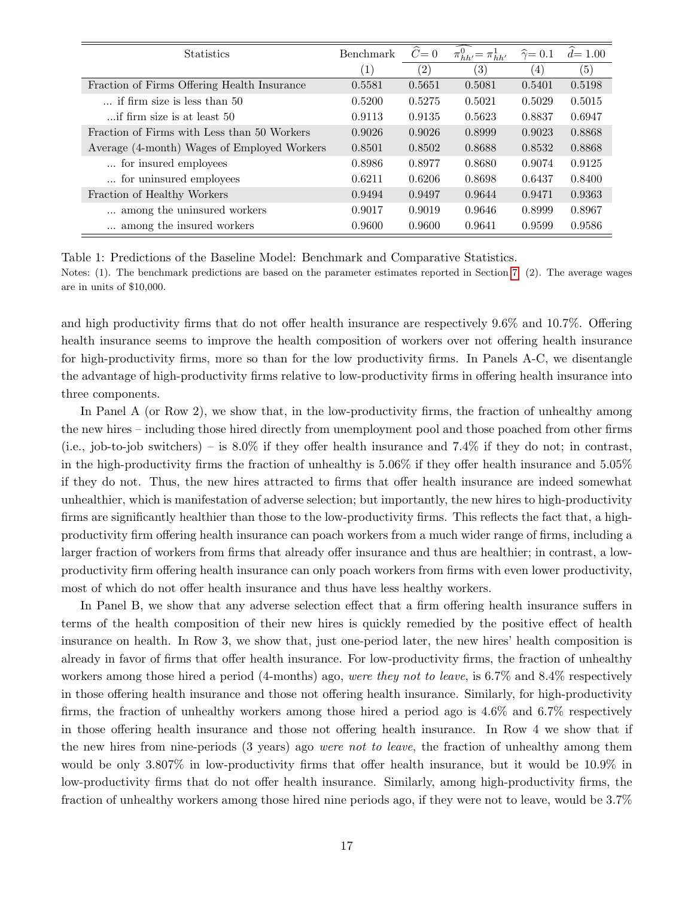| Statistics | Benchmark | $\widehat{C}=0$ | $\widehat{\pi^0_{hh'}=\pi^1_{hh'}}$ | $\widehat{\gamma}=0.1$ | $\widehat{d}=1.00$ |
|---|---|---|---|---|---|
| | (1) | (2) | (3) | (4) | (5) |
| Fraction of Firms Offering Health Insurance | 0.5581 | 0.5651 | 0.5081 | 0.5401 | 0.5198 |
| ... if firm size is less than 50 | 0.5200 | 0.5275 | 0.5021 | 0.5029 | 0.5015 |
| ...if firm size is at least 50 | 0.9113 | 0.9135 | 0.5623 | 0.8837 | 0.6947 |
| Fraction of Firms with Less than 50 Workers | 0.9026 | 0.9026 | 0.8999 | 0.9023 | 0.8868 |
| Average (4-month) Wages of Employed Workers | 0.8501 | 0.8502 | 0.8688 | 0.8532 | 0.8868 |
| ... for insured employees | 0.8986 | 0.8977 | 0.8680 | 0.9074 | 0.9125 |
| ... for uninsured employees | 0.6211 | 0.6206 | 0.8698 | 0.6437 | 0.8400 |
| Fraction of Healthy Workers | 0.9494 | 0.9497 | 0.9644 | 0.9471 | 0.9363 |
| ... among the uninsured workers | 0.9017 | 0.9019 | 0.9646 | 0.8999 | 0.8967 |
| ... among the insured workers | 0.9600 | 0.9600 | 0.9641 | 0.9599 | 0.9586 |

Table 1: Predictions of the Baseline Model: Benchmark and Comparative Statistics.

Notes: (1). The benchmark predictions are based on the parameter estimates reported in Section 7. (2). The average wages are in units of $10,000.

and high productivity firms that do not offer health insurance are respectively 9.6% and 10.7%. Offering health insurance seems to improve the health composition of workers over not offering health insurance for high-productivity firms, more so than for the low productivity firms. In Panels A-C, we disentangle the advantage of high-productivity firms relative to low-productivity firms in offering health insurance into three components.

In Panel A (or Row 2), we show that, in the low-productivity firms, the fraction of unhealthy among the new hires – including those hired directly from unemployment pool and those poached from other firms (i.e., job-to-job switchers) – is 8.0% if they offer health insurance and 7.4% if they do not; in contrast, in the high-productivity firms the fraction of unhealthy is 5.06% if they offer health insurance and 5.05% if they do not. Thus, the new hires attracted to firms that offer health insurance are indeed somewhat unhealthier, which is manifestation of adverse selection; but importantly, the new hires to high-productivity firms are significantly healthier than those to the low-productivity firms. This reflects the fact that, a high-productivity firm offering health insurance can poach workers from a much wider range of firms, including a larger fraction of workers from firms that already offer insurance and thus are healthier; in contrast, a low-productivity firm offering health insurance can only poach workers from firms with even lower productivity, most of which do not offer health insurance and thus have less healthy workers.

In Panel B, we show that any adverse selection effect that a firm offering health insurance suffers in terms of the health composition of their new hires is quickly remedied by the positive effect of health insurance on health. In Row 3, we show that, just one-period later, the new hires' health composition is already in favor of firms that offer health insurance. For low-productivity firms, the fraction of unhealthy workers among those hired a period (4-months) ago, *were they not to leave*, is 6.7% and 8.4% respectively in those offering health insurance and those not offering health insurance. Similarly, for high-productivity firms, the fraction of unhealthy workers among those hired a period ago is 4.6% and 6.7% respectively in those offering health insurance and those not offering health insurance. In Row 4 we show that if the new hires from nine-periods (3 years) ago *were not to leave*, the fraction of unhealthy among them would be only 3.807% in low-productivity firms that offer health insurance, but it would be 10.9% in low-productivity firms that do not offer health insurance. Similarly, among high-productivity firms, the fraction of unhealthy workers among those hired nine periods ago, if they were not to leave, would be 3.7%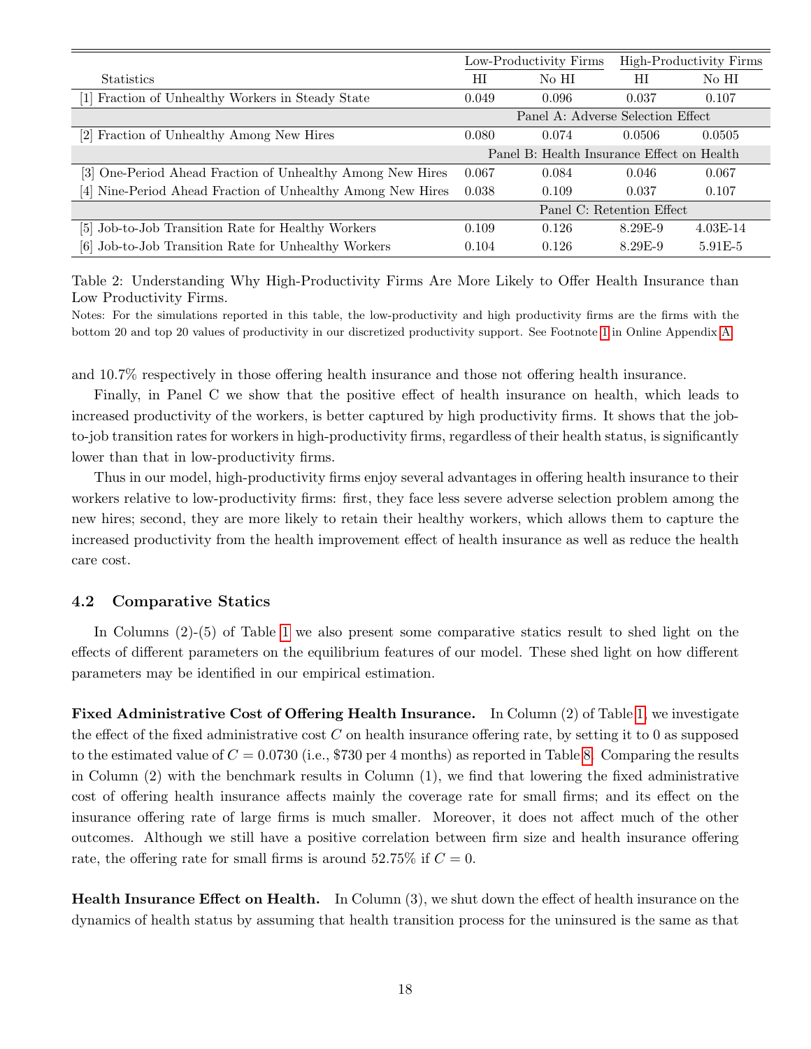| Statistics | Low-Productivity Firms | | High-Productivity Firms | |
|---|---|---|---|---|
| | HI | No HI | HI | No HI |
| [1] Fraction of Unhealthy Workers in Steady State | 0.049 | 0.096 | 0.037 | 0.107 |
| | Panel A: Adverse Selection Effect | | | |
| [2] Fraction of Unhealthy Among New Hires | 0.080 | 0.074 | 0.0506 | 0.0505 |
| | Panel B: Health Insurance Effect on Health | | | |
| [3] One-Period Ahead Fraction of Unhealthy Among New Hires | 0.067 | 0.084 | 0.046 | 0.067 |
| [4] Nine-Period Ahead Fraction of Unhealthy Among New Hires | 0.038 | 0.109 | 0.037 | 0.107 |
| | Panel C: Retention Effect | | | |
| [5] Job-to-Job Transition Rate for Healthy Workers | 0.109 | 0.126 | 8.29E-9 | 4.03E-14 |
| [6] Job-to-Job Transition Rate for Unhealthy Workers | 0.104 | 0.126 | 8.29E-9 | 5.91E-5 |

Table 2: Understanding Why High-Productivity Firms Are More Likely to Offer Health Insurance than Low Productivity Firms.

Notes: For the simulations reported in this table, the low-productivity and high productivity firms are the firms with the bottom 20 and top 20 values of productivity in our discretized productivity support. See Footnote 1 in Online Appendix A.

and 10.7% respectively in those offering health insurance and those not offering health insurance.

Finally, in Panel C we show that the positive effect of health insurance on health, which leads to increased productivity of the workers, is better captured by high productivity firms. It shows that the job-to-job transition rates for workers in high-productivity firms, regardless of their health status, is significantly lower than that in low-productivity firms.

Thus in our model, high-productivity firms enjoy several advantages in offering health insurance to their workers relative to low-productivity firms: first, they face less severe adverse selection problem among the new hires; second, they are more likely to retain their healthy workers, which allows them to capture the increased productivity from the health improvement effect of health insurance as well as reduce the health care cost.

### 4.2 Comparative Statics

In Columns (2)-(5) of Table 1 we also present some comparative statics result to shed light on the effects of different parameters on the equilibrium features of our model. These shed light on how different parameters may be identified in our empirical estimation.

**Fixed Administrative Cost of Offering Health Insurance.** In Column (2) of Table 1, we investigate the effect of the fixed administrative cost $C$ on health insurance offering rate, by setting it to 0 as supposed to the estimated value of $C = 0.0730$ (i.e., \$730 per 4 months) as reported in Table 8. Comparing the results in Column (2) with the benchmark results in Column (1), we find that lowering the fixed administrative cost of offering health insurance affects mainly the coverage rate for small firms; and its effect on the insurance offering rate of large firms is much smaller. Moreover, it does not affect much of the other outcomes. Although we still have a positive correlation between firm size and health insurance offering rate, the offering rate for small firms is around 52.75% if $C = 0$.

**Health Insurance Effect on Health.** In Column (3), we shut down the effect of health insurance on the dynamics of health status by assuming that health transition process for the uninsured is the same as that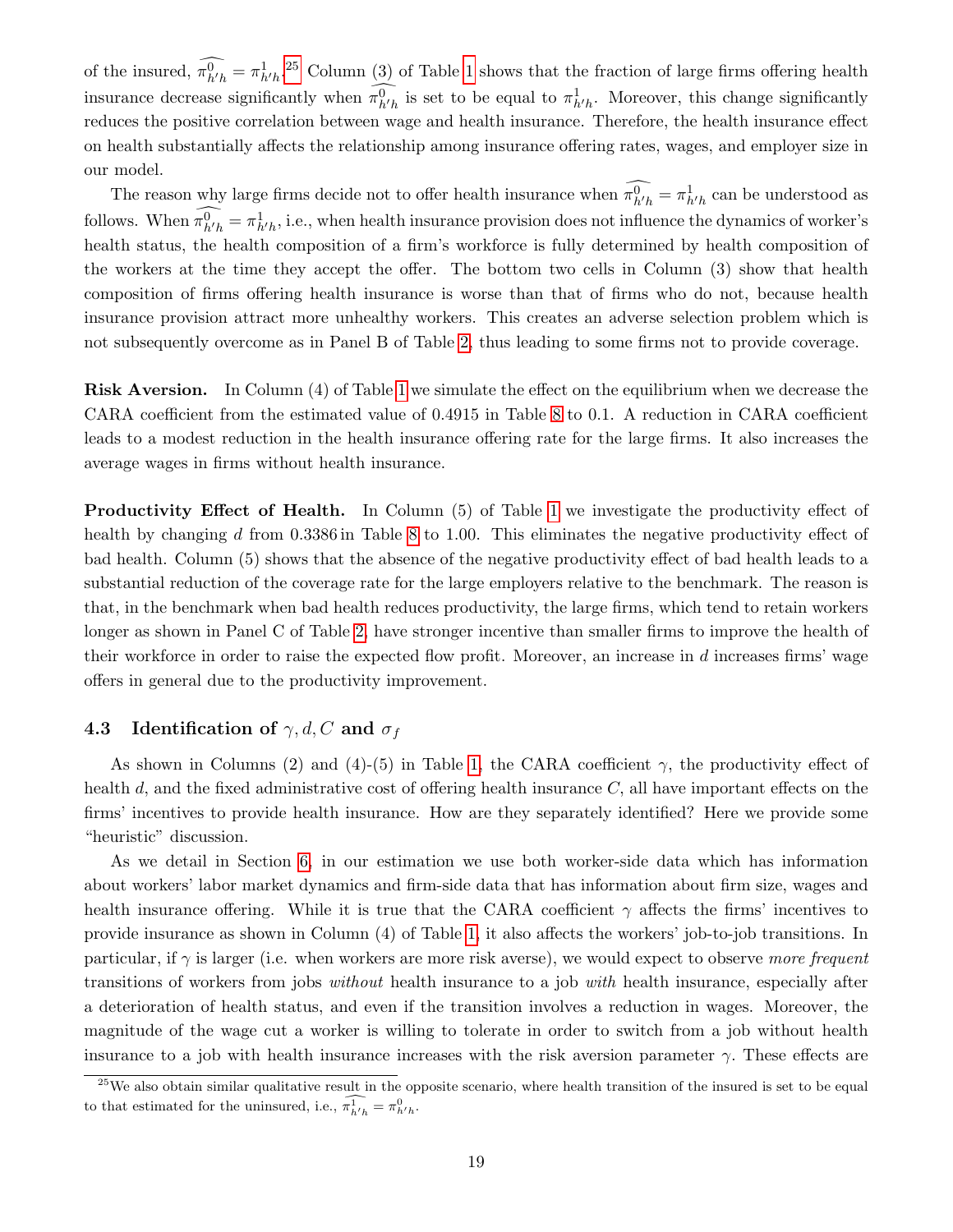of the insured, $\widehat{\pi^0_{h'h}} = \pi^1_{h'h}$.[25] Column (3) of Table 1 shows that the fraction of large firms offering health insurance decrease significantly when $\widehat{\pi^0_{h'h}}$ is set to be equal to $\pi^1_{h'h}$. Moreover, this change significantly reduces the positive correlation between wage and health insurance. Therefore, the health insurance effect on health substantially affects the relationship among insurance offering rates, wages, and employer size in our model.

The reason why large firms decide not to offer health insurance when $\widehat{\pi^0_{h'h}} = \pi^1_{h'h}$ can be understood as follows. When $\widehat{\pi^0_{h'h}} = \pi^1_{h'h}$, i.e., when health insurance provision does not influence the dynamics of worker's health status, the health composition of a firm's workforce is fully determined by health composition of the workers at the time they accept the offer. The bottom two cells in Column (3) show that health composition of firms offering health insurance is worse than that of firms who do not, because health insurance provision attract more unhealthy workers. This creates an adverse selection problem which is not subsequently overcome as in Panel B of Table 2, thus leading to some firms not to provide coverage.

**Risk Aversion.** In Column (4) of Table 1 we simulate the effect on the equilibrium when we decrease the CARA coefficient from the estimated value of 0.4915 in Table 8 to 0.1. A reduction in CARA coefficient leads to a modest reduction in the health insurance offering rate for the large firms. It also increases the average wages in firms without health insurance.

**Productivity Effect of Health.** In Column (5) of Table 1 we investigate the productivity effect of health by changing $d$ from 0.3386 in Table 8 to 1.00. This eliminates the negative productivity effect of bad health. Column (5) shows that the absence of the negative productivity effect of bad health leads to a substantial reduction of the coverage rate for the large employers relative to the benchmark. The reason is that, in the benchmark when bad health reduces productivity, the large firms, which tend to retain workers longer as shown in Panel C of Table 2, have stronger incentive than smaller firms to improve the health of their workforce in order to raise the expected flow profit. Moreover, an increase in $d$ increases firms' wage offers in general due to the productivity improvement.

### 4.3 Identification of $\gamma, d, C$ and $\sigma_f$

As shown in Columns (2) and (4)-(5) in Table 1, the CARA coefficient $\gamma$, the productivity effect of health $d$, and the fixed administrative cost of offering health insurance $C$, all have important effects on the firms' incentives to provide health insurance. How are they separately identified? Here we provide some "heuristic" discussion.

As we detail in Section 6, in our estimation we use both worker-side data which has information about workers' labor market dynamics and firm-side data that has information about firm size, wages and health insurance offering. While it is true that the CARA coefficient $\gamma$ affects the firms' incentives to provide insurance as shown in Column (4) of Table 1, it also affects the workers' job-to-job transitions. In particular, if $\gamma$ is larger (i.e. when workers are more risk averse), we would expect to observe *more frequent* transitions of workers from jobs *without* health insurance to a job *with* health insurance, especially after a deterioration of health status, and even if the transition involves a reduction in wages. Moreover, the magnitude of the wage cut a worker is willing to tolerate in order to switch from a job without health insurance to a job with health insurance increases with the risk aversion parameter $\gamma$. These effects are

[25] We also obtain similar qualitative result in the opposite scenario, where health transition of the insured is set to be equal to that estimated for the uninsured, i.e., $\widehat{\pi^1_{h'h}} = \pi^0_{h'h}$.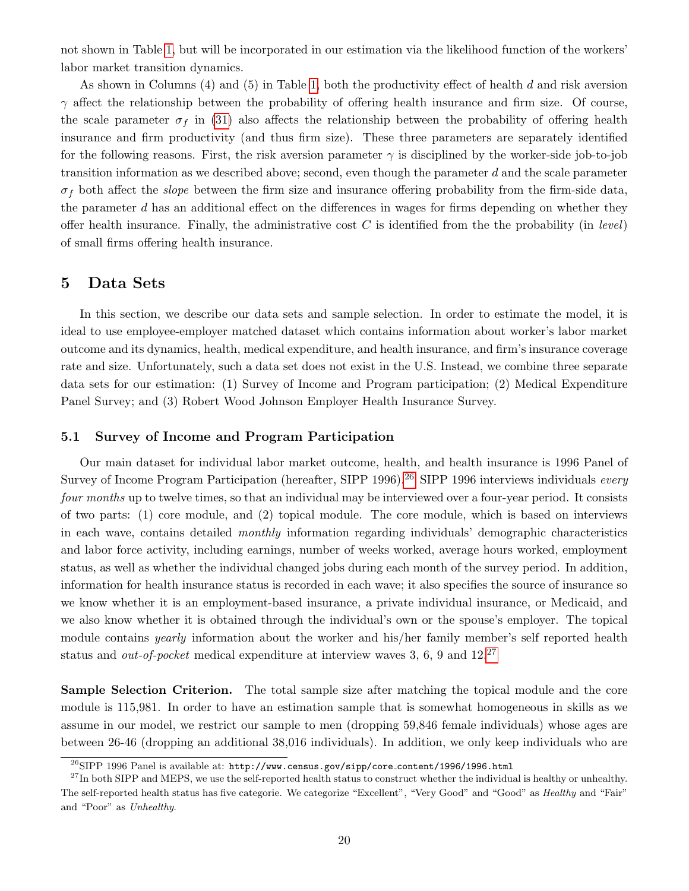not shown in Table 1, but will be incorporated in our estimation via the likelihood function of the workers' labor market transition dynamics.

As shown in Columns (4) and (5) in Table 1, both the productivity effect of health $d$ and risk aversion $\gamma$ affect the relationship between the probability of offering health insurance and firm size. Of course, the scale parameter $\sigma_f$ in (31) also affects the relationship between the probability of offering health insurance and firm productivity (and thus firm size). These three parameters are separately identified for the following reasons. First, the risk aversion parameter $\gamma$ is disciplined by the worker-side job-to-job transition information as we described above; second, even though the parameter $d$ and the scale parameter $\sigma_f$ both affect the *slope* between the firm size and insurance offering probability from the firm-side data, the parameter $d$ has an additional effect on the differences in wages for firms depending on whether they offer health insurance. Finally, the administrative cost $C$ is identified from the the probability (in *level*) of small firms offering health insurance.

# 5 Data Sets

In this section, we describe our data sets and sample selection. In order to estimate the model, it is ideal to use employee-employer matched dataset which contains information about worker's labor market outcome and its dynamics, health, medical expenditure, and health insurance, and firm's insurance coverage rate and size. Unfortunately, such a data set does not exist in the U.S. Instead, we combine three separate data sets for our estimation: (1) Survey of Income and Program participation; (2) Medical Expenditure Panel Survey; and (3) Robert Wood Johnson Employer Health Insurance Survey.

## 5.1 Survey of Income and Program Participation

Our main dataset for individual labor market outcome, health, and health insurance is 1996 Panel of Survey of Income Program Participation (hereafter, SIPP 1996).[26] SIPP 1996 interviews individuals *every four months* up to twelve times, so that an individual may be interviewed over a four-year period. It consists of two parts: (1) core module, and (2) topical module. The core module, which is based on interviews in each wave, contains detailed *monthly* information regarding individuals' demographic characteristics and labor force activity, including earnings, number of weeks worked, average hours worked, employment status, as well as whether the individual changed jobs during each month of the survey period. In addition, information for health insurance status is recorded in each wave; it also specifies the source of insurance so we know whether it is an employment-based insurance, a private individual insurance, or Medicaid, and we also know whether it is obtained through the individual's own or the spouse's employer. The topical module contains *yearly* information about the worker and his/her family member's self reported health status and *out-of-pocket* medical expenditure at interview waves 3, 6, 9 and 12.[27]

**Sample Selection Criterion.** The total sample size after matching the topical module and the core module is 115,981. In order to have an estimation sample that is somewhat homogeneous in skills as we assume in our model, we restrict our sample to men (dropping 59,846 female individuals) whose ages are between 26-46 (dropping an additional 38,016 individuals). In addition, we only keep individuals who are

[26] SIPP 1996 Panel is available at: `http://www.census.gov/sipp/core_content/1996/1996.html`

[27] In both SIPP and MEPS, we use the self-reported health status to construct whether the individual is healthy or unhealthy. The self-reported health status has five categorie. We categorize "Excellent", "Very Good" and "Good" as *Healthy* and "Fair" and "Poor" as *Unhealthy*.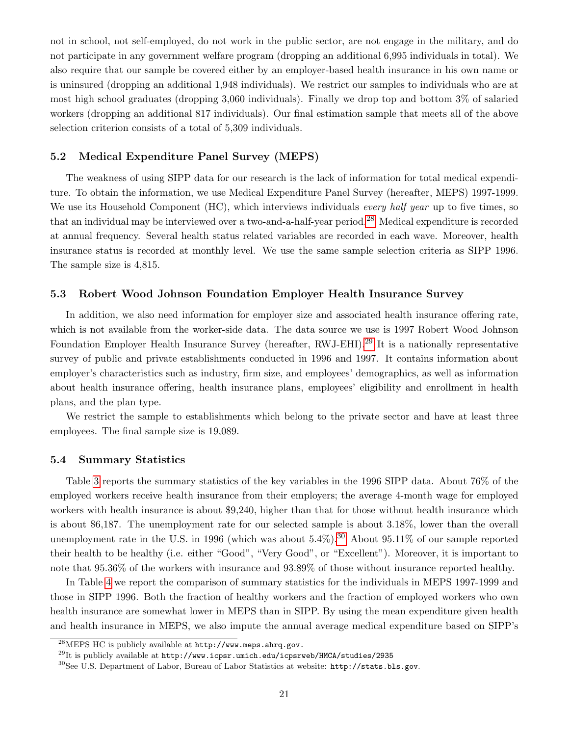not in school, not self-employed, do not work in the public sector, are not engage in the military, and do not participate in any government welfare program (dropping an additional 6,995 individuals in total). We also require that our sample be covered either by an employer-based health insurance in his own name or is uninsured (dropping an additional 1,948 individuals). We restrict our samples to individuals who are at most high school graduates (dropping 3,060 individuals). Finally we drop top and bottom 3% of salaried workers (dropping an additional 817 individuals). Our final estimation sample that meets all of the above selection criterion consists of a total of 5,309 individuals.

### 5.2 Medical Expenditure Panel Survey (MEPS)

The weakness of using SIPP data for our research is the lack of information for total medical expenditure. To obtain the information, we use Medical Expenditure Panel Survey (hereafter, MEPS) 1997-1999. We use its Household Component (HC), which interviews individuals *every half year* up to five times, so that an individual may be interviewed over a two-and-a-half-year period.[28] Medical expenditure is recorded at annual frequency. Several health status related variables are recorded in each wave. Moreover, health insurance status is recorded at monthly level. We use the same sample selection criteria as SIPP 1996. The sample size is 4,815.

### 5.3 Robert Wood Johnson Foundation Employer Health Insurance Survey

In addition, we also need information for employer size and associated health insurance offering rate, which is not available from the worker-side data. The data source we use is 1997 Robert Wood Johnson Foundation Employer Health Insurance Survey (hereafter, RWJ-EHI).[29] It is a nationally representative survey of public and private establishments conducted in 1996 and 1997. It contains information about employer's characteristics such as industry, firm size, and employees' demographics, as well as information about health insurance offering, health insurance plans, employees' eligibility and enrollment in health plans, and the plan type.

We restrict the sample to establishments which belong to the private sector and have at least three employees. The final sample size is 19,089.

### 5.4 Summary Statistics

Table 3 reports the summary statistics of the key variables in the 1996 SIPP data. About 76% of the employed workers receive health insurance from their employers; the average 4-month wage for employed workers with health insurance is about \$9,240, higher than that for those without health insurance which is about \$6,187. The unemployment rate for our selected sample is about 3.18%, lower than the overall unemployment rate in the U.S. in 1996 (which was about 5.4%).[30] About 95.11% of our sample reported their health to be healthy (i.e. either "Good", "Very Good", or "Excellent"). Moreover, it is important to note that 95.36% of the workers with insurance and 93.89% of those without insurance reported healthy.

In Table 4 we report the comparison of summary statistics for the individuals in MEPS 1997-1999 and those in SIPP 1996. Both the fraction of healthy workers and the fraction of employed workers who own health insurance are somewhat lower in MEPS than in SIPP. By using the mean expenditure given health and health insurance in MEPS, we also impute the annual average medical expenditure based on SIPP's

[28] MEPS HC is publicly available at http://www.meps.ahrq.gov.

[29] It is publicly available at http://www.icpsr.umich.edu/icpsrweb/HMCA/studies/2935

[30] See U.S. Department of Labor, Bureau of Labor Statistics at website: http://stats.bls.gov.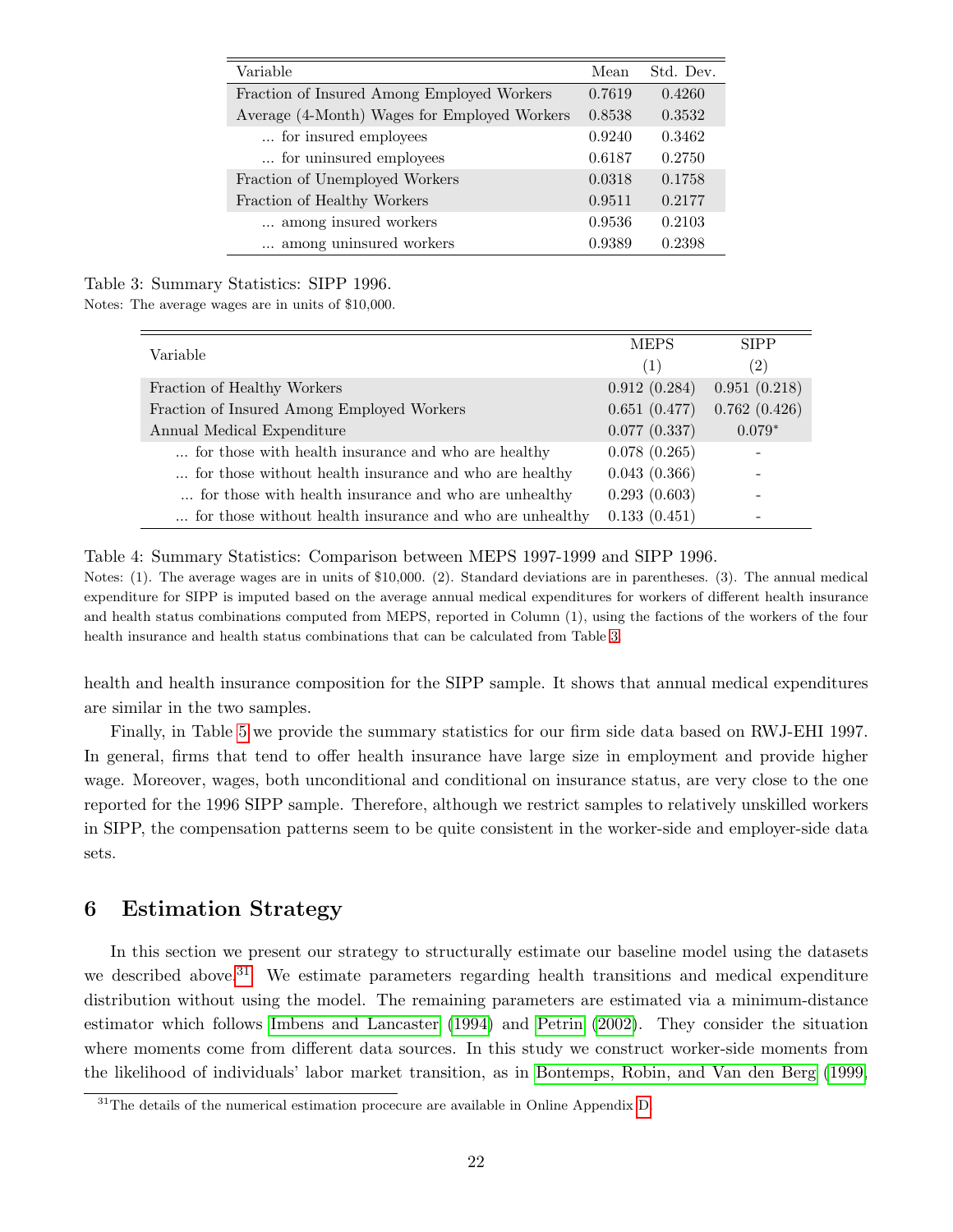| Variable | Mean | Std. Dev. |
|---|---|---|
| Fraction of Insured Among Employed Workers | 0.7619 | 0.4260 |
| Average (4-Month) Wages for Employed Workers | 0.8538 | 0.3532 |
| ... for insured employees | 0.9240 | 0.3462 |
| ... for uninsured employees | 0.6187 | 0.2750 |
| Fraction of Unemployed Workers | 0.0318 | 0.1758 |
| Fraction of Healthy Workers | 0.9511 | 0.2177 |
| ... among insured workers | 0.9536 | 0.2103 |
| ... among uninsured workers | 0.9389 | 0.2398 |

Table 3: Summary Statistics: SIPP 1996.

Notes: The average wages are in units of $10,000.

| Variable | MEPS | SIPP |
|---|---|---|
| | (1) | (2) |
| Fraction of Healthy Workers | 0.912 (0.284) | 0.951 (0.218) |
| Fraction of Insured Among Employed Workers | 0.651 (0.477) | 0.762 (0.426) |
| Annual Medical Expenditure | 0.077 (0.337) | 0.079* |
| ... for those with health insurance and who are healthy | 0.078 (0.265) | - |
| ... for those without health insurance and who are healthy | 0.043 (0.366) | - |
| ... for those with health insurance and who are unhealthy | 0.293 (0.603) | - |
| ... for those without health insurance and who are unhealthy | 0.133 (0.451) | - |

Table 4: Summary Statistics: Comparison between MEPS 1997-1999 and SIPP 1996.

Notes: (1). The average wages are in units of $10,000. (2). Standard deviations are in parentheses. (3). The annual medical expenditure for SIPP is imputed based on the average annual medical expenditures for workers of different health insurance and health status combinations computed from MEPS, reported in Column (1), using the factions of the workers of the four health insurance and health status combinations that can be calculated from Table 3.

health and health insurance composition for the SIPP sample. It shows that annual medical expenditures are similar in the two samples.

Finally, in Table 5 we provide the summary statistics for our firm side data based on RWJ-EHI 1997. In general, firms that tend to offer health insurance have large size in employment and provide higher wage. Moreover, wages, both unconditional and conditional on insurance status, are very close to the one reported for the 1996 SIPP sample. Therefore, although we restrict samples to relatively unskilled workers in SIPP, the compensation patterns seem to be quite consistent in the worker-side and employer-side data sets.

## 6 Estimation Strategy

In this section we present our strategy to structurally estimate our baseline model using the datasets we described above.[31] We estimate parameters regarding health transitions and medical expenditure distribution without using the model. The remaining parameters are estimated via a minimum-distance estimator which follows Imbens and Lancaster (1994) and Petrin (2002). They consider the situation where moments come from different data sources. In this study we construct worker-side moments from the likelihood of individuals' labor market transition, as in Bontemps, Robin, and Van den Berg (1999,

[31] The details of the numerical estimation procecure are available in Online Appendix D.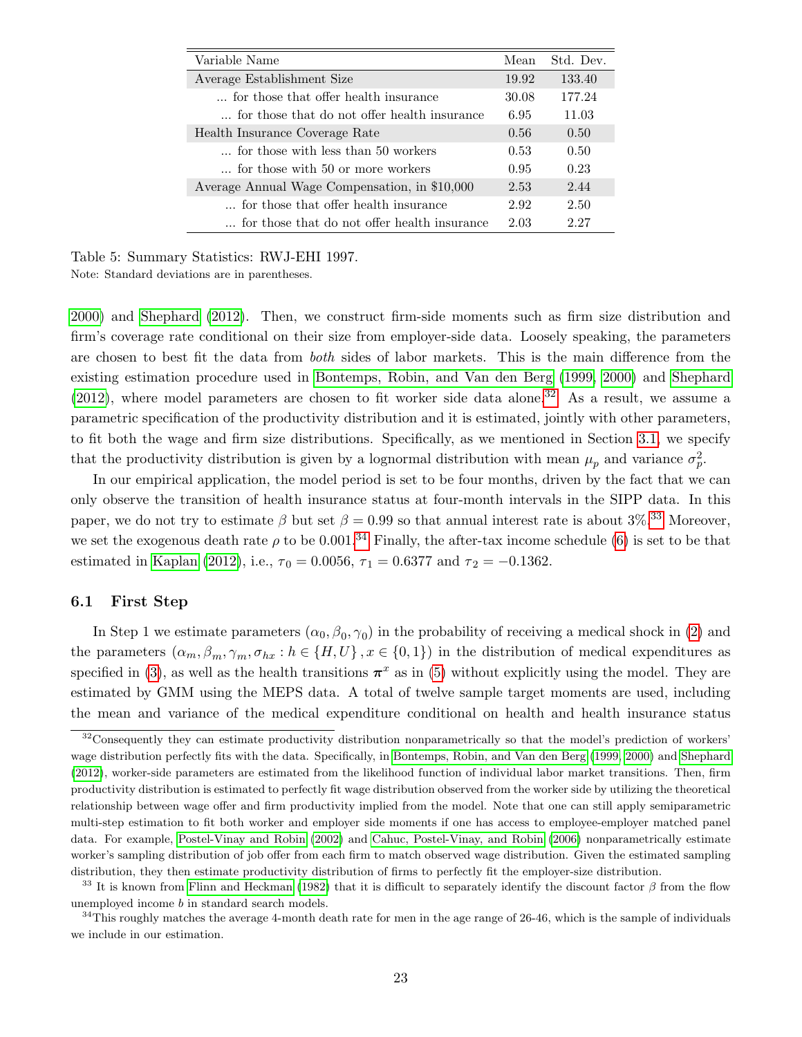| Variable Name | Mean | Std. Dev. |
|---|---|---|
| Average Establishment Size | 19.92 | 133.40 |
| ... for those that offer health insurance | 30.08 | 177.24 |
| ... for those that do not offer health insurance | 6.95 | 11.03 |
| Health Insurance Coverage Rate | 0.56 | 0.50 |
| ... for those with less than 50 workers | 0.53 | 0.50 |
| ... for those with 50 or more workers | 0.95 | 0.23 |
| Average Annual Wage Compensation, in $10,000 | 2.53 | 2.44 |
| ... for those that offer health insurance | 2.92 | 2.50 |
| ... for those that do not offer health insurance | 2.03 | 2.27 |

Table 5: Summary Statistics: RWJ-EHI 1997.
Note: Standard deviations are in parentheses.

2000) and Shephard (2012). Then, we construct firm-side moments such as firm size distribution and firm's coverage rate conditional on their size from employer-side data. Loosely speaking, the parameters are chosen to best fit the data from *both* sides of labor markets. This is the main difference from the existing estimation procedure used in Bontemps, Robin, and Van den Berg (1999, 2000) and Shephard (2012), where model parameters are chosen to fit worker side data alone.[32] As a result, we assume a parametric specification of the productivity distribution and it is estimated, jointly with other parameters, to fit both the wage and firm size distributions. Specifically, as we mentioned in Section 3.1, we specify that the productivity distribution is given by a lognormal distribution with mean $\mu_p$ and variance $\sigma_p^2$.

In our empirical application, the model period is set to be four months, driven by the fact that we can only observe the transition of health insurance status at four-month intervals in the SIPP data. In this paper, we do not try to estimate $\beta$ but set $\beta = 0.99$ so that annual interest rate is about 3%.[33] Moreover, we set the exogenous death rate $\rho$ to be 0.001.[34] Finally, the after-tax income schedule (6) is set to be that estimated in Kaplan (2012), i.e., $\tau_0 = 0.0056$, $\tau_1 = 0.6377$ and $\tau_2 = -0.1362$.

### 6.1 First Step

In Step 1 we estimate parameters $(\alpha_0, \beta_0, \gamma_0)$ in the probability of receiving a medical shock in (2) and the parameters $(\alpha_m, \beta_m, \gamma_m, \sigma_{hx} : h \in \{H, U\}, x \in \{0, 1\})$ in the distribution of medical expenditures as specified in (3), as well as the health transitions $\boldsymbol{\pi}^x$ as in (5) without explicitly using the model. They are estimated by GMM using the MEPS data. A total of twelve sample target moments are used, including the mean and variance of the medical expenditure conditional on health and health insurance status

[32]Consequently they can estimate productivity distribution nonparametrically so that the model's prediction of workers' wage distribution perfectly fits with the data. Specifically, in Bontemps, Robin, and Van den Berg (1999, 2000) and Shephard (2012), worker-side parameters are estimated from the likelihood function of individual labor market transitions. Then, firm productivity distribution is estimated to perfectly fit wage distribution observed from the worker side by utilizing the theoretical relationship between wage offer and firm productivity implied from the model. Note that one can still apply semiparametric multi-step estimation to fit both worker and employer side moments if one has access to employee-employer matched panel data. For example, Postel-Vinay and Robin (2002) and Cahuc, Postel-Vinay, and Robin (2006) nonparametrically estimate worker's sampling distribution of job offer from each firm to match observed wage distribution. Given the estimated sampling distribution, they then estimate productivity distribution of firms to perfectly fit the employer-size distribution.

[33] It is known from Flinn and Heckman (1982) that it is difficult to separately identify the discount factor $\beta$ from the flow unemployed income $b$ in standard search models.

[34]This roughly matches the average 4-month death rate for men in the age range of 26-46, which is the sample of individuals we include in our estimation.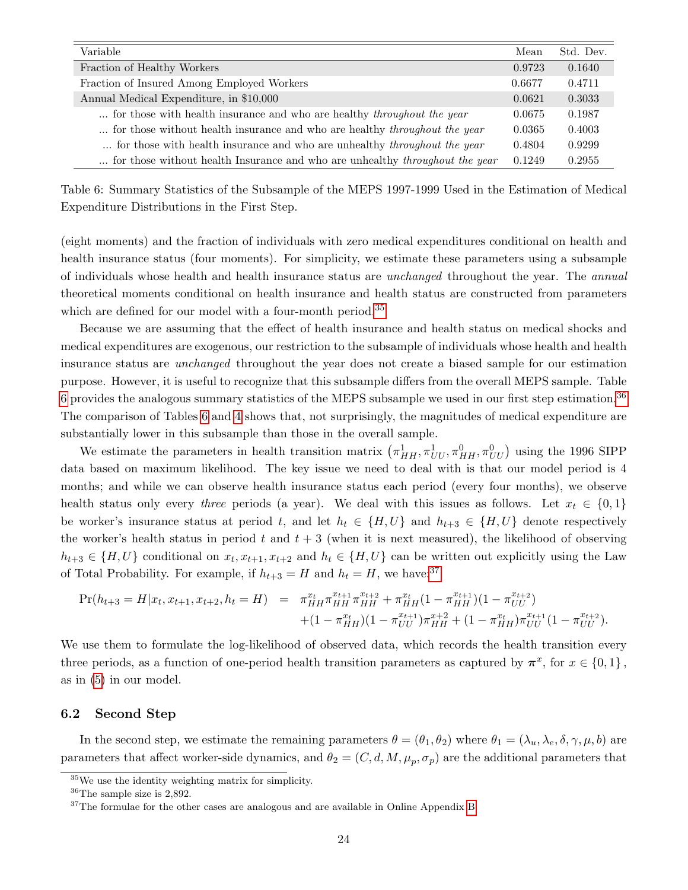| Variable | Mean | Std. Dev. |
|---|---|---|
| Fraction of Healthy Workers | 0.9723 | 0.1640 |
| Fraction of Insured Among Employed Workers | 0.6677 | 0.4711 |
| Annual Medical Expenditure, in $10,000 | 0.0621 | 0.3033 |
| ... for those with health insurance and who are healthy *throughout the year* | 0.0675 | 0.1987 |
| ... for those without health insurance and who are healthy *throughout the year* | 0.0365 | 0.4003 |
| ... for those with health insurance and who are unhealthy *throughout the year* | 0.4804 | 0.9299 |
| ... for those without health Insurance and who are unhealthy *throughout the year* | 0.1249 | 0.2955 |

Table 6: Summary Statistics of the Subsample of the MEPS 1997-1999 Used in the Estimation of Medical Expenditure Distributions in the First Step.

(eight moments) and the fraction of individuals with zero medical expenditures conditional on health and health insurance status (four moments). For simplicity, we estimate these parameters using a subsample of individuals whose health and health insurance status are *unchanged* throughout the year. The *annual* theoretical moments conditional on health insurance and health status are constructed from parameters which are defined for our model with a four-month period.[35]

Because we are assuming that the effect of health insurance and health status on medical shocks and medical expenditures are exogenous, our restriction to the subsample of individuals whose health and health insurance status are *unchanged* throughout the year does not create a biased sample for our estimation purpose. However, it is useful to recognize that this subsample differs from the overall MEPS sample. Table 6 provides the analogous summary statistics of the MEPS subsample we used in our first step estimation.[36] The comparison of Tables 6 and 4 shows that, not surprisingly, the magnitudes of medical expenditure are substantially lower in this subsample than those in the overall sample.

We estimate the parameters in health transition matrix $\left(\pi^1_{HH}, \pi^1_{UU}, \pi^0_{HH}, \pi^0_{UU}\right)$ using the 1996 SIPP data based on maximum likelihood. The key issue we need to deal with is that our model period is 4 months; and while we can observe health insurance status each period (every four months), we observe health status only every *three* periods (a year). We deal with this issues as follows. Let $x_t \in \{0, 1\}$ be worker's insurance status at period $t$, and let $h_t \in \{H, U\}$ and $h_{t+3} \in \{H, U\}$ denote respectively the worker's health status in period $t$ and $t + 3$ (when it is next measured), the likelihood of observing $h_{t+3} \in \{H, U\}$ conditional on $x_t, x_{t+1}, x_{t+2}$ and $h_t \in \{H, U\}$ can be written out explicitly using the Law of Total Probability. For example, if $h_{t+3} = H$ and $h_t = H$, we have:[37]

$$
\begin{aligned}
\Pr(h_{t+3} = H | x_t, x_{t+1}, x_{t+2}, h_t = H) \;\; = \;\; & \pi^{x_t}_{HH}\pi^{x_{t+1}}_{HH}\pi^{x_{t+2}}_{HH} + \pi^{x_t}_{HH}(1 - \pi^{x_{t+1}}_{HH})(1 - \pi^{x_{t+2}}_{UU}) \\
& + (1 - \pi^{x_t}_{HH})(1 - \pi^{x_{t+1}}_{UU})\pi^{x+2}_{HH} + (1 - \pi^{x_t}_{HH})\pi^{x_{t+1}}_{UU}(1 - \pi^{x_{t+2}}_{UU}).
\end{aligned}
$$

We use them to formulate the log-likelihood of observed data, which records the health transition every three periods, as a function of one-period health transition parameters as captured by $\boldsymbol{\pi}^x$, for $x \in \{0, 1\}$, as in (5) in our model.

## 6.2 Second Step

In the second step, we estimate the remaining parameters $\theta = (\theta_1, \theta_2)$ where $\theta_1 = (\lambda_u, \lambda_e, \delta, \gamma, \mu, b)$ are parameters that affect worker-side dynamics, and $\theta_2 = (C, d, M, \mu_p, \sigma_p)$ are the additional parameters that

[35] We use the identity weighting matrix for simplicity.

[36] The sample size is 2,892.

[37] The formulae for the other cases are analogous and are available in Online Appendix B.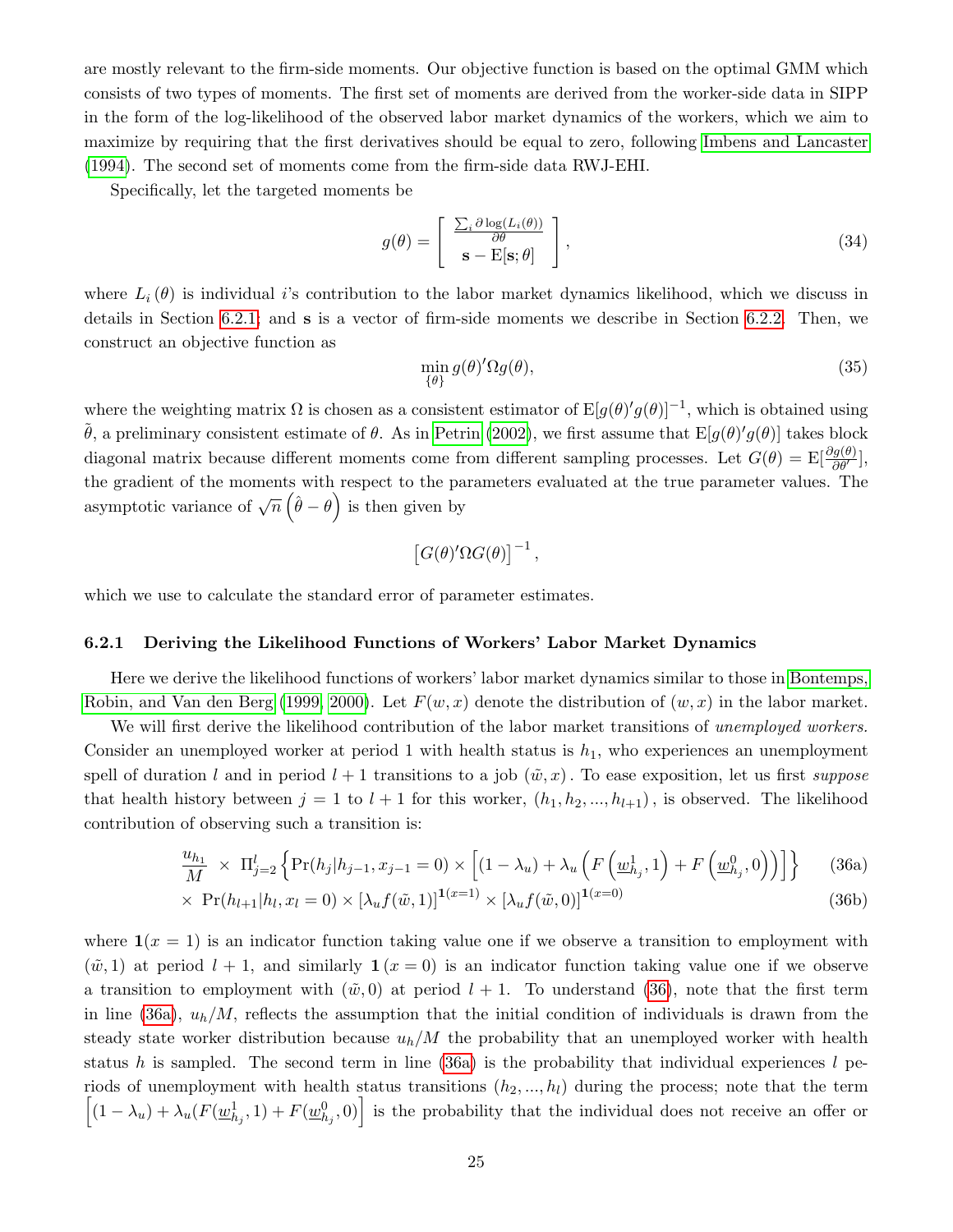are mostly relevant to the firm-side moments. Our objective function is based on the optimal GMM which consists of two types of moments. The first set of moments are derived from the worker-side data in SIPP in the form of the log-likelihood of the observed labor market dynamics of the workers, which we aim to maximize by requiring that the first derivatives should be equal to zero, following Imbens and Lancaster (1994). The second set of moments come from the firm-side data RWJ-EHI.

Specifically, let the targeted moments be

$$g(\theta) = \begin{bmatrix} \frac{\sum_i \partial \log(L_i(\theta))}{\partial \theta} \\ \mathbf{s} - \mathrm{E}[\mathbf{s}; \theta] \end{bmatrix}, \tag{34}$$

where $L_i(\theta)$ is individual $i$'s contribution to the labor market dynamics likelihood, which we discuss in details in Section 6.2.1; and $\mathbf{s}$ is a vector of firm-side moments we describe in Section 6.2.2. Then, we construct an objective function as

$$\min_{\{\theta\}} g(\theta)' \Omega g(\theta), \tag{35}$$

where the weighting matrix $\Omega$ is chosen as a consistent estimator of $\mathrm{E}[g(\theta)'g(\theta)]^{-1}$, which is obtained using $\tilde{\theta}$, a preliminary consistent estimate of $\theta$. As in Petrin (2002), we first assume that $\mathrm{E}[g(\theta)'g(\theta)]$ takes block diagonal matrix because different moments come from different sampling processes. Let $G(\theta) = \mathrm{E}[\frac{\partial g(\theta)}{\partial \theta'}]$, the gradient of the moments with respect to the parameters evaluated at the true parameter values. The asymptotic variance of $\sqrt{n}\left(\hat{\theta} - \theta\right)$ is then given by

$$\left[G(\theta)'\Omega G(\theta)\right]^{-1},$$

which we use to calculate the standard error of parameter estimates.

### 6.2.1 Deriving the Likelihood Functions of Workers' Labor Market Dynamics

Here we derive the likelihood functions of workers' labor market dynamics similar to those in Bontemps, Robin, and Van den Berg (1999, 2000). Let $F(w, x)$ denote the distribution of $(w, x)$ in the labor market.

We will first derive the likelihood contribution of the labor market transitions of *unemployed workers.* Consider an unemployed worker at period 1 with health status is $h_1$, who experiences an unemployment spell of duration $l$ and in period $l+1$ transitions to a job $(\tilde{w}, x)$. To ease exposition, let us first *suppose* that health history between $j = 1$ to $l+1$ for this worker, $(h_1, h_2, ..., h_{l+1})$, is observed. The likelihood contribution of observing such a transition is:

$$\frac{u_{h_1}}{M} \times \Pi_{j=2}^{l} \left\{ \Pr(h_j | h_{j-1}, x_{j-1} = 0) \times \left[ (1 - \lambda_u) + \lambda_u \left( F\left(\underline{w}_{h_j}^1, 1\right) + F\left(\underline{w}_{h_j}^0, 0\right) \right) \right] \right\} \tag{36a}$$

$$\times \Pr(h_{l+1} | h_l, x_l = 0) \times \left[\lambda_u f(\tilde{w}, 1)\right]^{\mathbf{1}(x=1)} \times \left[\lambda_u f(\tilde{w}, 0)\right]^{\mathbf{1}(x=0)} \tag{36b}$$

where $\mathbf{1}(x = 1)$ is an indicator function taking value one if we observe a transition to employment with $(\tilde{w}, 1)$ at period $l + 1$, and similarly $\mathbf{1}(x = 0)$ is an indicator function taking value one if we observe a transition to employment with $(\tilde{w}, 0)$ at period $l + 1$. To understand (36), note that the first term in line (36a), $u_h/M$, reflects the assumption that the initial condition of individuals is drawn from the steady state worker distribution because $u_h/M$ the probability that an unemployed worker with health status $h$ is sampled. The second term in line (36a) is the probability that individual experiences $l$ periods of unemployment with health status transitions $(h_2, ..., h_l)$ during the process; note that the term $\left[(1 - \lambda_u) + \lambda_u(F(\underline{w}_{h_j}^1, 1) + F(\underline{w}_{h_j}^0, 0)\right]$ is the probability that the individual does not receive an offer or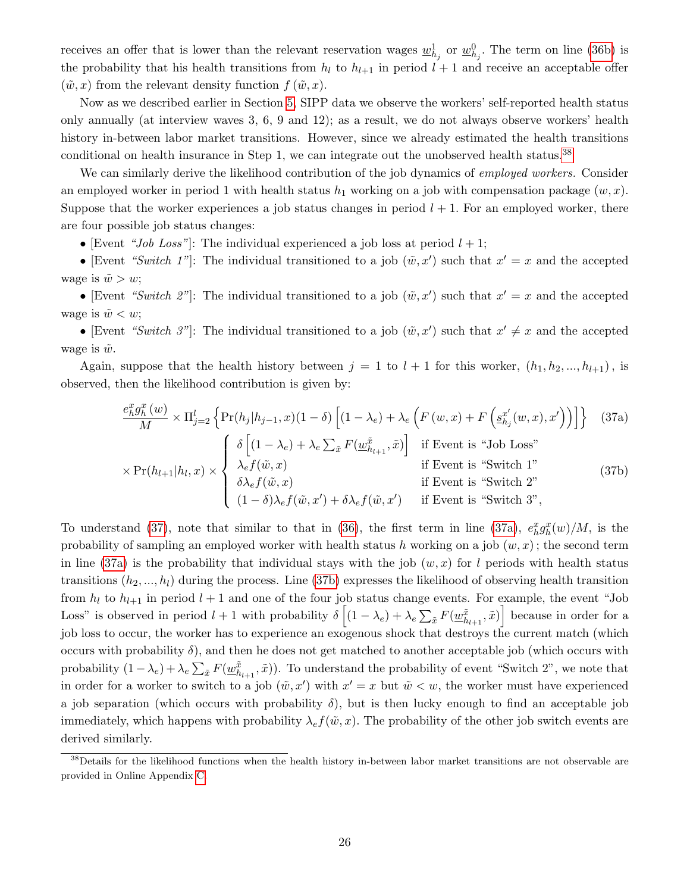receives an offer that is lower than the relevant reservation wages $\underline{w}^1_{h_j}$ or $\underline{w}^0_{h_j}$. The term on line (36b) is the probability that his health transitions from $h_l$ to $h_{l+1}$ in period $l+1$ and receive an acceptable offer $(\tilde{w}, x)$ from the relevant density function $f(\tilde{w}, x)$.

Now as we described earlier in Section 5, SIPP data we observe the workers' self-reported health status only annually (at interview waves 3, 6, 9 and 12); as a result, we do not always observe workers' health history in-between labor market transitions. However, since we already estimated the health transitions conditional on health insurance in Step 1, we can integrate out the unobserved health status.[38]

We can similarly derive the likelihood contribution of the job dynamics of *employed workers.* Consider an employed worker in period 1 with health status $h_1$ working on a job with compensation package $(w, x)$. Suppose that the worker experiences a job status changes in period $l+1$. For an employed worker, there are four possible job status changes:

- [Event *"Job Loss"*]: The individual experienced a job loss at period $l+1$;
- [Event *"Switch 1"*]: The individual transitioned to a job $(\tilde{w}, x')$ such that $x' = x$ and the accepted wage is $\tilde{w} > w$;
- [Event *"Switch 2"*]: The individual transitioned to a job $(\tilde{w}, x')$ such that $x' = x$ and the accepted wage is $\tilde{w} < w$;
- [Event *"Switch 3"*]: The individual transitioned to a job $(\tilde{w}, x')$ such that $x' \neq x$ and the accepted wage is $\tilde{w}$.

Again, suppose that the health history between $j = 1$ to $l+1$ for this worker, $(h_1, h_2, ..., h_{l+1})$, is observed, then the likelihood contribution is given by:

$$\frac{e^x_h g^x_h(w)}{M} \times \Pi^l_{j=2} \left\{ \Pr(h_j|h_{j-1}, x)(1-\delta) \left[ (1-\lambda_e) + \lambda_e \left( F(w,x) + F\left( \underline{s}^{x'}_{h_j}(w,x), x' \right) \right) \right] \right\} \tag{37a}$$

$$\times \Pr(h_{l+1}|h_l, x) \times \begin{cases} \delta \left[ (1-\lambda_e) + \lambda_e \sum_{\tilde{x}} F(\underline{w}^{\tilde{x}}_{h_{l+1}}, \tilde{x}) \right] & \text{if Event is "Job Loss"} \\ \lambda_e f(\tilde{w}, x) & \text{if Event is "Switch 1"} \\ \delta \lambda_e f(\tilde{w}, x) & \text{if Event is "Switch 2"} \\ (1-\delta)\lambda_e f(\tilde{w}, x') + \delta \lambda_e f(\tilde{w}, x') & \text{if Event is "Switch 3"}, \end{cases} \tag{37b}$$

To understand (37), note that similar to that in (36), the first term in line (37a), $e^x_h g^x_h(w)/M$, is the probability of sampling an employed worker with health status $h$ working on a job $(w, x)$; the second term in line (37a) is the probability that individual stays with the job $(w, x)$ for $l$ periods with health status transitions $(h_2, ..., h_l)$ during the process. Line (37b) expresses the likelihood of observing health transition from $h_l$ to $h_{l+1}$ in period $l+1$ and one of the four job status change events. For example, the event "Job Loss" is observed in period $l+1$ with probability $\delta \left[ (1-\lambda_e) + \lambda_e \sum_{\tilde{x}} F(\underline{w}^{\tilde{x}}_{h_{l+1}}, \tilde{x}) \right]$ because in order for a job loss to occur, the worker has to experience an exogenous shock that destroys the current match (which occurs with probability $\delta$), and then he does not get matched to another acceptable job (which occurs with probability $(1-\lambda_e) + \lambda_e \sum_{\tilde{x}} F(\underline{w}^{\tilde{x}}_{h_{l+1}}, \tilde{x})$). To understand the probability of event "Switch 2", we note that in order for a worker to switch to a job $(\tilde{w}, x')$ with $x' = x$ but $\tilde{w} < w$, the worker must have experienced a job separation (which occurs with probability $\delta$), but is then lucky enough to find an acceptable job immediately, which happens with probability $\lambda_e f(\tilde{w}, x)$. The probability of the other job switch events are derived similarly.

[38] Details for the likelihood functions when the health history in-between labor market transitions are not observable are provided in Online Appendix C.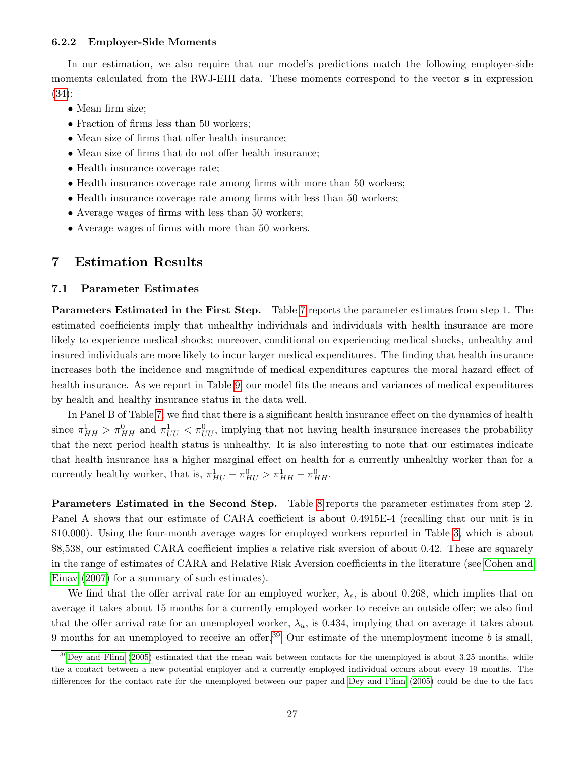### 6.2.2 Employer-Side Moments

In our estimation, we also require that our model's predictions match the following employer-side moments calculated from the RWJ-EHI data. These moments correspond to the vector **s** in expression (34):

- Mean firm size;
- Fraction of firms less than 50 workers;
- Mean size of firms that offer health insurance;
- Mean size of firms that do not offer health insurance;
- Health insurance coverage rate;
- Health insurance coverage rate among firms with more than 50 workers;
- Health insurance coverage rate among firms with less than 50 workers;
- Average wages of firms with less than 50 workers;
- Average wages of firms with more than 50 workers.

# 7 Estimation Results

## 7.1 Parameter Estimates

**Parameters Estimated in the First Step.** Table 7 reports the parameter estimates from step 1. The estimated coefficients imply that unhealthy individuals and individuals with health insurance are more likely to experience medical shocks; moreover, conditional on experiencing medical shocks, unhealthy and insured individuals are more likely to incur larger medical expenditures. The finding that health insurance increases both the incidence and magnitude of medical expenditures captures the moral hazard effect of health insurance. As we report in Table 9, our model fits the means and variances of medical expenditures by health and healthy insurance status in the data well.

In Panel B of Table 7, we find that there is a significant health insurance effect on the dynamics of health since $\pi^1_{HH} > \pi^0_{HH}$ and $\pi^1_{UU} < \pi^0_{UU}$, implying that not having health insurance increases the probability that the next period health status is unhealthy. It is also interesting to note that our estimates indicate that health insurance has a higher marginal effect on health for a currently unhealthy worker than for a currently healthy worker, that is, $\pi^1_{HU} - \pi^0_{HU} > \pi^1_{HH} - \pi^0_{HH}$.

**Parameters Estimated in the Second Step.** Table 8 reports the parameter estimates from step 2. Panel A shows that our estimate of CARA coefficient is about 0.4915E-4 (recalling that our unit is in \$10,000). Using the four-month average wages for employed workers reported in Table 3, which is about \$8,538, our estimated CARA coefficient implies a relative risk aversion of about 0.42. These are squarely in the range of estimates of CARA and Relative Risk Aversion coefficients in the literature (see Cohen and Einav (2007) for a summary of such estimates).

We find that the offer arrival rate for an employed worker, $\lambda_e$, is about 0.268, which implies that on average it takes about 15 months for a currently employed worker to receive an outside offer; we also find that the offer arrival rate for an unemployed worker, $\lambda_u$, is 0.434, implying that on average it takes about 9 months for an unemployed to receive an offer.[39] Our estimate of the unemployment income $b$ is small,

[39] Dey and Flinn (2005) estimated that the mean wait between contacts for the unemployed is about 3.25 months, while the a contact between a new potential employer and a currently employed individual occurs about every 19 months. The differences for the contact rate for the unemployed between our paper and Dey and Flinn (2005) could be due to the fact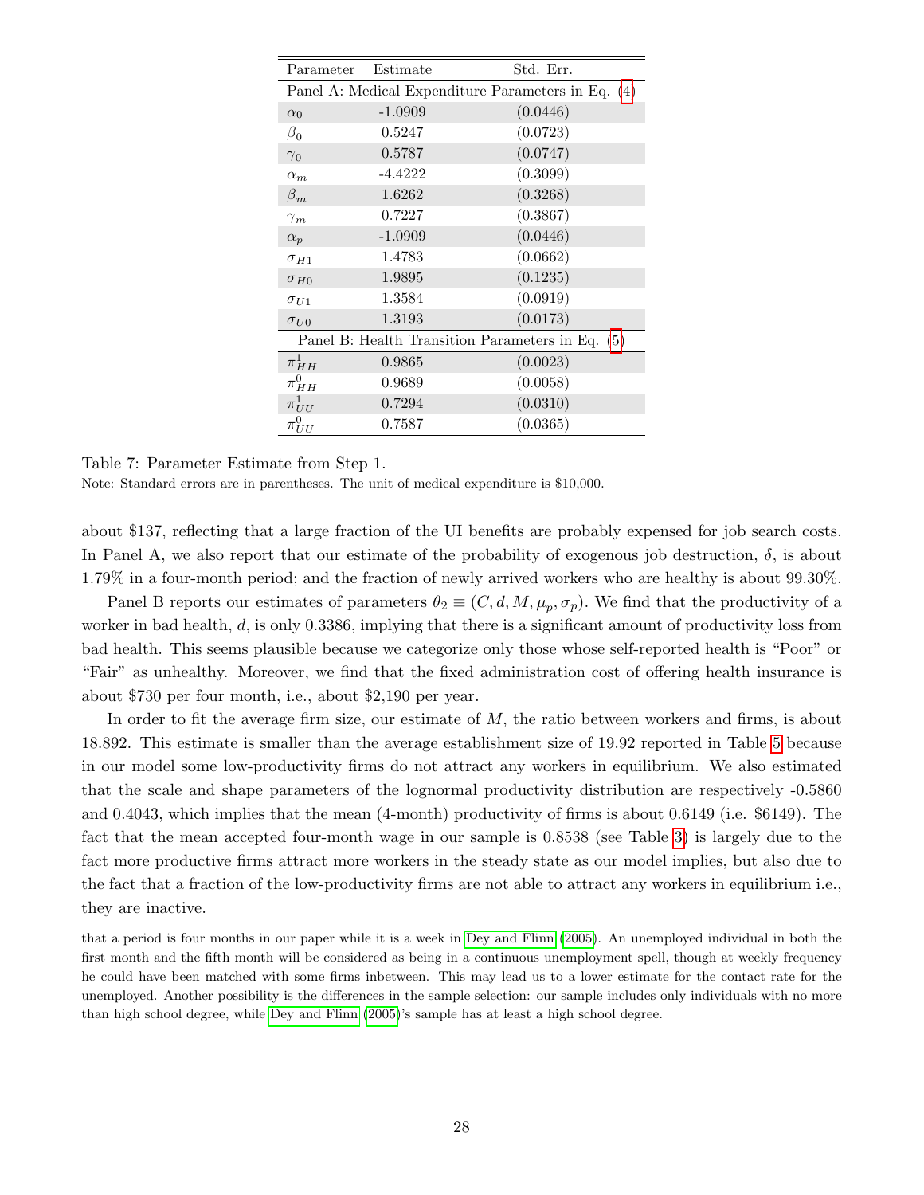| Parameter | Estimate | Std. Err. |
|---|---|---|
| Panel A: Medical Expenditure Parameters in Eq. (4) | | |
| $\alpha_0$ | -1.0909 | (0.0446) |
| $\beta_0$ | 0.5247 | (0.0723) |
| $\gamma_0$ | 0.5787 | (0.0747) |
| $\alpha_m$ | -4.4222 | (0.3099) |
| $\beta_m$ | 1.6262 | (0.3268) |
| $\gamma_m$ | 0.7227 | (0.3867) |
| $\alpha_p$ | -1.0909 | (0.0446) |
| $\sigma_{H1}$ | 1.4783 | (0.0662) |
| $\sigma_{H0}$ | 1.9895 | (0.1235) |
| $\sigma_{U1}$ | 1.3584 | (0.0919) |
| $\sigma_{U0}$ | 1.3193 | (0.0173) |
| Panel B: Health Transition Parameters in Eq. (5) | | |
| $\pi^1_{HH}$ | 0.9865 | (0.0023) |
| $\pi^0_{HH}$ | 0.9689 | (0.0058) |
| $\pi^1_{UU}$ | 0.7294 | (0.0310) |
| $\pi^0_{UU}$ | 0.7587 | (0.0365) |

Table 7: Parameter Estimate from Step 1.

Note: Standard errors are in parentheses. The unit of medical expenditure is $10,000.

about $137, reflecting that a large fraction of the UI benefits are probably expensed for job search costs. In Panel A, we also report that our estimate of the probability of exogenous job destruction, $\delta$, is about 1.79% in a four-month period; and the fraction of newly arrived workers who are healthy is about 99.30%.

Panel B reports our estimates of parameters $\theta_2 \equiv (C, d, M, \mu_p, \sigma_p)$. We find that the productivity of a worker in bad health, $d$, is only 0.3386, implying that there is a significant amount of productivity loss from bad health. This seems plausible because we categorize only those whose self-reported health is "Poor" or "Fair" as unhealthy. Moreover, we find that the fixed administration cost of offering health insurance is about $730 per four month, i.e., about $2,190 per year.

In order to fit the average firm size, our estimate of $M$, the ratio between workers and firms, is about 18.892. This estimate is smaller than the average establishment size of 19.92 reported in Table 5 because in our model some low-productivity firms do not attract any workers in equilibrium. We also estimated that the scale and shape parameters of the lognormal productivity distribution are respectively -0.5860 and 0.4043, which implies that the mean (4-month) productivity of firms is about 0.6149 (i.e. $6149). The fact that the mean accepted four-month wage in our sample is 0.8538 (see Table 3) is largely due to the fact more productive firms attract more workers in the steady state as our model implies, but also due to the fact that a fraction of the low-productivity firms are not able to attract any workers in equilibrium i.e., they are inactive.

that a period is four months in our paper while it is a week in Dey and Flinn (2005). An unemployed individual in both the first month and the fifth month will be considered as being in a continuous unemployment spell, though at weekly frequency he could have been matched with some firms inbetween. This may lead us to a lower estimate for the contact rate for the unemployed. Another possibility is the differences in the sample selection: our sample includes only individuals with no more than high school degree, while Dey and Flinn (2005)'s sample has at least a high school degree.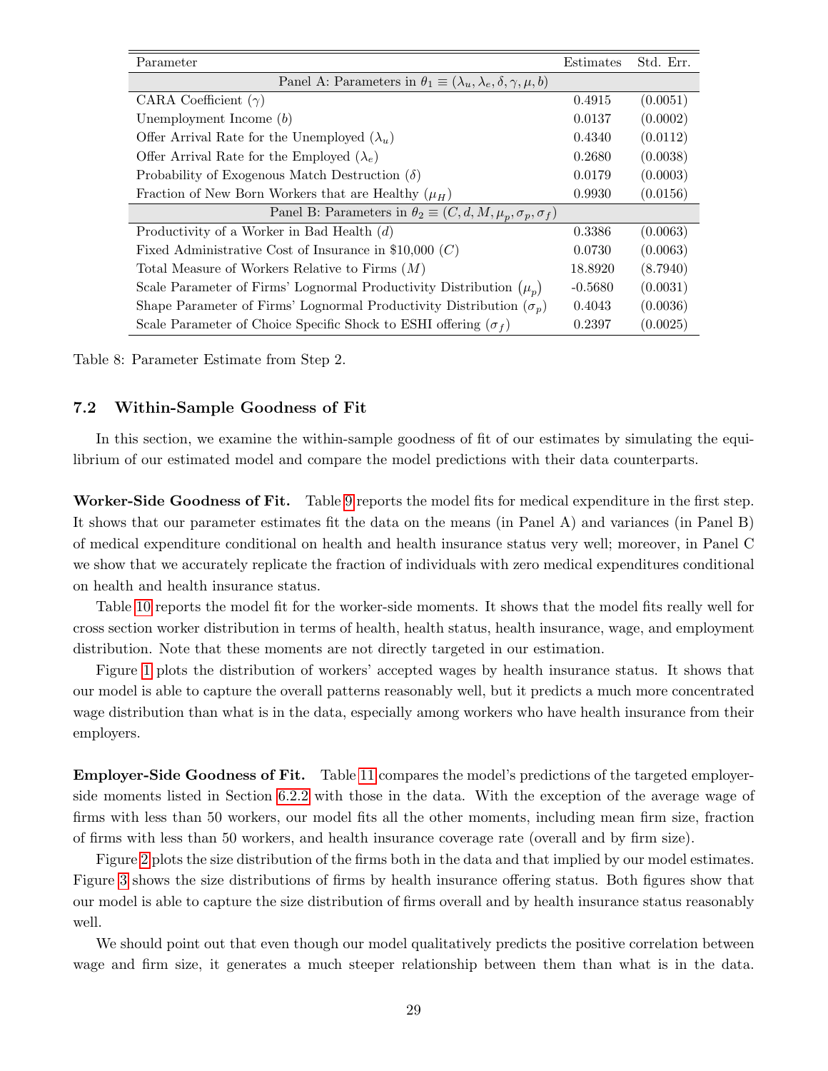| Parameter | Estimates | Std. Err. |
|---|---|---|
| Panel A: Parameters in $\theta_1 \equiv (\lambda_u, \lambda_e, \delta, \gamma, \mu, b)$ | | |
| CARA Coefficient ($\gamma$) | 0.4915 | (0.0051) |
| Unemployment Income ($b$) | 0.0137 | (0.0002) |
| Offer Arrival Rate for the Unemployed ($\lambda_u$) | 0.4340 | (0.0112) |
| Offer Arrival Rate for the Employed ($\lambda_e$) | 0.2680 | (0.0038) |
| Probability of Exogenous Match Destruction ($\delta$) | 0.0179 | (0.0003) |
| Fraction of New Born Workers that are Healthy ($\mu_H$) | 0.9930 | (0.0156) |
| Panel B: Parameters in $\theta_2 \equiv (C, d, M, \mu_p, \sigma_p, \sigma_f)$ | | |
| Productivity of a Worker in Bad Health ($d$) | 0.3386 | (0.0063) |
| Fixed Administrative Cost of Insurance in \$10,000 ($C$) | 0.0730 | (0.0063) |
| Total Measure of Workers Relative to Firms ($M$) | 18.8920 | (8.7940) |
| Scale Parameter of Firms' Lognormal Productivity Distribution ($\mu_p$) | -0.5680 | (0.0031) |
| Shape Parameter of Firms' Lognormal Productivity Distribution ($\sigma_p$) | 0.4043 | (0.0036) |
| Scale Parameter of Choice Specific Shock to ESHI offering ($\sigma_f$) | 0.2397 | (0.0025) |

Table 8: Parameter Estimate from Step 2.

### 7.2 Within-Sample Goodness of Fit

In this section, we examine the within-sample goodness of fit of our estimates by simulating the equilibrium of our estimated model and compare the model predictions with their data counterparts.

**Worker-Side Goodness of Fit.** Table 9 reports the model fits for medical expenditure in the first step. It shows that our parameter estimates fit the data on the means (in Panel A) and variances (in Panel B) of medical expenditure conditional on health and health insurance status very well; moreover, in Panel C we show that we accurately replicate the fraction of individuals with zero medical expenditures conditional on health and health insurance status.

Table 10 reports the model fit for the worker-side moments. It shows that the model fits really well for cross section worker distribution in terms of health, health status, health insurance, wage, and employment distribution. Note that these moments are not directly targeted in our estimation.

Figure 1 plots the distribution of workers' accepted wages by health insurance status. It shows that our model is able to capture the overall patterns reasonably well, but it predicts a much more concentrated wage distribution than what is in the data, especially among workers who have health insurance from their employers.

**Employer-Side Goodness of Fit.** Table 11 compares the model's predictions of the targeted employer-side moments listed in Section 6.2.2 with those in the data. With the exception of the average wage of firms with less than 50 workers, our model fits all the other moments, including mean firm size, fraction of firms with less than 50 workers, and health insurance coverage rate (overall and by firm size).

Figure 2 plots the size distribution of the firms both in the data and that implied by our model estimates. Figure 3 shows the size distributions of firms by health insurance offering status. Both figures show that our model is able to capture the size distribution of firms overall and by health insurance status reasonably well.

We should point out that even though our model qualitatively predicts the positive correlation between wage and firm size, it generates a much steeper relationship between them than what is in the data.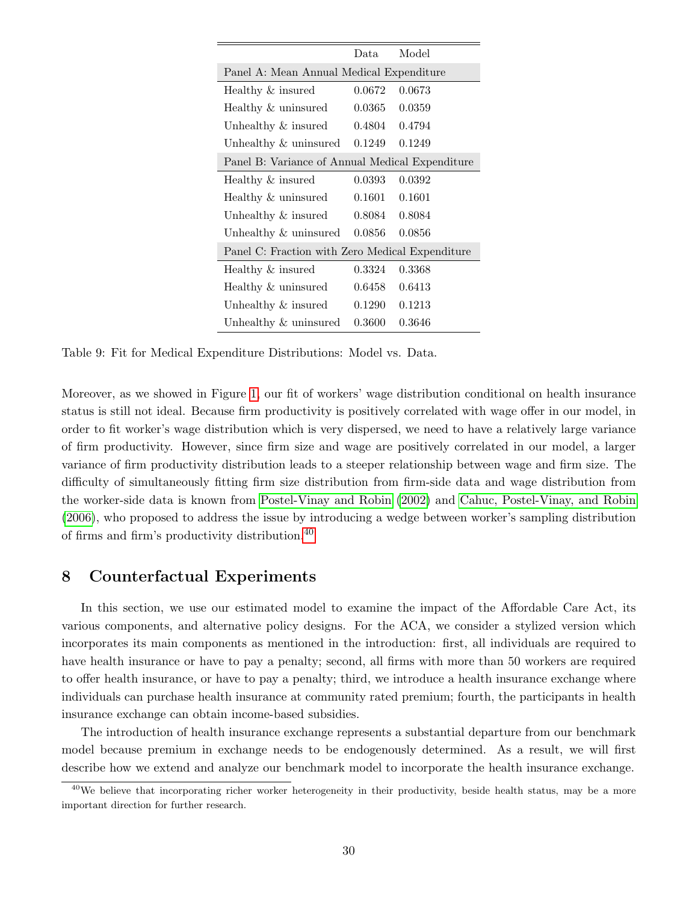| | Data | Model |
|---|---|---|
| Panel A: Mean Annual Medical Expenditure | | |
| Healthy & insured | 0.0672 | 0.0673 |
| Healthy & uninsured | 0.0365 | 0.0359 |
| Unhealthy & insured | 0.4804 | 0.4794 |
| Unhealthy & uninsured | 0.1249 | 0.1249 |
| Panel B: Variance of Annual Medical Expenditure | | |
| Healthy & insured | 0.0393 | 0.0392 |
| Healthy & uninsured | 0.1601 | 0.1601 |
| Unhealthy & insured | 0.8084 | 0.8084 |
| Unhealthy & uninsured | 0.0856 | 0.0856 |
| Panel C: Fraction with Zero Medical Expenditure | | |
| Healthy & insured | 0.3324 | 0.3368 |
| Healthy & uninsured | 0.6458 | 0.6413 |
| Unhealthy & insured | 0.1290 | 0.1213 |
| Unhealthy & uninsured | 0.3600 | 0.3646 |

Table 9: Fit for Medical Expenditure Distributions: Model vs. Data.

Moreover, as we showed in Figure 1, our fit of workers' wage distribution conditional on health insurance status is still not ideal. Because firm productivity is positively correlated with wage offer in our model, in order to fit worker's wage distribution which is very dispersed, we need to have a relatively large variance of firm productivity. However, since firm size and wage are positively correlated in our model, a larger variance of firm productivity distribution leads to a steeper relationship between wage and firm size. The difficulty of simultaneously fitting firm size distribution from firm-side data and wage distribution from the worker-side data is known from Postel-Vinay and Robin (2002) and Cahuc, Postel-Vinay, and Robin (2006), who proposed to address the issue by introducing a wedge between worker's sampling distribution of firms and firm's productivity distribution.[40]

## 8 Counterfactual Experiments

In this section, we use our estimated model to examine the impact of the Affordable Care Act, its various components, and alternative policy designs. For the ACA, we consider a stylized version which incorporates its main components as mentioned in the introduction: first, all individuals are required to have health insurance or have to pay a penalty; second, all firms with more than 50 workers are required to offer health insurance, or have to pay a penalty; third, we introduce a health insurance exchange where individuals can purchase health insurance at community rated premium; fourth, the participants in health insurance exchange can obtain income-based subsidies.

The introduction of health insurance exchange represents a substantial departure from our benchmark model because premium in exchange needs to be endogenously determined. As a result, we will first describe how we extend and analyze our benchmark model to incorporate the health insurance exchange.

[40] We believe that incorporating richer worker heterogeneity in their productivity, beside health status, may be a more important direction for further research.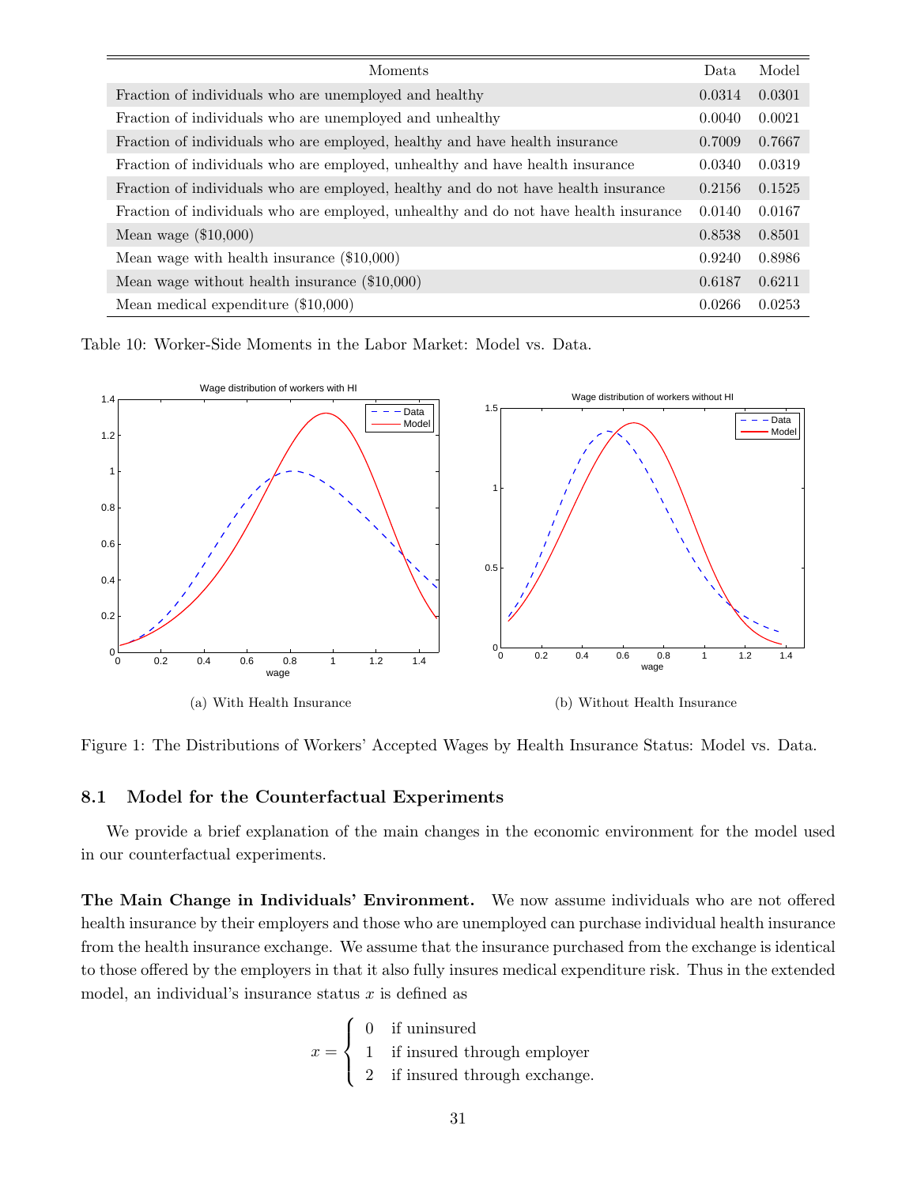| Moments | Data | Model |
|---|---|---|
| Fraction of individuals who are unemployed and healthy | 0.0314 | 0.0301 |
| Fraction of individuals who are unemployed and unhealthy | 0.0040 | 0.0021 |
| Fraction of individuals who are employed, healthy and have health insurance | 0.7009 | 0.7667 |
| Fraction of individuals who are employed, unhealthy and have health insurance | 0.0340 | 0.0319 |
| Fraction of individuals who are employed, healthy and do not have health insurance | 0.2156 | 0.1525 |
| Fraction of individuals who are employed, unhealthy and do not have health insurance | 0.0140 | 0.0167 |
| Mean wage ($10,000) | 0.8538 | 0.8501 |
| Mean wage with health insurance ($10,000) | 0.9240 | 0.8986 |
| Mean wage without health insurance ($10,000) | 0.6187 | 0.6211 |
| Mean medical expenditure ($10,000) | 0.0266 | 0.0253 |

Table 10: Worker-Side Moments in the Labor Market: Model vs. Data.

(a) With Health Insurance

(b) Without Health Insurance

Figure 1: The Distributions of Workers' Accepted Wages by Health Insurance Status: Model vs. Data.

### 8.1 Model for the Counterfactual Experiments

We provide a brief explanation of the main changes in the economic environment for the model used in our counterfactual experiments.

**The Main Change in Individuals' Environment.** We now assume individuals who are not offered health insurance by their employers and those who are unemployed can purchase individual health insurance from the health insurance exchange. We assume that the insurance purchased from the exchange is identical to those offered by the employers in that it also fully insures medical expenditure risk. Thus in the extended model, an individual's insurance status $x$ is defined as

$$x = \begin{cases} 0 & \text{if uninsured} \\ 1 & \text{if insured through employer} \\ 2 & \text{if insured through exchange.} \end{cases}$$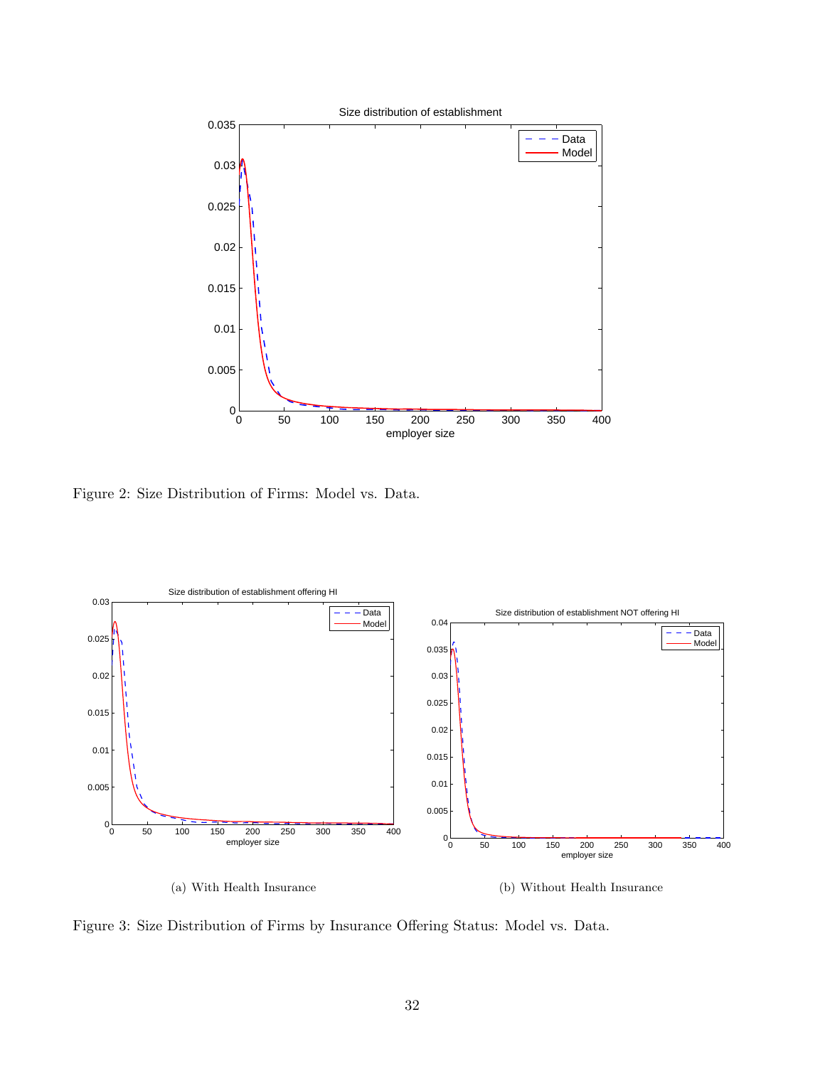Figure 2: Size Distribution of Firms: Model vs. Data.

(a) With Health Insurance

(b) Without Health Insurance

Figure 3: Size Distribution of Firms by Insurance Offering Status: Model vs. Data.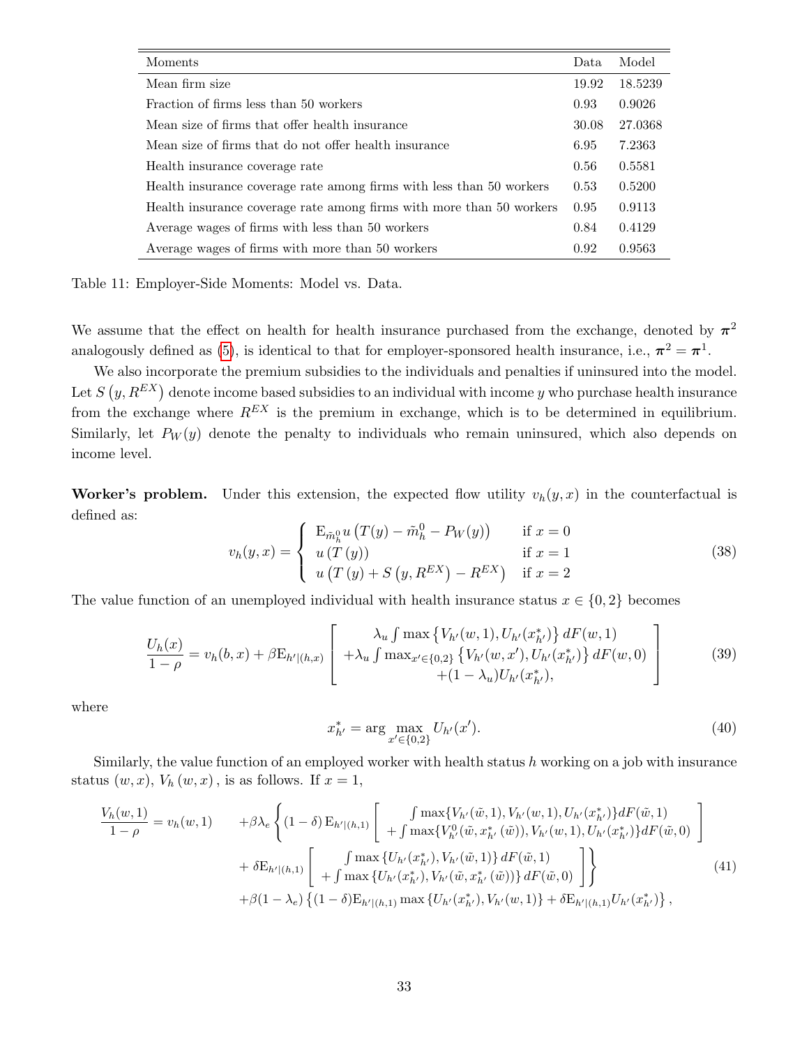| Moments | Data | Model |
|---|---|---|
| Mean firm size | 19.92 | 18.5239 |
| Fraction of firms less than 50 workers | 0.93 | 0.9026 |
| Mean size of firms that offer health insurance | 30.08 | 27.0368 |
| Mean size of firms that do not offer health insurance | 6.95 | 7.2363 |
| Health insurance coverage rate | 0.56 | 0.5581 |
| Health insurance coverage rate among firms with less than 50 workers | 0.53 | 0.5200 |
| Health insurance coverage rate among firms with more than 50 workers | 0.95 | 0.9113 |
| Average wages of firms with less than 50 workers | 0.84 | 0.4129 |
| Average wages of firms with more than 50 workers | 0.92 | 0.9563 |

Table 11: Employer-Side Moments: Model vs. Data.

We assume that the effect on health for health insurance purchased from the exchange, denoted by $\boldsymbol{\pi}^2$ analogously defined as (5), is identical to that for employer-sponsored health insurance, i.e., $\boldsymbol{\pi}^2 = \boldsymbol{\pi}^1$.

We also incorporate the premium subsidies to the individuals and penalties if uninsured into the model. Let $S\left(y, R^{EX}\right)$ denote income based subsidies to an individual with income $y$ who purchase health insurance from the exchange where $R^{EX}$ is the premium in exchange, which is to be determined in equilibrium. Similarly, let $P_W(y)$ denote the penalty to individuals who remain uninsured, which also depends on income level.

**Worker's problem.** Under this extension, the expected flow utility $v_h(y, x)$ in the counterfactual is defined as:

$$v_h(y, x) = \begin{cases} \mathrm{E}_{\tilde{m}_h^0} u\left(T(y) - \tilde{m}_h^0 - P_W(y)\right) & \text{if } x = 0 \\ u\left(T\left(y\right)\right) & \text{if } x = 1 \\ u\left(T\left(y\right) + S\left(y, R^{EX}\right) - R^{EX}\right) & \text{if } x = 2 \end{cases} \tag{38}$$

The value function of an unemployed individual with health insurance status $x \in \{0, 2\}$ becomes

$$\frac{U_h(x)}{1-\rho} = v_h(b, x) + \beta \mathrm{E}_{h'|(h,x)} \left[ \begin{array}{c} \lambda_u \int \max\left\{V_{h'}(w, 1), U_{h'}(x_{h'}^*)\right\} dF(w, 1) \\ +\lambda_u \int \max_{x' \in \{0,2\}} \left\{V_{h'}(w, x'), U_{h'}(x_{h'}^*)\right\} dF(w, 0) \\ +(1-\lambda_u) U_{h'}(x_{h'}^*), \end{array} \right] \tag{39}$$

where

$$x_{h'}^* = \arg\max_{x' \in \{0,2\}} U_{h'}(x'). \tag{40}$$

Similarly, the value function of an employed worker with health status $h$ working on a job with insurance status $(w, x)$, $V_h(w, x)$, is as follows. If $x = 1$,

$$\begin{aligned} \frac{V_h(w,1)}{1-\rho} = v_h(w, 1) \quad & +\beta \lambda_e \left\{ (1-\delta) \mathrm{E}_{h'|(h,1)} \left[ \begin{array}{c} \int \max\{V_{h'}(\tilde{w}, 1), V_{h'}(w, 1), U_{h'}(x_{h'}^*)\} dF(\tilde{w}, 1) \\ + \int \max\{V_{h'}^0(\tilde{w}, x_{h'}^*(\tilde{w})), V_{h'}(w, 1), U_{h'}(x_{h'}^*)\} dF(\tilde{w}, 0) \end{array} \right] \right. \\ & \left. + \, \delta \mathrm{E}_{h'|(h,1)} \left[ \begin{array}{c} \int \max\left\{U_{h'}(x_{h'}^*), V_{h'}(\tilde{w}, 1)\right\} dF(\tilde{w}, 1) \\ + \int \max\left\{U_{h'}(x_{h'}^*), V_{h'}(\tilde{w}, x_{h'}^*(\tilde{w}))\right\} dF(\tilde{w}, 0) \end{array} \right] \right\} \\ & +\beta(1-\lambda_e) \left\{(1-\delta) \mathrm{E}_{h'|(h,1)} \max\left\{U_{h'}(x_{h'}^*), V_{h'}(w, 1)\right\} + \delta \mathrm{E}_{h'|(h,1)} U_{h'}(x_{h'}^*)\right\}, \end{aligned} \tag{41}$$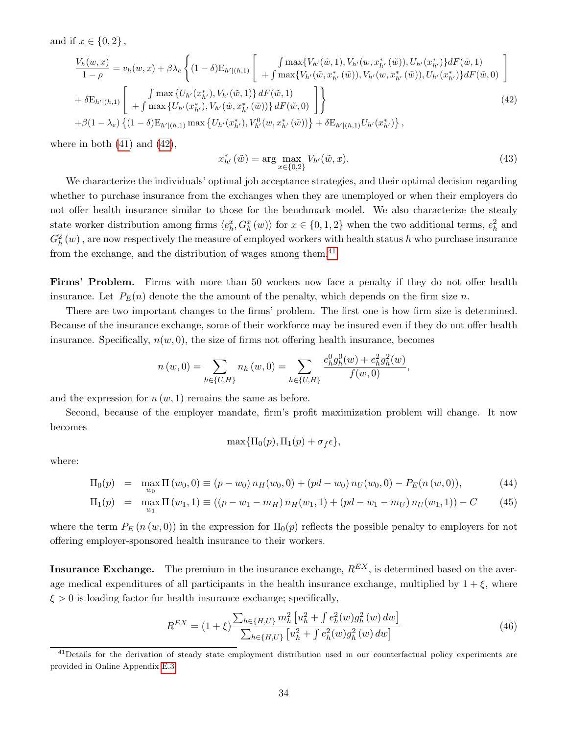and if $x \in \{0, 2\}$,

$$
\begin{aligned}
\frac{V_h(w,x)}{1-\rho} &= v_h(w,x) + \beta\lambda_e \left\{ (1-\delta)\mathrm{E}_{h'|(h,1)} \left[ \begin{array}{c} \int \max\{V_{h'}(\tilde{w},1), V_{h'}(w, x^*_{h'}(\tilde{w})), U_{h'}(x^*_{h'})\} dF(\tilde{w},1) \\ + \int \max\{V_{h'}(\tilde{w}, x^*_{h'}(\tilde{w})), V_{h'}(w, x^*_{h'}(\tilde{w})), U_{h'}(x^*_{h'})\} dF(\tilde{w},0) \end{array} \right] \right. \\
&+ \left. \delta \mathrm{E}_{h'|(h,1)} \left[ \begin{array}{c} \int \max\{U_{h'}(x^*_{h'}), V_{h'}(\tilde{w},1)\} dF(\tilde{w},1) \\ + \int \max\{U_{h'}(x^*_{h'}), V_{h'}(\tilde{w}, x^*_{h'}(\tilde{w}))\} dF(\tilde{w},0) \end{array} \right] \right\} \\
&+ \beta(1-\lambda_e)\left\{ (1-\delta)\mathrm{E}_{h'|(h,1)} \max\{U_{h'}(x^*_{h'}), V^0_{h'}(w, x^*_{h'}(\tilde{w}))\} + \delta \mathrm{E}_{h'|(h,1)} U_{h'}(x^*_{h'}) \right\},
\end{aligned}
\tag{42}
$$

where in both (41) and (42),

$$
x^*_{h'}(\tilde{w}) = \arg\max_{x\in\{0,2\}} V_{h'}(\tilde{w}, x). \tag{43}
$$

We characterize the individuals' optimal job acceptance strategies, and their optimal decision regarding whether to purchase insurance from the exchanges when they are unemployed or when their employers do not offer health insurance similar to those for the benchmark model. We also characterize the steady state worker distribution among firms $\langle e^x_h, G^x_h(w)\rangle$ for $x \in \{0,1,2\}$ when the two additional terms, $e^2_h$ and $G^2_h(w)$, are now respectively the measure of employed workers with health status $h$ who purchase insurance from the exchange, and the distribution of wages among them.[41]

**Firms' Problem.** Firms with more than 50 workers now face a penalty if they do not offer health insurance. Let $P_E(n)$ denote the the amount of the penalty, which depends on the firm size $n$.

There are two important changes to the firms' problem. The first one is how firm size is determined. Because of the insurance exchange, some of their workforce may be insured even if they do not offer health insurance. Specifically, $n(w,0)$, the size of firms not offering health insurance, becomes

$$
n(w,0) = \sum_{h\in\{U,H\}} n_h(w,0) = \sum_{h\in\{U,H\}} \frac{e^0_h g^0_h(w) + e^2_h g^2_h(w)}{f(w,0)},
$$

and the expression for $n(w,1)$ remains the same as before.

Second, because of the employer mandate, firm's profit maximization problem will change. It now becomes

$$
\max\{\Pi_0(p), \Pi_1(p) + \sigma_f \epsilon\},
$$

where:

$$
\Pi_0(p) = \max_{w_0} \Pi(w_0,0) \equiv (p-w_0)\, n_H(w_0,0) + (pd - w_0)\, n_U(w_0,0) - P_E(n(w,0)), \tag{44}
$$

$$
\Pi_1(p) = \max_{w_1} \Pi(w_1,1) \equiv ((p - w_1 - m_H)\, n_H(w_1,1) + (pd - w_1 - m_U)\, n_U(w_1,1)) - C \tag{45}
$$

where the term $P_E(n(w,0))$ in the expression for $\Pi_0(p)$ reflects the possible penalty to employers for not offering employer-sponsored health insurance to their workers.

**Insurance Exchange.** The premium in the insurance exchange, $R^{EX}$, is determined based on the average medical expenditures of all participants in the health insurance exchange, multiplied by $1+\xi$, where $\xi > 0$ is loading factor for health insurance exchange; specifically,

$$
R^{EX} = (1+\xi)\frac{\sum_{h\in\{H,U\}} m^2_h \left[u^2_h + \int e^2_h(w) g^2_h(w)\, dw\right]}{\sum_{h\in\{H,U\}} \left[u^2_h + \int e^2_h(w) g^2_h(w)\, dw\right]} \tag{46}
$$

[41] Details for the derivation of steady state employment distribution used in our counterfactual policy experiments are provided in Online Appendix E.3.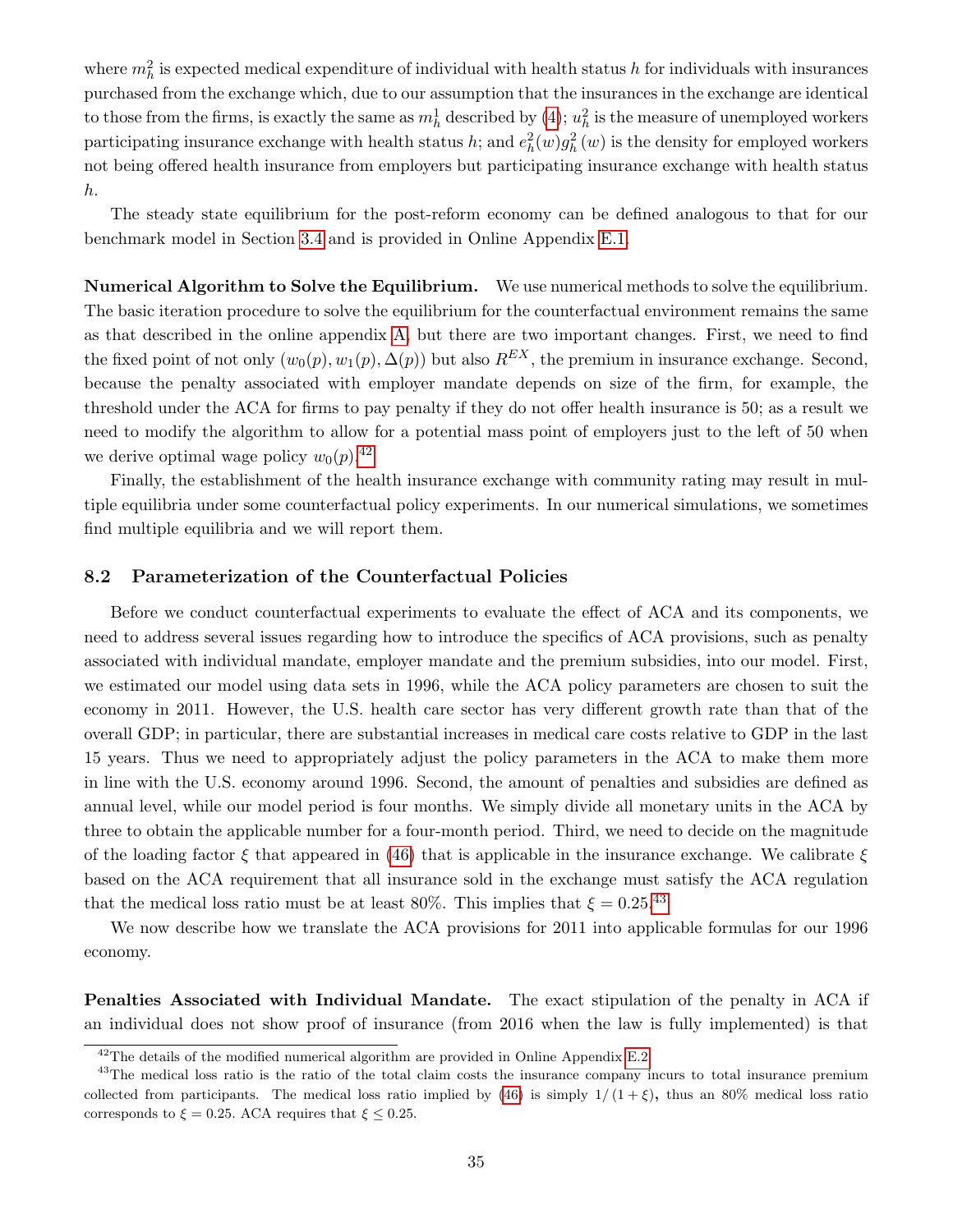where $m_h^2$ is expected medical expenditure of individual with health status $h$ for individuals with insurances purchased from the exchange which, due to our assumption that the insurances in the exchange are identical to those from the firms, is exactly the same as $m_h^1$ described by (4); $u_h^2$ is the measure of unemployed workers participating insurance exchange with health status $h$; and $e_h^2(w)g_h^2(w)$ is the density for employed workers not being offered health insurance from employers but participating insurance exchange with health status $h$.

The steady state equilibrium for the post-reform economy can be defined analogous to that for our benchmark model in Section 3.4 and is provided in Online Appendix E.1.

**Numerical Algorithm to Solve the Equilibrium.** We use numerical methods to solve the equilibrium. The basic iteration procedure to solve the equilibrium for the counterfactual environment remains the same as that described in the online appendix A, but there are two important changes. First, we need to find the fixed point of not only $(w_0(p), w_1(p), \Delta(p))$ but also $R^{EX}$, the premium in insurance exchange. Second, because the penalty associated with employer mandate depends on size of the firm, for example, the threshold under the ACA for firms to pay penalty if they do not offer health insurance is 50; as a result we need to modify the algorithm to allow for a potential mass point of employers just to the left of 50 when we derive optimal wage policy $w_0(p)$.[42]

Finally, the establishment of the health insurance exchange with community rating may result in multiple equilibria under some counterfactual policy experiments. In our numerical simulations, we sometimes find multiple equilibria and we will report them.

## 8.2 Parameterization of the Counterfactual Policies

Before we conduct counterfactual experiments to evaluate the effect of ACA and its components, we need to address several issues regarding how to introduce the specifics of ACA provisions, such as penalty associated with individual mandate, employer mandate and the premium subsidies, into our model. First, we estimated our model using data sets in 1996, while the ACA policy parameters are chosen to suit the economy in 2011. However, the U.S. health care sector has very different growth rate than that of the overall GDP; in particular, there are substantial increases in medical care costs relative to GDP in the last 15 years. Thus we need to appropriately adjust the policy parameters in the ACA to make them more in line with the U.S. economy around 1996. Second, the amount of penalties and subsidies are defined as annual level, while our model period is four months. We simply divide all monetary units in the ACA by three to obtain the applicable number for a four-month period. Third, we need to decide on the magnitude of the loading factor $\xi$ that appeared in (46) that is applicable in the insurance exchange. We calibrate $\xi$ based on the ACA requirement that all insurance sold in the exchange must satisfy the ACA regulation that the medical loss ratio must be at least 80%. This implies that $\xi = 0.25$.[43]

We now describe how we translate the ACA provisions for 2011 into applicable formulas for our 1996 economy.

**Penalties Associated with Individual Mandate.** The exact stipulation of the penalty in ACA if an individual does not show proof of insurance (from 2016 when the law is fully implemented) is that

---

[42] The details of the modified numerical algorithm are provided in Online Appendix E.2.

[43] The medical loss ratio is the ratio of the total claim costs the insurance company incurs to total insurance premium collected from participants. The medical loss ratio implied by (46) is simply $1/(1+\xi)$, thus an 80% medical loss ratio corresponds to $\xi = 0.25$. ACA requires that $\xi \leq 0.25$.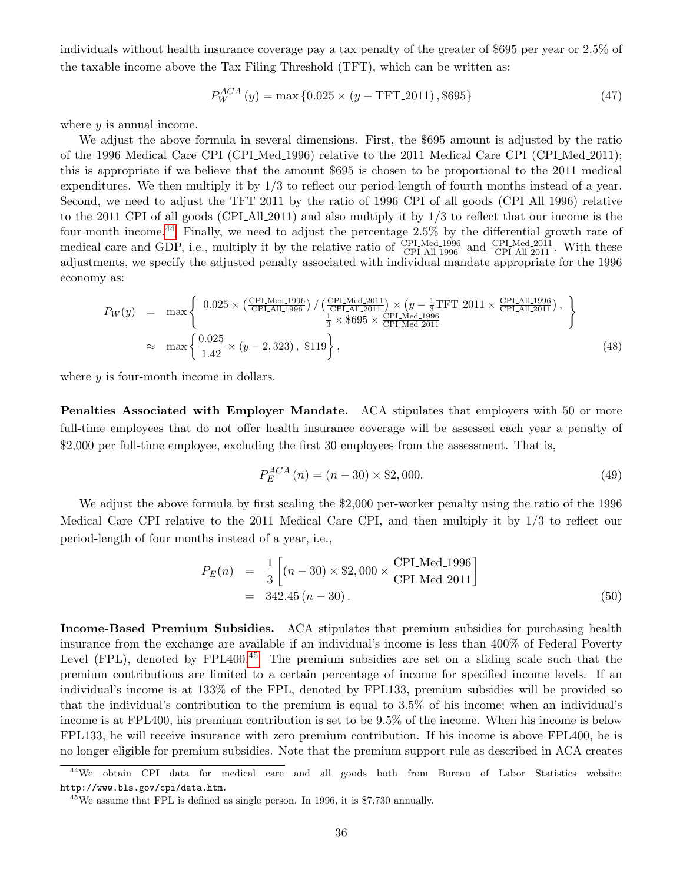individuals without health insurance coverage pay a tax penalty of the greater of \$695 per year or 2.5% of the taxable income above the Tax Filing Threshold (TFT), which can be written as:

$$P_W^{ACA}(y) = \max \{0.025 \times (y - \text{TFT\_2011}), \$695\} \tag{47}$$

where $y$ is annual income.

We adjust the above formula in several dimensions. First, the \$695 amount is adjusted by the ratio of the 1996 Medical Care CPI (CPI_Med_1996) relative to the 2011 Medical Care CPI (CPI_Med_2011); this is appropriate if we believe that the amount \$695 is chosen to be proportional to the 2011 medical expenditures. We then multiply it by 1/3 to reflect our period-length of fourth months instead of a year. Second, we need to adjust the TFT_2011 by the ratio of 1996 CPI of all goods (CPI_All_1996) relative to the 2011 CPI of all goods (CPI_All_2011) and also multiply it by 1/3 to reflect that our income is the four-month income.[44] Finally, we need to adjust the percentage 2.5% by the differential growth rate of medical care and GDP, i.e., multiply it by the relative ratio of $\frac{\text{CPI\_Med\_1996}}{\text{CPI\_All\_1996}}$ and $\frac{\text{CPI\_Med\_2011}}{\text{CPI\_All\_2011}}$. With these adjustments, we specify the adjusted penalty associated with individual mandate appropriate for the 1996 economy as:

$$\begin{aligned} P_W(y) &= \max \left\{ \begin{array}{c} 0.025 \times \left(\frac{\text{CPI\_Med\_1996}}{\text{CPI\_All\_1996}}\right) / \left(\frac{\text{CPI\_Med\_2011}}{\text{CPI\_All\_2011}}\right) \times \left(y - \frac{1}{3}\text{TFT\_2011} \times \frac{\text{CPI\_All\_1996}}{\text{CPI\_All\_2011}}\right), \\ \frac{1}{3} \times \$695 \times \frac{\text{CPI\_Med\_1996}}{\text{CPI\_Med\_2011}} \end{array} \right\} \\ &\approx \max \left\{ \frac{0.025}{1.42} \times (y - 2{,}323), \ \$119 \right\}, \end{aligned} \tag{48}$$

where $y$ is four-month income in dollars.

**Penalties Associated with Employer Mandate.** ACA stipulates that employers with 50 or more full-time employees that do not offer health insurance coverage will be assessed each year a penalty of \$2,000 per full-time employee, excluding the first 30 employees from the assessment. That is,

$$P_E^{ACA}(n) = (n - 30) \times \$2{,}000. \tag{49}$$

We adjust the above formula by first scaling the \$2,000 per-worker penalty using the ratio of the 1996 Medical Care CPI relative to the 2011 Medical Care CPI, and then multiply it by 1/3 to reflect our period-length of four months instead of a year, i.e.,

$$\begin{aligned} P_E(n) &= \frac{1}{3} \left[ (n - 30) \times \$2{,}000 \times \frac{\text{CPI\_Med\_1996}}{\text{CPI\_Med\_2011}} \right] \\ &= 342.45\,(n - 30). \end{aligned} \tag{50}$$

**Income-Based Premium Subsidies.** ACA stipulates that premium subsidies for purchasing health insurance from the exchange are available if an individual's income is less than 400% of Federal Poverty Level (FPL), denoted by FPL400.[45] The premium subsidies are set on a sliding scale such that the premium contributions are limited to a certain percentage of income for specified income levels. If an individual's income is at 133% of the FPL, denoted by FPL133, premium subsidies will be provided so that the individual's contribution to the premium is equal to 3.5% of his income; when an individual's income is at FPL400, his premium contribution is set to be 9.5% of the income. When his income is below FPL133, he will receive insurance with zero premium contribution. If his income is above FPL400, he is no longer eligible for premium subsidies. Note that the premium support rule as described in ACA creates

---

[44] We obtain CPI data for medical care and all goods both from Bureau of Labor Statistics website: http://www.bls.gov/cpi/data.htm.

[45] We assume that FPL is defined as single person. In 1996, it is \$7,730 annually.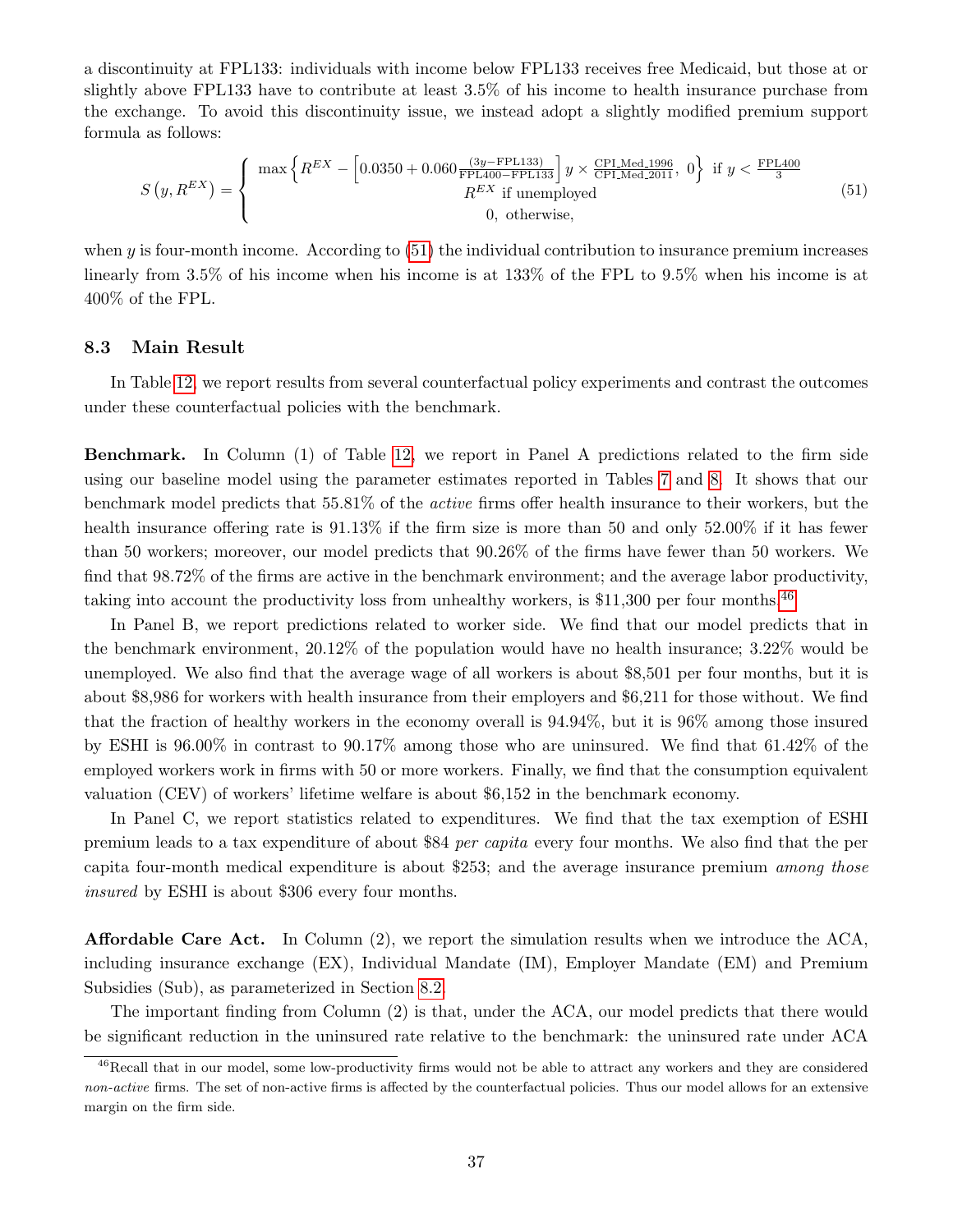a discontinuity at FPL133: individuals with income below FPL133 receives free Medicaid, but those at or slightly above FPL133 have to contribute at least 3.5% of his income to health insurance purchase from the exchange. To avoid this discontinuity issue, we instead adopt a slightly modified premium support formula as follows:

$$S\left(y, R^{EX}\right) = \begin{cases} \max\left\{R^{EX} - \left[0.0350 + 0.060\frac{(3y - \text{FPL133})}{\text{FPL400} - \text{FPL133}}\right] y \times \frac{\text{CPI\_Med\_1996}}{\text{CPI\_Med\_2011}},\ 0\right\} \text{ if } y < \frac{\text{FPL400}}{3} \\ R^{EX} \text{ if unemployed} \\ 0, \text{ otherwise,} \end{cases} \tag{51}$$

when $y$ is four-month income. According to (51) the individual contribution to insurance premium increases linearly from 3.5% of his income when his income is at 133% of the FPL to 9.5% when his income is at 400% of the FPL.

### 8.3 Main Result

In Table 12, we report results from several counterfactual policy experiments and contrast the outcomes under these counterfactual policies with the benchmark.

**Benchmark.** In Column (1) of Table 12, we report in Panel A predictions related to the firm side using our baseline model using the parameter estimates reported in Tables 7 and 8. It shows that our benchmark model predicts that 55.81% of the *active* firms offer health insurance to their workers, but the health insurance offering rate is 91.13% if the firm size is more than 50 and only 52.00% if it has fewer than 50 workers; moreover, our model predicts that 90.26% of the firms have fewer than 50 workers. We find that 98.72% of the firms are active in the benchmark environment; and the average labor productivity, taking into account the productivity loss from unhealthy workers, is \$11,300 per four months.[46]

In Panel B, we report predictions related to worker side. We find that our model predicts that in the benchmark environment, 20.12% of the population would have no health insurance; 3.22% would be unemployed. We also find that the average wage of all workers is about \$8,501 per four months, but it is about \$8,986 for workers with health insurance from their employers and \$6,211 for those without. We find that the fraction of healthy workers in the economy overall is 94.94%, but it is 96% among those insured by ESHI is 96.00% in contrast to 90.17% among those who are uninsured. We find that 61.42% of the employed workers work in firms with 50 or more workers. Finally, we find that the consumption equivalent valuation (CEV) of workers' lifetime welfare is about \$6,152 in the benchmark economy.

In Panel C, we report statistics related to expenditures. We find that the tax exemption of ESHI premium leads to a tax expenditure of about \$84 *per capita* every four months. We also find that the per capita four-month medical expenditure is about \$253; and the average insurance premium *among those insured* by ESHI is about \$306 every four months.

**Affordable Care Act.** In Column (2), we report the simulation results when we introduce the ACA, including insurance exchange (EX), Individual Mandate (IM), Employer Mandate (EM) and Premium Subsidies (Sub), as parameterized in Section 8.2.

The important finding from Column (2) is that, under the ACA, our model predicts that there would be significant reduction in the uninsured rate relative to the benchmark: the uninsured rate under ACA

[46] Recall that in our model, some low-productivity firms would not be able to attract any workers and they are considered *non-active* firms. The set of non-active firms is affected by the counterfactual policies. Thus our model allows for an extensive margin on the firm side.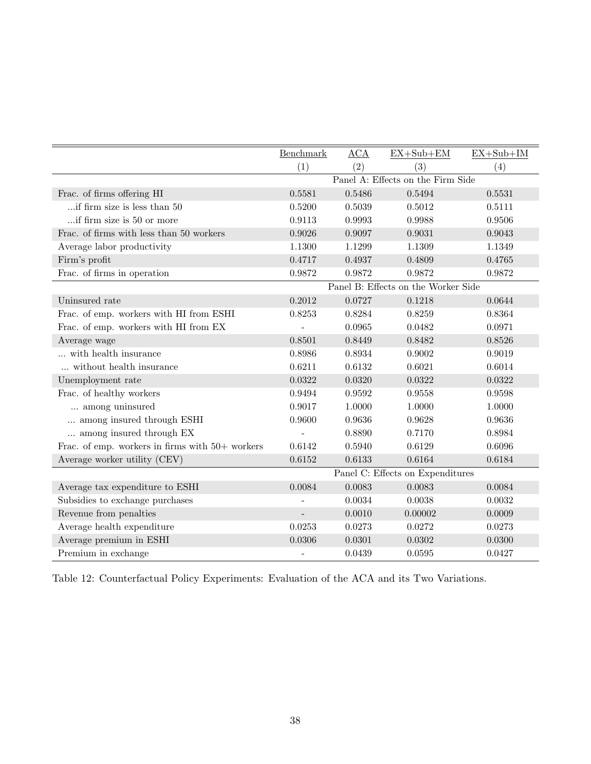| | Benchmark | ACA | EX+Sub+EM | EX+Sub+IM |
|---|---|---|---|---|
| | (1) | (2) | (3) | (4) |
| | Panel A: Effects on the Firm Side | | | |
| Frac. of firms offering HI | 0.5581 | 0.5486 | 0.5494 | 0.5531 |
| ...if firm size is less than 50 | 0.5200 | 0.5039 | 0.5012 | 0.5111 |
| ...if firm size is 50 or more | 0.9113 | 0.9993 | 0.9988 | 0.9506 |
| Frac. of firms with less than 50 workers | 0.9026 | 0.9097 | 0.9031 | 0.9043 |
| Average labor productivity | 1.1300 | 1.1299 | 1.1309 | 1.1349 |
| Firm's profit | 0.4717 | 0.4937 | 0.4809 | 0.4765 |
| Frac. of firms in operation | 0.9872 | 0.9872 | 0.9872 | 0.9872 |
| | Panel B: Effects on the Worker Side | | | |
| Uninsured rate | 0.2012 | 0.0727 | 0.1218 | 0.0644 |
| Frac. of emp. workers with HI from ESHI | 0.8253 | 0.8284 | 0.8259 | 0.8364 |
| Frac. of emp. workers with HI from EX | - | 0.0965 | 0.0482 | 0.0971 |
| Average wage | 0.8501 | 0.8449 | 0.8482 | 0.8526 |
| ... with health insurance | 0.8986 | 0.8934 | 0.9002 | 0.9019 |
| ... without health insurance | 0.6211 | 0.6132 | 0.6021 | 0.6014 |
| Unemployment rate | 0.0322 | 0.0320 | 0.0322 | 0.0322 |
| Frac. of healthy workers | 0.9494 | 0.9592 | 0.9558 | 0.9598 |
| ... among uninsured | 0.9017 | 1.0000 | 1.0000 | 1.0000 |
| ... among insured through ESHI | 0.9600 | 0.9636 | 0.9628 | 0.9636 |
| ... among insured through EX | - | 0.8890 | 0.7170 | 0.8984 |
| Frac. of emp. workers in firms with 50+ workers | 0.6142 | 0.5940 | 0.6129 | 0.6096 |
| Average worker utility (CEV) | 0.6152 | 0.6133 | 0.6164 | 0.6184 |
| | Panel C: Effects on Expenditures | | | |
| Average tax expenditure to ESHI | 0.0084 | 0.0083 | 0.0083 | 0.0084 |
| Subsidies to exchange purchases | - | 0.0034 | 0.0038 | 0.0032 |
| Revenue from penalties | - | 0.0010 | 0.00002 | 0.0009 |
| Average health expenditure | 0.0253 | 0.0273 | 0.0272 | 0.0273 |
| Average premium in ESHI | 0.0306 | 0.0301 | 0.0302 | 0.0300 |
| Premium in exchange | - | 0.0439 | 0.0595 | 0.0427 |

Table 12: Counterfactual Policy Experiments: Evaluation of the ACA and its Two Variations.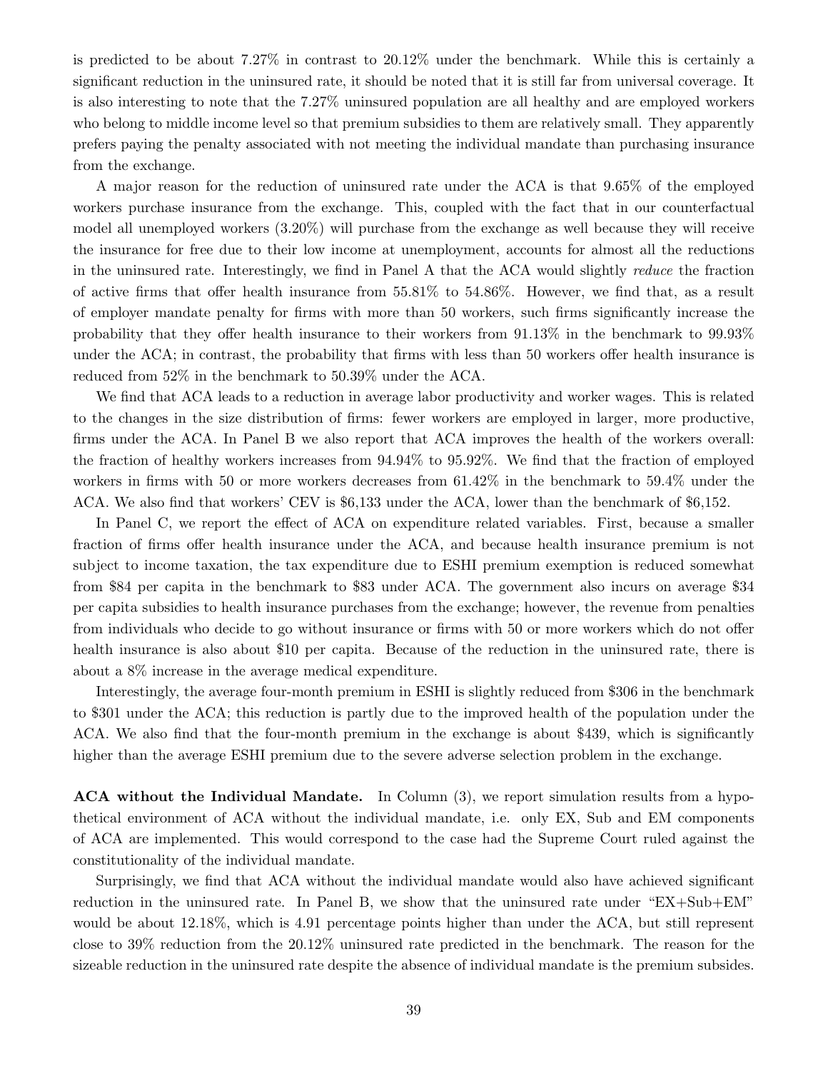is predicted to be about 7.27% in contrast to 20.12% under the benchmark. While this is certainly a significant reduction in the uninsured rate, it should be noted that it is still far from universal coverage. It is also interesting to note that the 7.27% uninsured population are all healthy and are employed workers who belong to middle income level so that premium subsidies to them are relatively small. They apparently prefers paying the penalty associated with not meeting the individual mandate than purchasing insurance from the exchange.

A major reason for the reduction of uninsured rate under the ACA is that 9.65% of the employed workers purchase insurance from the exchange. This, coupled with the fact that in our counterfactual model all unemployed workers (3.20%) will purchase from the exchange as well because they will receive the insurance for free due to their low income at unemployment, accounts for almost all the reductions in the uninsured rate. Interestingly, we find in Panel A that the ACA would slightly *reduce* the fraction of active firms that offer health insurance from 55.81% to 54.86%. However, we find that, as a result of employer mandate penalty for firms with more than 50 workers, such firms significantly increase the probability that they offer health insurance to their workers from 91.13% in the benchmark to 99.93% under the ACA; in contrast, the probability that firms with less than 50 workers offer health insurance is reduced from 52% in the benchmark to 50.39% under the ACA.

We find that ACA leads to a reduction in average labor productivity and worker wages. This is related to the changes in the size distribution of firms: fewer workers are employed in larger, more productive, firms under the ACA. In Panel B we also report that ACA improves the health of the workers overall: the fraction of healthy workers increases from 94.94% to 95.92%. We find that the fraction of employed workers in firms with 50 or more workers decreases from 61.42% in the benchmark to 59.4% under the ACA. We also find that workers' CEV is \$6,133 under the ACA, lower than the benchmark of \$6,152.

In Panel C, we report the effect of ACA on expenditure related variables. First, because a smaller fraction of firms offer health insurance under the ACA, and because health insurance premium is not subject to income taxation, the tax expenditure due to ESHI premium exemption is reduced somewhat from \$84 per capita in the benchmark to \$83 under ACA. The government also incurs on average \$34 per capita subsidies to health insurance purchases from the exchange; however, the revenue from penalties from individuals who decide to go without insurance or firms with 50 or more workers which do not offer health insurance is also about \$10 per capita. Because of the reduction in the uninsured rate, there is about a 8% increase in the average medical expenditure.

Interestingly, the average four-month premium in ESHI is slightly reduced from \$306 in the benchmark to \$301 under the ACA; this reduction is partly due to the improved health of the population under the ACA. We also find that the four-month premium in the exchange is about \$439, which is significantly higher than the average ESHI premium due to the severe adverse selection problem in the exchange.

**ACA without the Individual Mandate.** In Column (3), we report simulation results from a hypothetical environment of ACA without the individual mandate, i.e. only EX, Sub and EM components of ACA are implemented. This would correspond to the case had the Supreme Court ruled against the constitutionality of the individual mandate.

Surprisingly, we find that ACA without the individual mandate would also have achieved significant reduction in the uninsured rate. In Panel B, we show that the uninsured rate under "EX+Sub+EM" would be about 12.18%, which is 4.91 percentage points higher than under the ACA, but still represent close to 39% reduction from the 20.12% uninsured rate predicted in the benchmark. The reason for the sizeable reduction in the uninsured rate despite the absence of individual mandate is the premium subsides.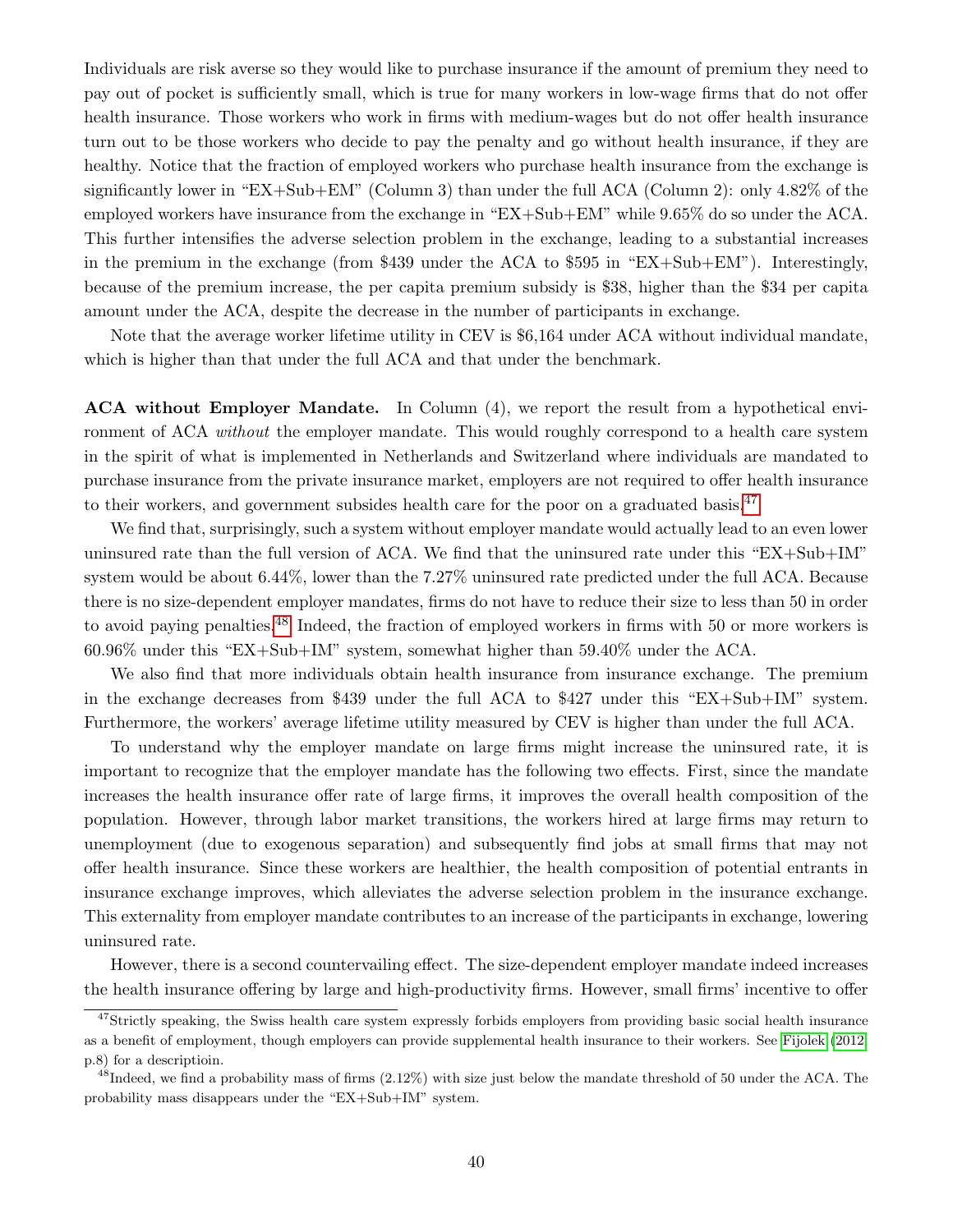Individuals are risk averse so they would like to purchase insurance if the amount of premium they need to pay out of pocket is sufficiently small, which is true for many workers in low-wage firms that do not offer health insurance. Those workers who work in firms with medium-wages but do not offer health insurance turn out to be those workers who decide to pay the penalty and go without health insurance, if they are healthy. Notice that the fraction of employed workers who purchase health insurance from the exchange is significantly lower in "EX+Sub+EM" (Column 3) than under the full ACA (Column 2): only 4.82% of the employed workers have insurance from the exchange in "EX+Sub+EM" while 9.65% do so under the ACA. This further intensifies the adverse selection problem in the exchange, leading to a substantial increases in the premium in the exchange (from $439 under the ACA to $595 in "EX+Sub+EM"). Interestingly, because of the premium increase, the per capita premium subsidy is $38, higher than the $34 per capita amount under the ACA, despite the decrease in the number of participants in exchange.

Note that the average worker lifetime utility in CEV is $6,164 under ACA without individual mandate, which is higher than that under the full ACA and that under the benchmark.

**ACA without Employer Mandate.** In Column (4), we report the result from a hypothetical environment of ACA *without* the employer mandate. This would roughly correspond to a health care system in the spirit of what is implemented in Netherlands and Switzerland where individuals are mandated to purchase insurance from the private insurance market, employers are not required to offer health insurance to their workers, and government subsides health care for the poor on a graduated basis.[47]

We find that, surprisingly, such a system without employer mandate would actually lead to an even lower uninsured rate than the full version of ACA. We find that the uninsured rate under this "EX+Sub+IM" system would be about 6.44%, lower than the 7.27% uninsured rate predicted under the full ACA. Because there is no size-dependent employer mandates, firms do not have to reduce their size to less than 50 in order to avoid paying penalties.[48] Indeed, the fraction of employed workers in firms with 50 or more workers is 60.96% under this "EX+Sub+IM" system, somewhat higher than 59.40% under the ACA.

We also find that more individuals obtain health insurance from insurance exchange. The premium in the exchange decreases from $439 under the full ACA to $427 under this "EX+Sub+IM" system. Furthermore, the workers' average lifetime utility measured by CEV is higher than under the full ACA.

To understand why the employer mandate on large firms might increase the uninsured rate, it is important to recognize that the employer mandate has the following two effects. First, since the mandate increases the health insurance offer rate of large firms, it improves the overall health composition of the population. However, through labor market transitions, the workers hired at large firms may return to unemployment (due to exogenous separation) and subsequently find jobs at small firms that may not offer health insurance. Since these workers are healthier, the health composition of potential entrants in insurance exchange improves, which alleviates the adverse selection problem in the insurance exchange. This externality from employer mandate contributes to an increase of the participants in exchange, lowering uninsured rate.

However, there is a second countervailing effect. The size-dependent employer mandate indeed increases the health insurance offering by large and high-productivity firms. However, small firms' incentive to offer

[47] Strictly speaking, the Swiss health care system expressly forbids employers from providing basic social health insurance as a benefit of employment, though employers can provide supplemental health insurance to their workers. See Fijolek (2012, p.8) for a descriptioin.

[48] Indeed, we find a probability mass of firms (2.12%) with size just below the mandate threshold of 50 under the ACA. The probability mass disappears under the "EX+Sub+IM" system.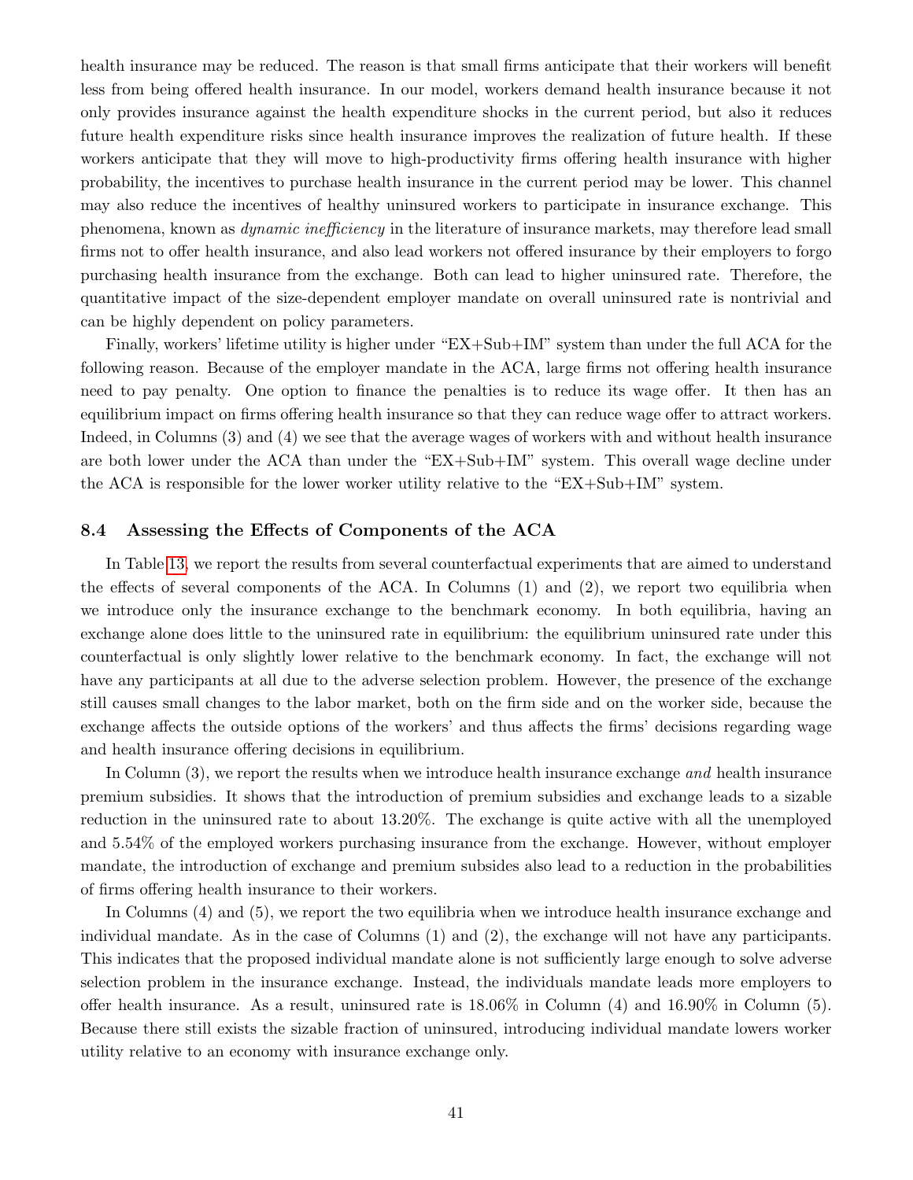health insurance may be reduced. The reason is that small firms anticipate that their workers will benefit less from being offered health insurance. In our model, workers demand health insurance because it not only provides insurance against the health expenditure shocks in the current period, but also it reduces future health expenditure risks since health insurance improves the realization of future health. If these workers anticipate that they will move to high-productivity firms offering health insurance with higher probability, the incentives to purchase health insurance in the current period may be lower. This channel may also reduce the incentives of healthy uninsured workers to participate in insurance exchange. This phenomena, known as *dynamic inefficiency* in the literature of insurance markets, may therefore lead small firms not to offer health insurance, and also lead workers not offered insurance by their employers to forgo purchasing health insurance from the exchange. Both can lead to higher uninsured rate. Therefore, the quantitative impact of the size-dependent employer mandate on overall uninsured rate is nontrivial and can be highly dependent on policy parameters.

Finally, workers' lifetime utility is higher under "EX+Sub+IM" system than under the full ACA for the following reason. Because of the employer mandate in the ACA, large firms not offering health insurance need to pay penalty. One option to finance the penalties is to reduce its wage offer. It then has an equilibrium impact on firms offering health insurance so that they can reduce wage offer to attract workers. Indeed, in Columns (3) and (4) we see that the average wages of workers with and without health insurance are both lower under the ACA than under the "EX+Sub+IM" system. This overall wage decline under the ACA is responsible for the lower worker utility relative to the "EX+Sub+IM" system.

### 8.4 Assessing the Effects of Components of the ACA

In Table 13, we report the results from several counterfactual experiments that are aimed to understand the effects of several components of the ACA. In Columns (1) and (2), we report two equilibria when we introduce only the insurance exchange to the benchmark economy. In both equilibria, having an exchange alone does little to the uninsured rate in equilibrium: the equilibrium uninsured rate under this counterfactual is only slightly lower relative to the benchmark economy. In fact, the exchange will not have any participants at all due to the adverse selection problem. However, the presence of the exchange still causes small changes to the labor market, both on the firm side and on the worker side, because the exchange affects the outside options of the workers' and thus affects the firms' decisions regarding wage and health insurance offering decisions in equilibrium.

In Column (3), we report the results when we introduce health insurance exchange *and* health insurance premium subsidies. It shows that the introduction of premium subsidies and exchange leads to a sizable reduction in the uninsured rate to about 13.20%. The exchange is quite active with all the unemployed and 5.54% of the employed workers purchasing insurance from the exchange. However, without employer mandate, the introduction of exchange and premium subsides also lead to a reduction in the probabilities of firms offering health insurance to their workers.

In Columns (4) and (5), we report the two equilibria when we introduce health insurance exchange and individual mandate. As in the case of Columns (1) and (2), the exchange will not have any participants. This indicates that the proposed individual mandate alone is not sufficiently large enough to solve adverse selection problem in the insurance exchange. Instead, the individuals mandate leads more employers to offer health insurance. As a result, uninsured rate is 18.06% in Column (4) and 16.90% in Column (5). Because there still exists the sizable fraction of uninsured, introducing individual mandate lowers worker utility relative to an economy with insurance exchange only.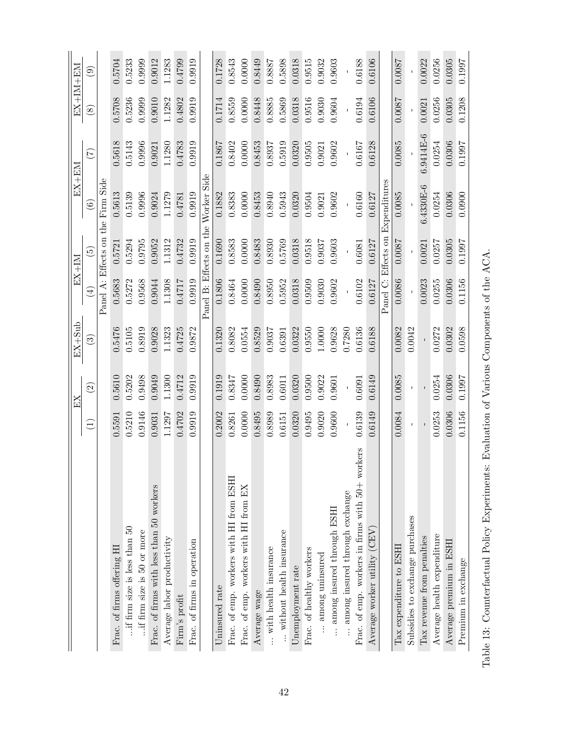| | EX | | EX+Sub | EX+IM | | EX+EM | | EX+IM+EM | |
|---|---|---|---|---|---|---|---|---|---|
| | (1) | (2) | (3) | (4) | (5) | (6) | (7) | (8) | (9) |
| **Panel A: Effects on the Firm Side** | | | | | | | | | |
| Frac. of firms offering HI | 0.5591 | 0.5610 | 0.5476 | 0.5683 | 0.5721 | 0.5613 | 0.5618 | 0.5708 | 0.5704 |
| ...if firm size is less than 50 | 0.5210 | 0.5202 | 0.5105 | 0.5272 | 0.5294 | 0.5139 | 0.5143 | 0.5236 | 0.5233 |
| ...if firm size is 50 or more | 0.9146 | 0.9498 | 0.8919 | 0.9568 | 0.9795 | 0.9996 | 0.9996 | 0.9999 | 0.9999 |
| Frac. of firms with less than 50 workers | 0.9031 | 0.9049 | 0.9028 | 0.9044 | 0.9052 | 0.9024 | 0.9021 | 0.9010 | 0.9012 |
| Average labor productivity | 1.1297 | 1.1300 | 1.1323 | 1.1308 | 1.1312 | 1.1279 | 1.1280 | 1.1282 | 1.1283 |
| Firm's profit | 0.4702 | 0.4712 | 0.4725 | 0.4717 | 0.4732 | 0.4781 | 0.4783 | 0.4802 | 0.4799 |
| Frac. of firms in operation | 0.9919 | 0.9919 | 0.9872 | 0.9919 | 0.9919 | 0.9919 | 0.9919 | 0.9919 | 0.9919 |
| **Panel B: Effects on the Worker Side** | | | | | | | | | |
| Uninsured rate | 0.2002 | 0.1919 | 0.1320 | 0.1806 | 0.1690 | 0.1882 | 0.1867 | 0.1714 | 0.1728 |
| Frac. of emp. workers with HI from ESHI | 0.8261 | 0.8347 | 0.8082 | 0.8464 | 0.8583 | 0.8383 | 0.8402 | 0.8559 | 0.8543 |
| Frac. of emp. workers with HI from EX | 0.0000 | 0.0000 | 0.0554 | 0.0000 | 0.0000 | 0.0000 | 0.0000 | 0.0000 | 0.0000 |
| Average wage | 0.8495 | 0.8490 | 0.8529 | 0.8490 | 0.8483 | 0.8453 | 0.8453 | 0.8448 | 0.8449 |
| ... with health insurance | 0.8989 | 0.8983 | 0.9037 | 0.8950 | 0.8930 | 0.8940 | 0.8937 | 0.8885 | 0.8887 |
| ... without health insurance | 0.6151 | 0.6011 | 0.6391 | 0.5952 | 0.5769 | 0.5943 | 0.5919 | 0.5869 | 0.5898 |
| Unemployment rate | 0.0320 | 0.0320 | 0.0322 | 0.0318 | 0.0318 | 0.0320 | 0.0320 | 0.0318 | 0.0318 |
| Frac. of healthy workers | 0.9495 | 0.9500 | 0.9550 | 0.9509 | 0.9518 | 0.9504 | 0.9505 | 0.9516 | 0.9515 |
| ... among uninsured | 0.9020 | 0.9022 | 1.0000 | 0.9030 | 0.9037 | 0.9021 | 0.9021 | 0.9030 | 0.9032 |
| ... among insured through ESHI | 0.9600 | 0.9601 | 0.9628 | 0.9602 | 0.9603 | 0.9602 | 0.9602 | 0.9604 | 0.9603 |
| ... among insured through exchange | - | - | 0.7280 | - | - | - | - | - | - |
| Frac. of emp. workers in firms with 50+ workers | 0.6139 | 0.6091 | 0.6136 | 0.6102 | 0.6081 | 0.6160 | 0.6167 | 0.6194 | 0.6188 |
| Average worker utility (CEV) | 0.6149 | 0.6149 | 0.6188 | 0.6127 | 0.6127 | 0.6127 | 0.6128 | 0.6106 | 0.6106 |
| **Panel C: Effects on Expenditures** | | | | | | | | | |
| Tax expenditure to ESHI | 0.0084 | 0.0085 | 0.0082 | 0.0086 | 0.0087 | 0.0085 | 0.0085 | 0.0087 | 0.0087 |
| Subsidies to exchange purchases | - | - | 0.0042 | - | - | - | - | - | - |
| Tax revenue from penalties | - | - | - | 0.0023 | 0.0021 | 6.4330E-6 | 6.9414E-6 | 0.0021 | 0.0022 |
| Average health expenditure | 0.0253 | 0.0254 | 0.0272 | 0.0255 | 0.0257 | 0.0254 | 0.0254 | 0.0256 | 0.0256 |
| Average premium in ESHI | 0.0306 | 0.0306 | 0.0302 | 0.0306 | 0.0305 | 0.0306 | 0.0306 | 0.0305 | 0.0305 |
| Premium in exchange | 0.1156 | 0.1997 | 0.0598 | 0.1156 | 0.1997 | 0.0900 | 0.1997 | 0.1208 | 0.1997 |

Table 13: Counterfactual Policy Experiments: Evaluation of Various Components of the ACA.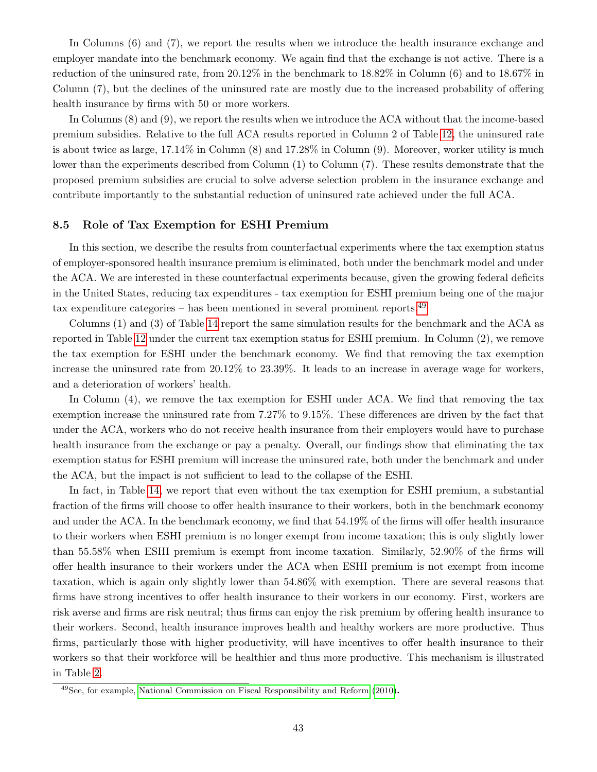In Columns (6) and (7), we report the results when we introduce the health insurance exchange and employer mandate into the benchmark economy. We again find that the exchange is not active. There is a reduction of the uninsured rate, from 20.12% in the benchmark to 18.82% in Column (6) and to 18.67% in Column (7), but the declines of the uninsured rate are mostly due to the increased probability of offering health insurance by firms with 50 or more workers.

In Columns (8) and (9), we report the results when we introduce the ACA without that the income-based premium subsidies. Relative to the full ACA results reported in Column 2 of Table 12, the uninsured rate is about twice as large, 17.14% in Column (8) and 17.28% in Column (9). Moreover, worker utility is much lower than the experiments described from Column (1) to Column (7). These results demonstrate that the proposed premium subsidies are crucial to solve adverse selection problem in the insurance exchange and contribute importantly to the substantial reduction of uninsured rate achieved under the full ACA.

### 8.5 Role of Tax Exemption for ESHI Premium

In this section, we describe the results from counterfactual experiments where the tax exemption status of employer-sponsored health insurance premium is eliminated, both under the benchmark model and under the ACA. We are interested in these counterfactual experiments because, given the growing federal deficits in the United States, reducing tax expenditures - tax exemption for ESHI premium being one of the major tax expenditure categories – has been mentioned in several prominent reports.[49]

Columns (1) and (3) of Table 14 report the same simulation results for the benchmark and the ACA as reported in Table 12 under the current tax exemption status for ESHI premium. In Column (2), we remove the tax exemption for ESHI under the benchmark economy. We find that removing the tax exemption increase the uninsured rate from 20.12% to 23.39%. It leads to an increase in average wage for workers, and a deterioration of workers' health.

In Column (4), we remove the tax exemption for ESHI under ACA. We find that removing the tax exemption increase the uninsured rate from 7.27% to 9.15%. These differences are driven by the fact that under the ACA, workers who do not receive health insurance from their employers would have to purchase health insurance from the exchange or pay a penalty. Overall, our findings show that eliminating the tax exemption status for ESHI premium will increase the uninsured rate, both under the benchmark and under the ACA, but the impact is not sufficient to lead to the collapse of the ESHI.

In fact, in Table 14, we report that even without the tax exemption for ESHI premium, a substantial fraction of the firms will choose to offer health insurance to their workers, both in the benchmark economy and under the ACA. In the benchmark economy, we find that 54.19% of the firms will offer health insurance to their workers when ESHI premium is no longer exempt from income taxation; this is only slightly lower than 55.58% when ESHI premium is exempt from income taxation. Similarly, 52.90% of the firms will offer health insurance to their workers under the ACA when ESHI premium is not exempt from income taxation, which is again only slightly lower than 54.86% with exemption. There are several reasons that firms have strong incentives to offer health insurance to their workers in our economy. First, workers are risk averse and firms are risk neutral; thus firms can enjoy the risk premium by offering health insurance to their workers. Second, health insurance improves health and healthy workers are more productive. Thus firms, particularly those with higher productivity, will have incentives to offer health insurance to their workers so that their workforce will be healthier and thus more productive. This mechanism is illustrated in Table 2.

[49] See, for example, National Commission on Fiscal Responsibility and Reform (2010).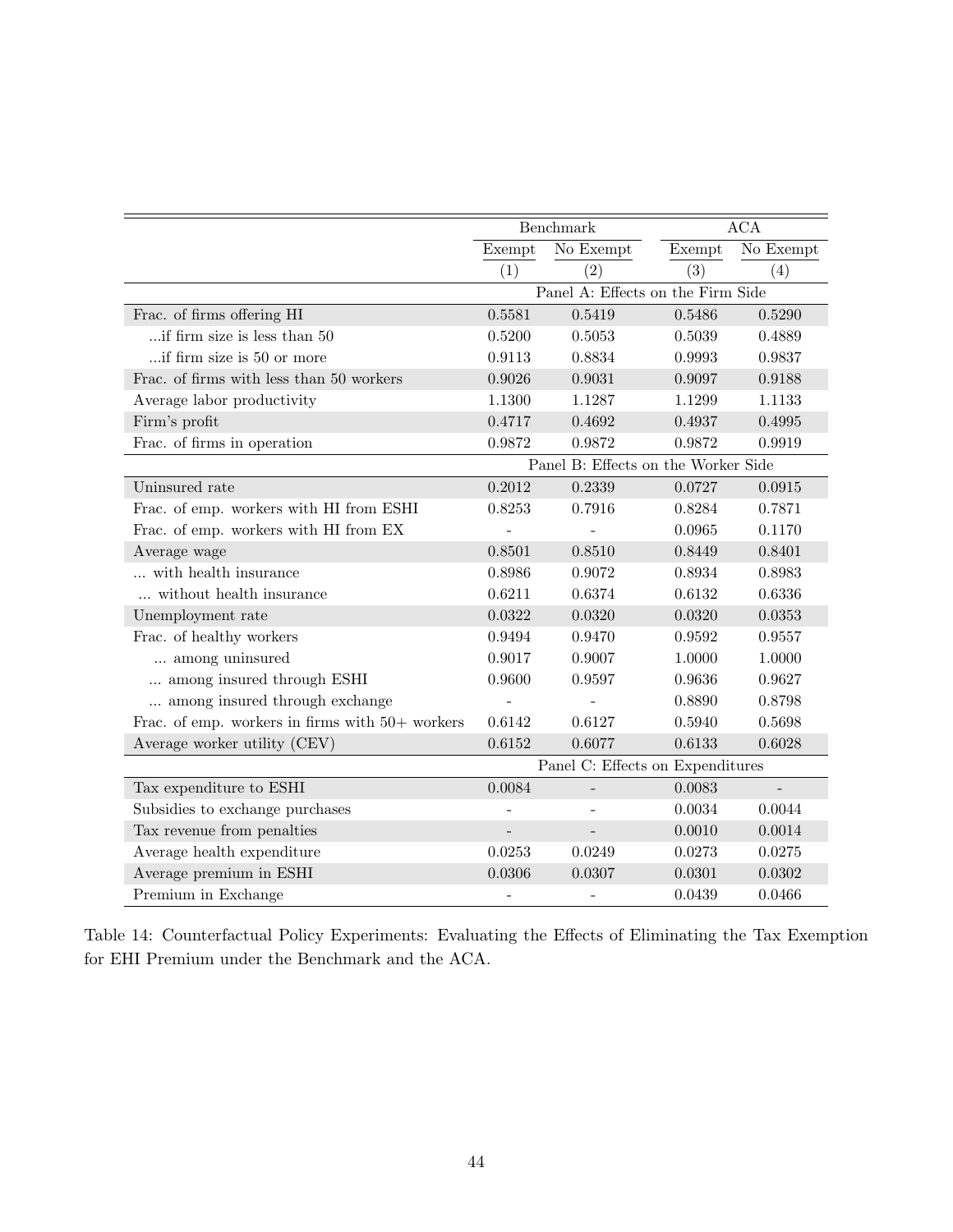| | Benchmark | | ACA | |
|---|---|---|---|---|
| | Exempt | No Exempt | Exempt | No Exempt |
| | (1) | (2) | (3) | (4) |
| | Panel A: Effects on the Firm Side | | | |
| Frac. of firms offering HI | 0.5581 | 0.5419 | 0.5486 | 0.5290 |
| ...if firm size is less than 50 | 0.5200 | 0.5053 | 0.5039 | 0.4889 |
| ...if firm size is 50 or more | 0.9113 | 0.8834 | 0.9993 | 0.9837 |
| Frac. of firms with less than 50 workers | 0.9026 | 0.9031 | 0.9097 | 0.9188 |
| Average labor productivity | 1.1300 | 1.1287 | 1.1299 | 1.1133 |
| Firm's profit | 0.4717 | 0.4692 | 0.4937 | 0.4995 |
| Frac. of firms in operation | 0.9872 | 0.9872 | 0.9872 | 0.9919 |
| | Panel B: Effects on the Worker Side | | | |
| Uninsured rate | 0.2012 | 0.2339 | 0.0727 | 0.0915 |
| Frac. of emp. workers with HI from ESHI | 0.8253 | 0.7916 | 0.8284 | 0.7871 |
| Frac. of emp. workers with HI from EX | - | - | 0.0965 | 0.1170 |
| Average wage | 0.8501 | 0.8510 | 0.8449 | 0.8401 |
| ... with health insurance | 0.8986 | 0.9072 | 0.8934 | 0.8983 |
| ... without health insurance | 0.6211 | 0.6374 | 0.6132 | 0.6336 |
| Unemployment rate | 0.0322 | 0.0320 | 0.0320 | 0.0353 |
| Frac. of healthy workers | 0.9494 | 0.9470 | 0.9592 | 0.9557 |
| ... among uninsured | 0.9017 | 0.9007 | 1.0000 | 1.0000 |
| ... among insured through ESHI | 0.9600 | 0.9597 | 0.9636 | 0.9627 |
| ... among insured through exchange | - | - | 0.8890 | 0.8798 |
| Frac. of emp. workers in firms with 50+ workers | 0.6142 | 0.6127 | 0.5940 | 0.5698 |
| Average worker utility (CEV) | 0.6152 | 0.6077 | 0.6133 | 0.6028 |
| | Panel C: Effects on Expenditures | | | |
| Tax expenditure to ESHI | 0.0084 | - | 0.0083 | - |
| Subsidies to exchange purchases | - | - | 0.0034 | 0.0044 |
| Tax revenue from penalties | - | - | 0.0010 | 0.0014 |
| Average health expenditure | 0.0253 | 0.0249 | 0.0273 | 0.0275 |
| Average premium in ESHI | 0.0306 | 0.0307 | 0.0301 | 0.0302 |
| Premium in Exchange | - | - | 0.0439 | 0.0466 |

Table 14: Counterfactual Policy Experiments: Evaluating the Effects of Eliminating the Tax Exemption for EHI Premium under the Benchmark and the ACA.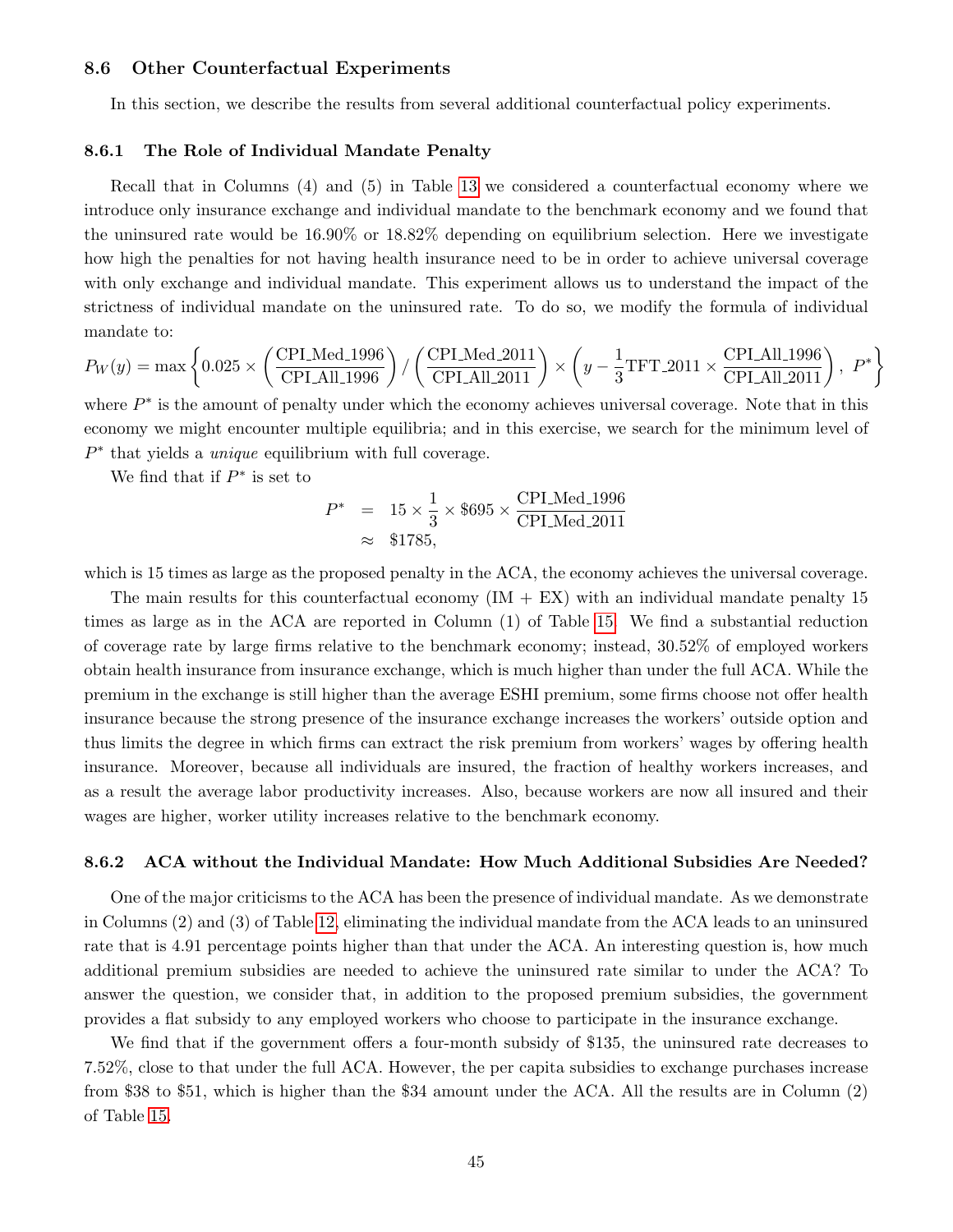### 8.6 Other Counterfactual Experiments

In this section, we describe the results from several additional counterfactual policy experiments.

#### 8.6.1 The Role of Individual Mandate Penalty

Recall that in Columns (4) and (5) in Table 13 we considered a counterfactual economy where we introduce only insurance exchange and individual mandate to the benchmark economy and we found that the uninsured rate would be 16.90% or 18.82% depending on equilibrium selection. Here we investigate how high the penalties for not having health insurance need to be in order to achieve universal coverage with only exchange and individual mandate. This experiment allows us to understand the impact of the strictness of individual mandate on the uninsured rate. To do so, we modify the formula of individual mandate to:

$$P_W(y) = \max\left\{0.025 \times \left(\frac{\text{CPI\_Med\_1996}}{\text{CPI\_All\_1996}}\right) / \left(\frac{\text{CPI\_Med\_2011}}{\text{CPI\_All\_2011}}\right) \times \left(y - \frac{1}{3}\text{TFT\_2011} \times \frac{\text{CPI\_All\_1996}}{\text{CPI\_All\_2011}}\right),\ P^*\right\}$$

where $P^*$ is the amount of penalty under which the economy achieves universal coverage. Note that in this economy we might encounter multiple equilibria; and in this exercise, we search for the minimum level of $P^*$ that yields a *unique* equilibrium with full coverage.

We find that if $P^*$ is set to

$$\begin{aligned} P^* &= 15 \times \frac{1}{3} \times \$695 \times \frac{\text{CPI\_Med\_1996}}{\text{CPI\_Med\_2011}} \\ &\approx \$1785, \end{aligned}$$

which is 15 times as large as the proposed penalty in the ACA, the economy achieves the universal coverage.

The main results for this counterfactual economy (IM + EX) with an individual mandate penalty 15 times as large as in the ACA are reported in Column (1) of Table 15. We find a substantial reduction of coverage rate by large firms relative to the benchmark economy; instead, 30.52% of employed workers obtain health insurance from insurance exchange, which is much higher than under the full ACA. While the premium in the exchange is still higher than the average ESHI premium, some firms choose not offer health insurance because the strong presence of the insurance exchange increases the workers' outside option and thus limits the degree in which firms can extract the risk premium from workers' wages by offering health insurance. Moreover, because all individuals are insured, the fraction of healthy workers increases, and as a result the average labor productivity increases. Also, because workers are now all insured and their wages are higher, worker utility increases relative to the benchmark economy.

#### 8.6.2 ACA without the Individual Mandate: How Much Additional Subsidies Are Needed?

One of the major criticisms to the ACA has been the presence of individual mandate. As we demonstrate in Columns (2) and (3) of Table 12, eliminating the individual mandate from the ACA leads to an uninsured rate that is 4.91 percentage points higher than that under the ACA. An interesting question is, how much additional premium subsidies are needed to achieve the uninsured rate similar to under the ACA? To answer the question, we consider that, in addition to the proposed premium subsidies, the government provides a flat subsidy to any employed workers who choose to participate in the insurance exchange.

We find that if the government offers a four-month subsidy of $135, the uninsured rate decreases to 7.52%, close to that under the full ACA. However, the per capita subsidies to exchange purchases increase from $38 to $51, which is higher than the $34 amount under the ACA. All the results are in Column (2) of Table 15.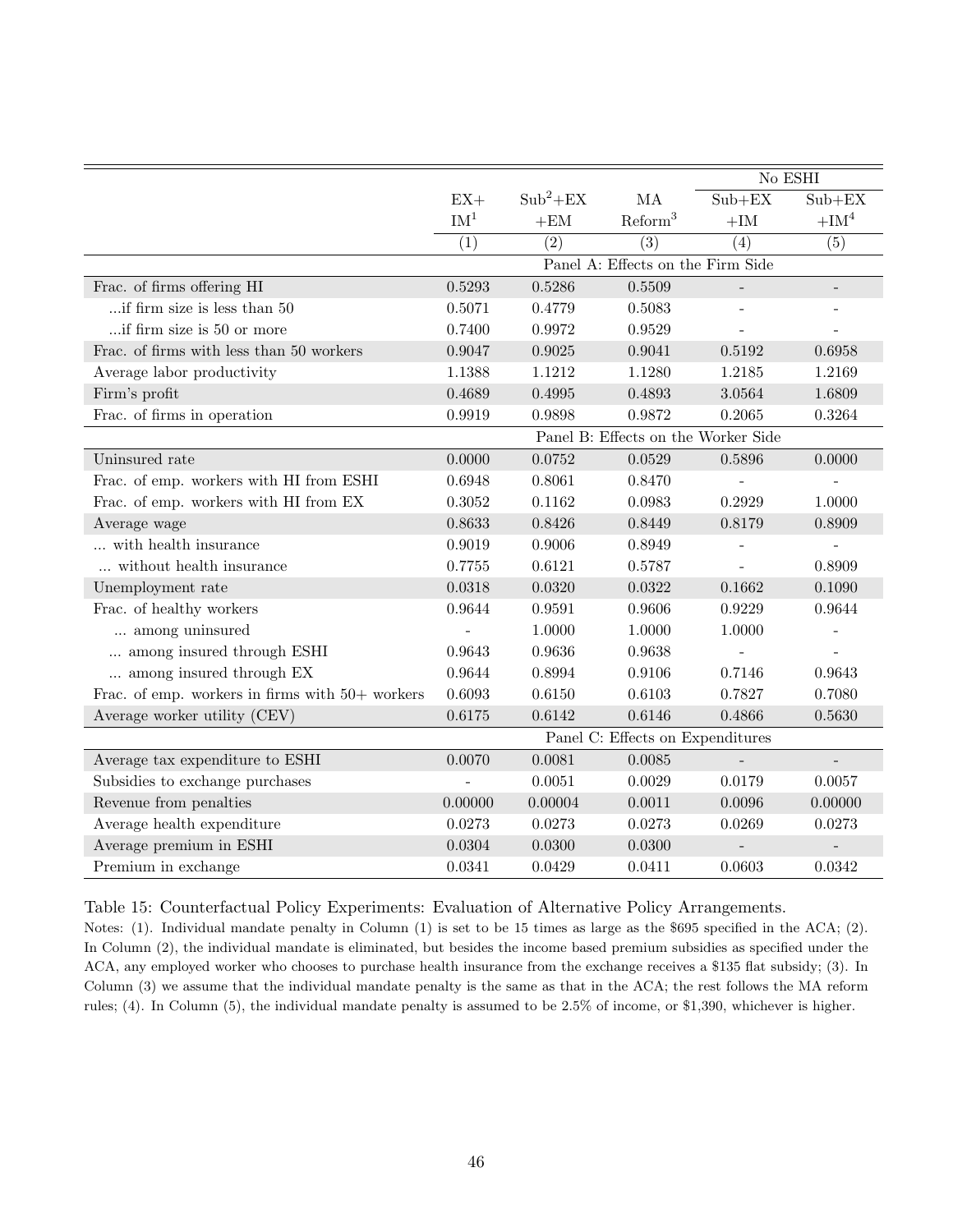| | EX+ IM[1] | $Sub^2$+EX +EM | MA Reform[3] | No ESHI Sub+EX +IM | No ESHI Sub+EX +IM[4] |
|---|---|---|---|---|---|
| | (1) | (2) | (3) | (4) | (5) |
| **Panel A: Effects on the Firm Side** | | | | | |
| Frac. of firms offering HI | 0.5293 | 0.5286 | 0.5509 | - | - |
| ...if firm size is less than 50 | 0.5071 | 0.4779 | 0.5083 | - | - |
| ...if firm size is 50 or more | 0.7400 | 0.9972 | 0.9529 | - | - |
| Frac. of firms with less than 50 workers | 0.9047 | 0.9025 | 0.9041 | 0.5192 | 0.6958 |
| Average labor productivity | 1.1388 | 1.1212 | 1.1280 | 1.2185 | 1.2169 |
| Firm's profit | 0.4689 | 0.4995 | 0.4893 | 3.0564 | 1.6809 |
| Frac. of firms in operation | 0.9919 | 0.9898 | 0.9872 | 0.2065 | 0.3264 |
| **Panel B: Effects on the Worker Side** | | | | | |
| Uninsured rate | 0.0000 | 0.0752 | 0.0529 | 0.5896 | 0.0000 |
| Frac. of emp. workers with HI from ESHI | 0.6948 | 0.8061 | 0.8470 | - | - |
| Frac. of emp. workers with HI from EX | 0.3052 | 0.1162 | 0.0983 | 0.2929 | 1.0000 |
| Average wage | 0.8633 | 0.8426 | 0.8449 | 0.8179 | 0.8909 |
| ... with health insurance | 0.9019 | 0.9006 | 0.8949 | - | - |
| ... without health insurance | 0.7755 | 0.6121 | 0.5787 | - | 0.8909 |
| Unemployment rate | 0.0318 | 0.0320 | 0.0322 | 0.1662 | 0.1090 |
| Frac. of healthy workers | 0.9644 | 0.9591 | 0.9606 | 0.9229 | 0.9644 |
| ... among uninsured | - | 1.0000 | 1.0000 | 1.0000 | - |
| ... among insured through ESHI | 0.9643 | 0.9636 | 0.9638 | - | - |
| ... among insured through EX | 0.9644 | 0.8994 | 0.9106 | 0.7146 | 0.9643 |
| Frac. of emp. workers in firms with 50+ workers | 0.6093 | 0.6150 | 0.6103 | 0.7827 | 0.7080 |
| Average worker utility (CEV) | 0.6175 | 0.6142 | 0.6146 | 0.4866 | 0.5630 |
| **Panel C: Effects on Expenditures** | | | | | |
| Average tax expenditure to ESHI | 0.0070 | 0.0081 | 0.0085 | - | - |
| Subsidies to exchange purchases | - | 0.0051 | 0.0029 | 0.0179 | 0.0057 |
| Revenue from penalties | 0.00000 | 0.00004 | 0.0011 | 0.0096 | 0.00000 |
| Average health expenditure | 0.0273 | 0.0273 | 0.0273 | 0.0269 | 0.0273 |
| Average premium in ESHI | 0.0304 | 0.0300 | 0.0300 | - | - |
| Premium in exchange | 0.0341 | 0.0429 | 0.0411 | 0.0603 | 0.0342 |

Table 15: Counterfactual Policy Experiments: Evaluation of Alternative Policy Arrangements.

Notes: (1). Individual mandate penalty in Column (1) is set to be 15 times as large as the $695 specified in the ACA; (2). In Column (2), the individual mandate is eliminated, but besides the income based premium subsidies as specified under the ACA, any employed worker who chooses to purchase health insurance from the exchange receives a $135 flat subsidy; (3). In Column (3) we assume that the individual mandate penalty is the same as that in the ACA; the rest follows the MA reform rules; (4). In Column (5), the individual mandate penalty is assumed to be 2.5% of income, or $1,390, whichever is higher.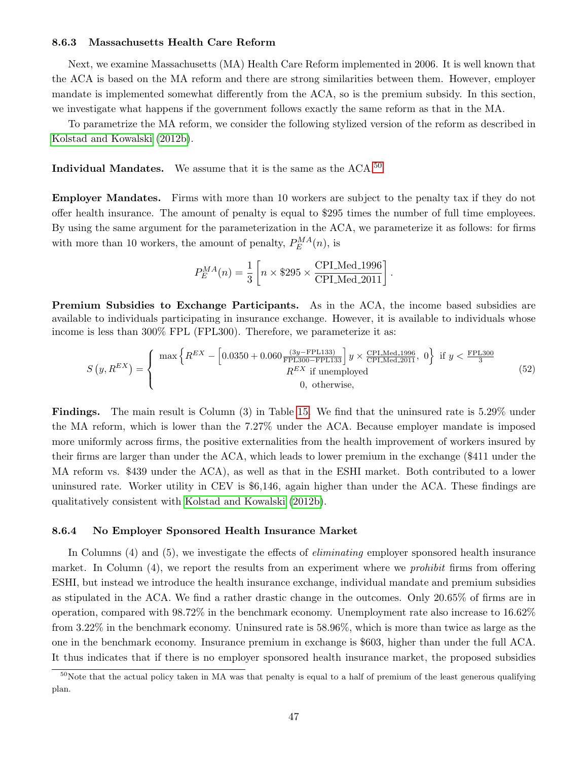#### 8.6.3 Massachusetts Health Care Reform

Next, we examine Massachusetts (MA) Health Care Reform implemented in 2006. It is well known that the ACA is based on the MA reform and there are strong similarities between them. However, employer mandate is implemented somewhat differently from the ACA, so is the premium subsidy. In this section, we investigate what happens if the government follows exactly the same reform as that in the MA.

To parametrize the MA reform, we consider the following stylized version of the reform as described in Kolstad and Kowalski (2012b).

**Individual Mandates.** We assume that it is the same as the ACA.[50]

**Employer Mandates.** Firms with more than 10 workers are subject to the penalty tax if they do not offer health insurance. The amount of penalty is equal to \$295 times the number of full time employees. By using the same argument for the parameterization in the ACA, we parameterize it as follows: for firms with more than 10 workers, the amount of penalty, $P_E^{MA}(n)$, is

$$P_E^{MA}(n) = \frac{1}{3}\left[n \times \$295 \times \frac{\text{CPI\_Med\_1996}}{\text{CPI\_Med\_2011}}\right].$$

**Premium Subsidies to Exchange Participants.** As in the ACA, the income based subsidies are available to individuals participating in insurance exchange. However, it is available to individuals whose income is less than 300% FPL (FPL300). Therefore, we parameterize it as:

$$S\left(y, R^{EX}\right) = \begin{cases} \max\left\{R^{EX} - \left[0.0350 + 0.060\frac{(3y - \text{FPL133})}{\text{FPL300} - \text{FPL133}}\right] y \times \frac{\text{CPI\_Med\_1996}}{\text{CPI\_Med\_2011}},\ 0\right\} & \text{if } y < \frac{\text{FPL300}}{3} \\ R^{EX} & \text{if unemployed} \\ 0, & \text{otherwise,} \end{cases} \tag{52}$$

**Findings.** The main result is Column (3) in Table 15. We find that the uninsured rate is 5.29% under the MA reform, which is lower than the 7.27% under the ACA. Because employer mandate is imposed more uniformly across firms, the positive externalities from the health improvement of workers insured by their firms are larger than under the ACA, which leads to lower premium in the exchange (\$411 under the MA reform vs. \$439 under the ACA), as well as that in the ESHI market. Both contributed to a lower uninsured rate. Worker utility in CEV is \$6,146, again higher than under the ACA. These findings are qualitatively consistent with Kolstad and Kowalski (2012b).

#### 8.6.4 No Employer Sponsored Health Insurance Market

In Columns (4) and (5), we investigate the effects of *eliminating* employer sponsored health insurance market. In Column (4), we report the results from an experiment where we *prohibit* firms from offering ESHI, but instead we introduce the health insurance exchange, individual mandate and premium subsidies as stipulated in the ACA. We find a rather drastic change in the outcomes. Only 20.65% of firms are in operation, compared with 98.72% in the benchmark economy. Unemployment rate also increase to 16.62% from 3.22% in the benchmark economy. Uninsured rate is 58.96%, which is more than twice as large as the one in the benchmark economy. Insurance premium in exchange is \$603, higher than under the full ACA. It thus indicates that if there is no employer sponsored health insurance market, the proposed subsidies

[50] Note that the actual policy taken in MA was that penalty is equal to a half of premium of the least generous qualifying plan.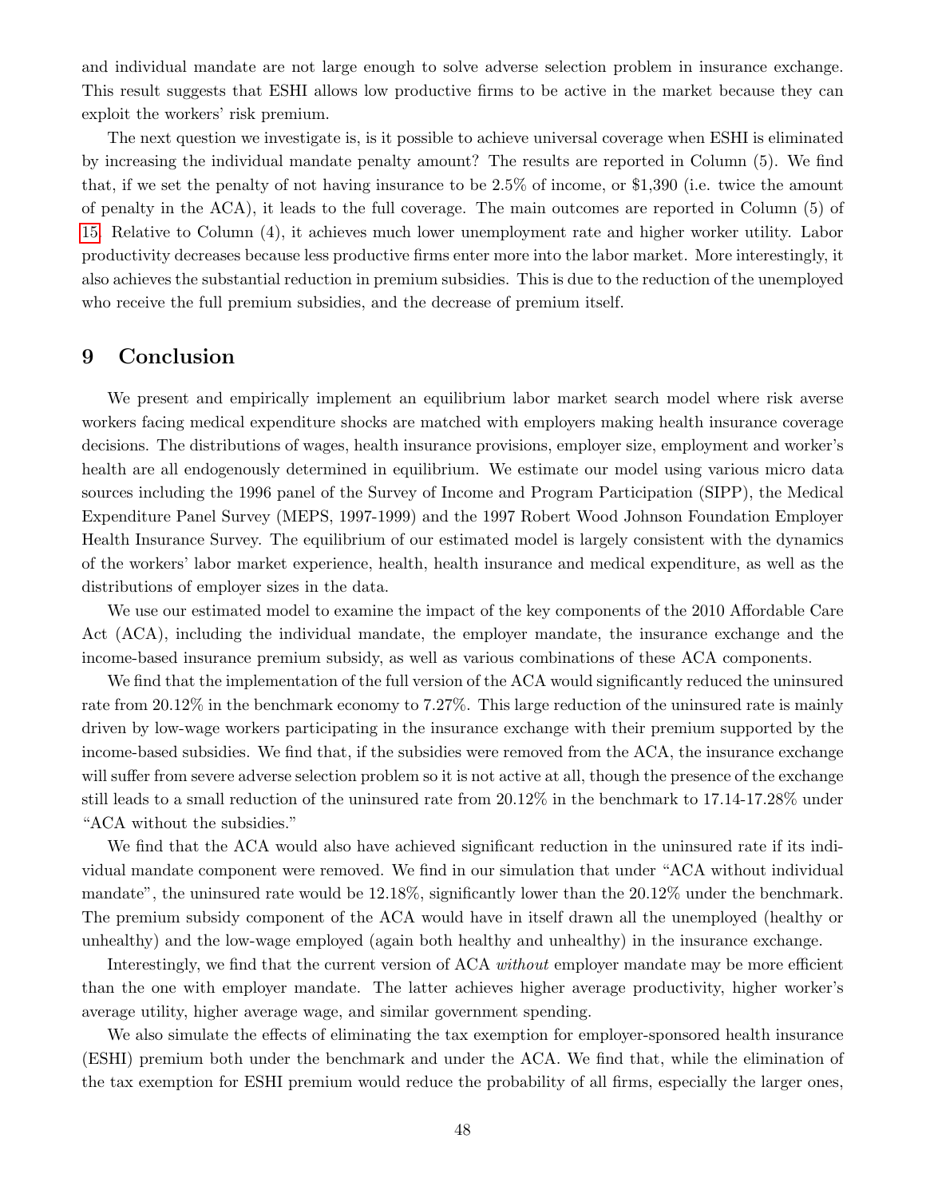and individual mandate are not large enough to solve adverse selection problem in insurance exchange. This result suggests that ESHI allows low productive firms to be active in the market because they can exploit the workers' risk premium.

The next question we investigate is, is it possible to achieve universal coverage when ESHI is eliminated by increasing the individual mandate penalty amount? The results are reported in Column (5). We find that, if we set the penalty of not having insurance to be 2.5% of income, or $1,390 (i.e. twice the amount of penalty in the ACA), it leads to the full coverage. The main outcomes are reported in Column (5) of 15. Relative to Column (4), it achieves much lower unemployment rate and higher worker utility. Labor productivity decreases because less productive firms enter more into the labor market. More interestingly, it also achieves the substantial reduction in premium subsidies. This is due to the reduction of the unemployed who receive the full premium subsidies, and the decrease of premium itself.

# 9 Conclusion

We present and empirically implement an equilibrium labor market search model where risk averse workers facing medical expenditure shocks are matched with employers making health insurance coverage decisions. The distributions of wages, health insurance provisions, employer size, employment and worker's health are all endogenously determined in equilibrium. We estimate our model using various micro data sources including the 1996 panel of the Survey of Income and Program Participation (SIPP), the Medical Expenditure Panel Survey (MEPS, 1997-1999) and the 1997 Robert Wood Johnson Foundation Employer Health Insurance Survey. The equilibrium of our estimated model is largely consistent with the dynamics of the workers' labor market experience, health, health insurance and medical expenditure, as well as the distributions of employer sizes in the data.

We use our estimated model to examine the impact of the key components of the 2010 Affordable Care Act (ACA), including the individual mandate, the employer mandate, the insurance exchange and the income-based insurance premium subsidy, as well as various combinations of these ACA components.

We find that the implementation of the full version of the ACA would significantly reduced the uninsured rate from 20.12% in the benchmark economy to 7.27%. This large reduction of the uninsured rate is mainly driven by low-wage workers participating in the insurance exchange with their premium supported by the income-based subsidies. We find that, if the subsidies were removed from the ACA, the insurance exchange will suffer from severe adverse selection problem so it is not active at all, though the presence of the exchange still leads to a small reduction of the uninsured rate from 20.12% in the benchmark to 17.14-17.28% under "ACA without the subsidies."

We find that the ACA would also have achieved significant reduction in the uninsured rate if its individual mandate component were removed. We find in our simulation that under "ACA without individual mandate", the uninsured rate would be 12.18%, significantly lower than the 20.12% under the benchmark. The premium subsidy component of the ACA would have in itself drawn all the unemployed (healthy or unhealthy) and the low-wage employed (again both healthy and unhealthy) in the insurance exchange.

Interestingly, we find that the current version of ACA *without* employer mandate may be more efficient than the one with employer mandate. The latter achieves higher average productivity, higher worker's average utility, higher average wage, and similar government spending.

We also simulate the effects of eliminating the tax exemption for employer-sponsored health insurance (ESHI) premium both under the benchmark and under the ACA. We find that, while the elimination of the tax exemption for ESHI premium would reduce the probability of all firms, especially the larger ones,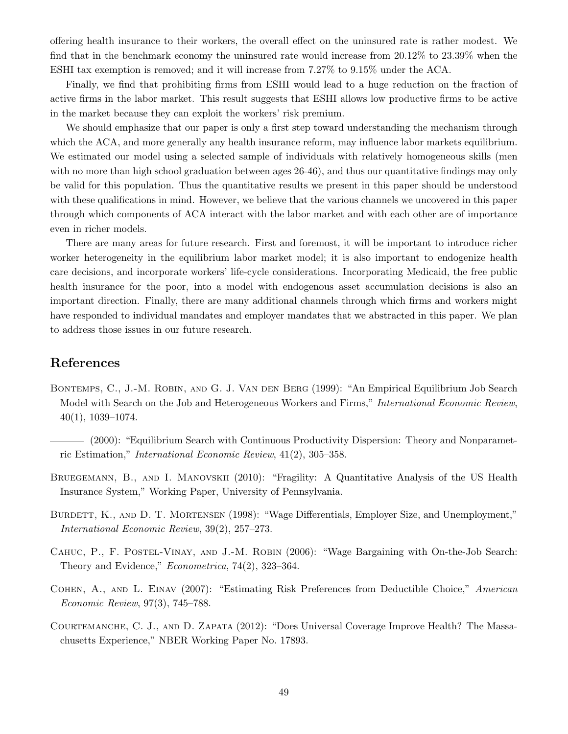offering health insurance to their workers, the overall effect on the uninsured rate is rather modest. We find that in the benchmark economy the uninsured rate would increase from 20.12% to 23.39% when the ESHI tax exemption is removed; and it will increase from 7.27% to 9.15% under the ACA.

Finally, we find that prohibiting firms from ESHI would lead to a huge reduction on the fraction of active firms in the labor market. This result suggests that ESHI allows low productive firms to be active in the market because they can exploit the workers' risk premium.

We should emphasize that our paper is only a first step toward understanding the mechanism through which the ACA, and more generally any health insurance reform, may influence labor markets equilibrium. We estimated our model using a selected sample of individuals with relatively homogeneous skills (men with no more than high school graduation between ages 26-46), and thus our quantitative findings may only be valid for this population. Thus the quantitative results we present in this paper should be understood with these qualifications in mind. However, we believe that the various channels we uncovered in this paper through which components of ACA interact with the labor market and with each other are of importance even in richer models.

There are many areas for future research. First and foremost, it will be important to introduce richer worker heterogeneity in the equilibrium labor market model; it is also important to endogenize health care decisions, and incorporate workers' life-cycle considerations. Incorporating Medicaid, the free public health insurance for the poor, into a model with endogenous asset accumulation decisions is also an important direction. Finally, there are many additional channels through which firms and workers might have responded to individual mandates and employer mandates that we abstracted in this paper. We plan to address those issues in our future research.

# References

Bontemps, C., J.-M. Robin, and G. J. Van den Berg (1999): "An Empirical Equilibrium Job Search Model with Search on the Job and Heterogeneous Workers and Firms," *International Economic Review*, 40(1), 1039–1074.

——— (2000): "Equilibrium Search with Continuous Productivity Dispersion: Theory and Nonparametric Estimation," *International Economic Review*, 41(2), 305–358.

Bruegemann, B., and I. Manovskii (2010): "Fragility: A Quantitative Analysis of the US Health Insurance System," Working Paper, University of Pennsylvania.

Burdett, K., and D. T. Mortensen (1998): "Wage Differentials, Employer Size, and Unemployment," *International Economic Review*, 39(2), 257–273.

Cahuc, P., F. Postel-Vinay, and J.-M. Robin (2006): "Wage Bargaining with On-the-Job Search: Theory and Evidence," *Econometrica*, 74(2), 323–364.

Cohen, A., and L. Einav (2007): "Estimating Risk Preferences from Deductible Choice," *American Economic Review*, 97(3), 745–788.

Courtemanche, C. J., and D. Zapata (2012): "Does Universal Coverage Improve Health? The Massachusetts Experience," NBER Working Paper No. 17893.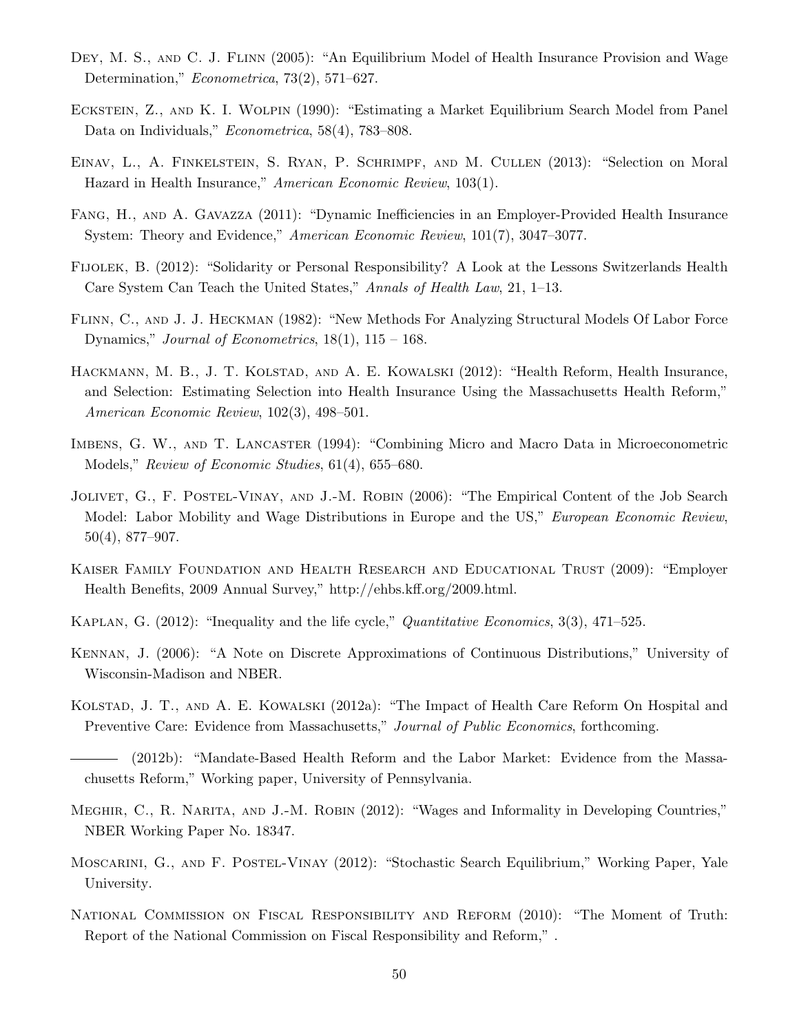Dey, M. S., and C. J. Flinn (2005): "An Equilibrium Model of Health Insurance Provision and Wage Determination," *Econometrica*, 73(2), 571–627.

Eckstein, Z., and K. I. Wolpin (1990): "Estimating a Market Equilibrium Search Model from Panel Data on Individuals," *Econometrica*, 58(4), 783–808.

Einav, L., A. Finkelstein, S. Ryan, P. Schrimpf, and M. Cullen (2013): "Selection on Moral Hazard in Health Insurance," *American Economic Review*, 103(1).

Fang, H., and A. Gavazza (2011): "Dynamic Inefficiencies in an Employer-Provided Health Insurance System: Theory and Evidence," *American Economic Review*, 101(7), 3047–3077.

Fijolek, B. (2012): "Solidarity or Personal Responsibility? A Look at the Lessons Switzerlands Health Care System Can Teach the United States," *Annals of Health Law*, 21, 1–13.

Flinn, C., and J. J. Heckman (1982): "New Methods For Analyzing Structural Models Of Labor Force Dynamics," *Journal of Econometrics*, 18(1), 115 – 168.

Hackmann, M. B., J. T. Kolstad, and A. E. Kowalski (2012): "Health Reform, Health Insurance, and Selection: Estimating Selection into Health Insurance Using the Massachusetts Health Reform," *American Economic Review*, 102(3), 498–501.

Imbens, G. W., and T. Lancaster (1994): "Combining Micro and Macro Data in Microeconometric Models," *Review of Economic Studies*, 61(4), 655–680.

Jolivet, G., F. Postel-Vinay, and J.-M. Robin (2006): "The Empirical Content of the Job Search Model: Labor Mobility and Wage Distributions in Europe and the US," *European Economic Review*, 50(4), 877–907.

Kaiser Family Foundation and Health Research and Educational Trust (2009): "Employer Health Benefits, 2009 Annual Survey," http://ehbs.kff.org/2009.html.

Kaplan, G. (2012): "Inequality and the life cycle," *Quantitative Economics*, 3(3), 471–525.

Kennan, J. (2006): "A Note on Discrete Approximations of Continuous Distributions," University of Wisconsin-Madison and NBER.

Kolstad, J. T., and A. E. Kowalski (2012a): "The Impact of Health Care Reform On Hospital and Preventive Care: Evidence from Massachusetts," *Journal of Public Economics*, forthcoming.

——— (2012b): "Mandate-Based Health Reform and the Labor Market: Evidence from the Massachusetts Reform," Working paper, University of Pennsylvania.

Meghir, C., R. Narita, and J.-M. Robin (2012): "Wages and Informality in Developing Countries," NBER Working Paper No. 18347.

Moscarini, G., and F. Postel-Vinay (2012): "Stochastic Search Equilibrium," Working Paper, Yale University.

National Commission on Fiscal Responsibility and Reform (2010): "The Moment of Truth: Report of the National Commission on Fiscal Responsibility and Reform," .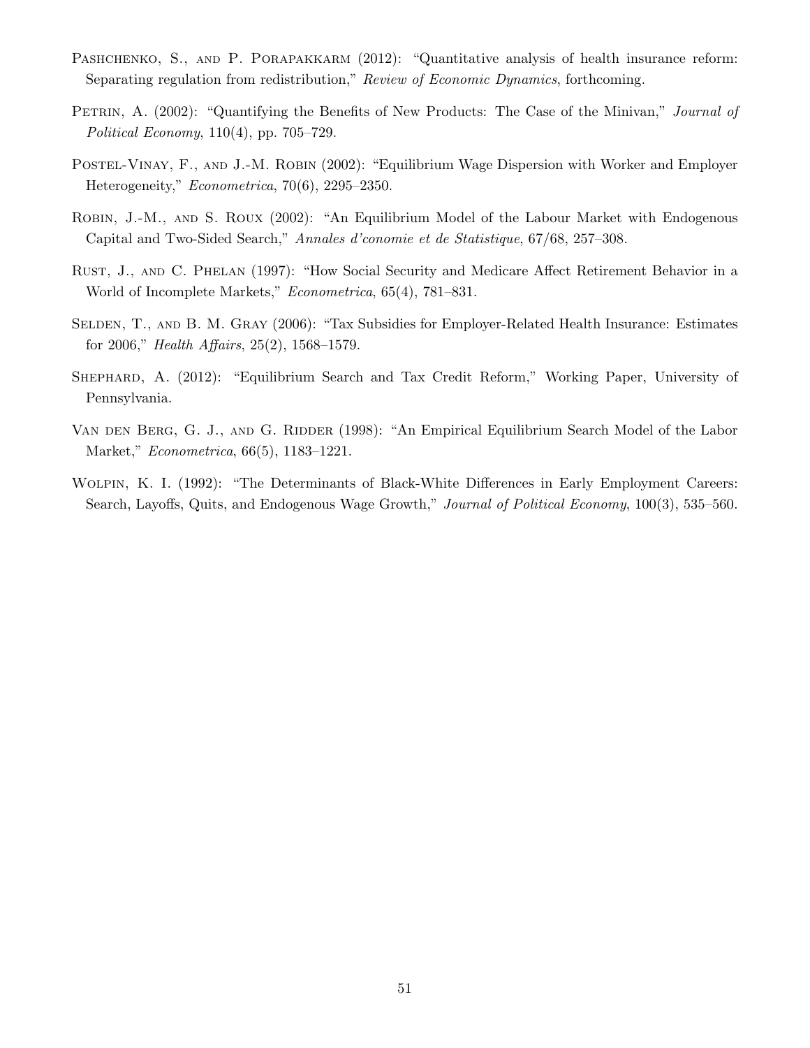Pashchenko, S., and P. Porapakkarm (2012): "Quantitative analysis of health insurance reform: Separating regulation from redistribution," *Review of Economic Dynamics*, forthcoming.

Petrin, A. (2002): "Quantifying the Benefits of New Products: The Case of the Minivan," *Journal of Political Economy*, 110(4), pp. 705–729.

Postel-Vinay, F., and J.-M. Robin (2002): "Equilibrium Wage Dispersion with Worker and Employer Heterogeneity," *Econometrica*, 70(6), 2295–2350.

Robin, J.-M., and S. Roux (2002): "An Equilibrium Model of the Labour Market with Endogenous Capital and Two-Sided Search," *Annales d'conomie et de Statistique*, 67/68, 257–308.

Rust, J., and C. Phelan (1997): "How Social Security and Medicare Affect Retirement Behavior in a World of Incomplete Markets," *Econometrica*, 65(4), 781–831.

Selden, T., and B. M. Gray (2006): "Tax Subsidies for Employer-Related Health Insurance: Estimates for 2006," *Health Affairs*, 25(2), 1568–1579.

Shephard, A. (2012): "Equilibrium Search and Tax Credit Reform," Working Paper, University of Pennsylvania.

Van den Berg, G. J., and G. Ridder (1998): "An Empirical Equilibrium Search Model of the Labor Market," *Econometrica*, 66(5), 1183–1221.

Wolpin, K. I. (1992): "The Determinants of Black-White Differences in Early Employment Careers: Search, Layoffs, Quits, and Endogenous Wage Growth," *Journal of Political Economy*, 100(3), 535–560.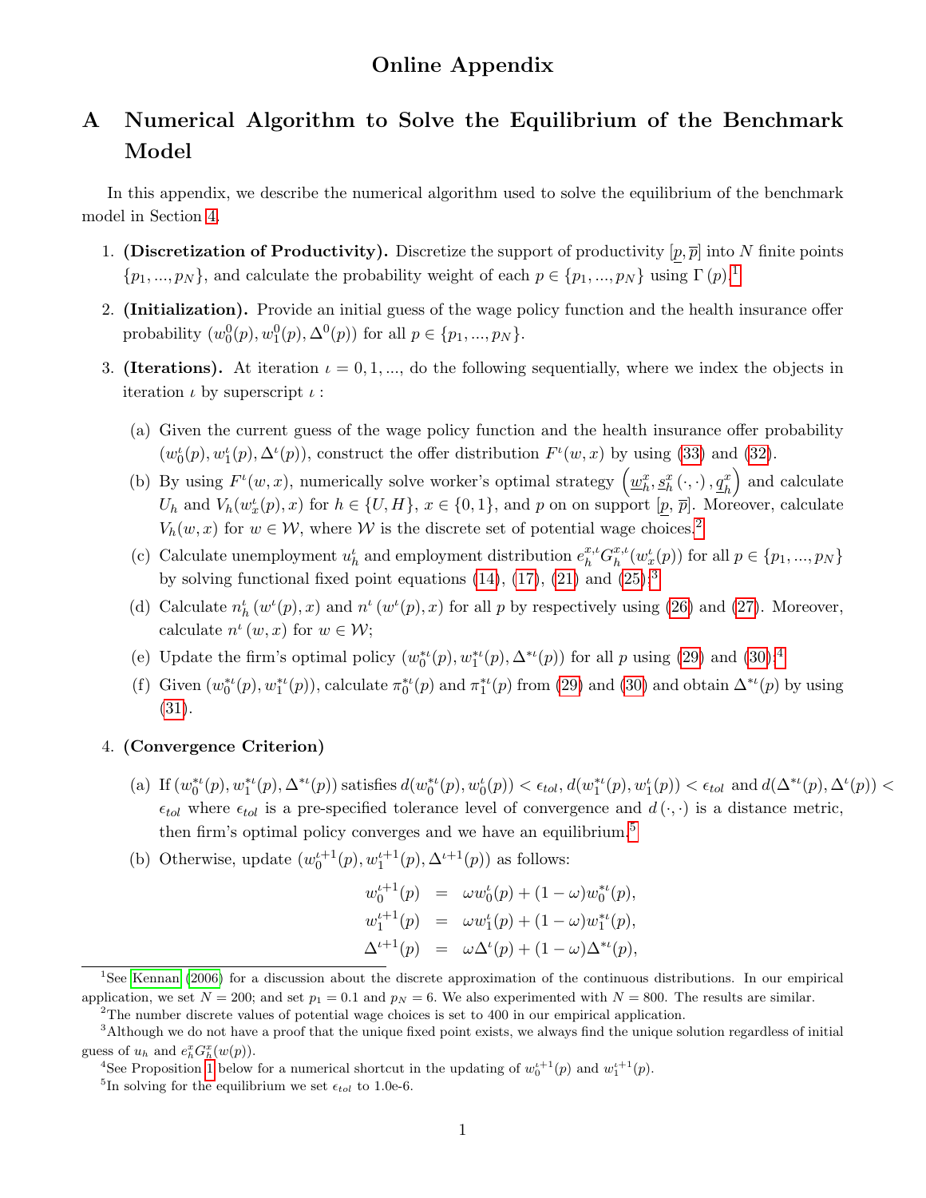# Online Appendix

## A Numerical Algorithm to Solve the Equilibrium of the Benchmark Model

In this appendix, we describe the numerical algorithm used to solve the equilibrium of the benchmark model in Section 4.

1. **(Discretization of Productivity).** Discretize the support of productivity $[\underline{p}, \overline{p}]$ into $N$ finite points $\{p_1, ..., p_N\}$, and calculate the probability weight of each $p \in \{p_1, ..., p_N\}$ using $\Gamma(p)$.[1]

2. **(Initialization).** Provide an initial guess of the wage policy function and the health insurance offer probability $(w_0^0(p), w_1^0(p), \Delta^0(p))$ for all $p \in \{p_1, ..., p_N\}$.

3. **(Iterations).** At iteration $\iota = 0, 1, ...,$ do the following sequentially, where we index the objects in iteration $\iota$ by superscript $\iota$ :

   (a) Given the current guess of the wage policy function and the health insurance offer probability $(w_0^\iota(p), w_1^\iota(p), \Delta^\iota(p))$, construct the offer distribution $F^\iota(w, x)$ by using (33) and (32).

   (b) By using $F^\iota(w, x)$, numerically solve worker's optimal strategy $\left(\underline{w}_h^x, \underline{s}_h^x(\cdot, \cdot), \underline{q}_h^x\right)$ and calculate $U_h$ and $V_h(w_x^\iota(p), x)$ for $h \in \{U, H\}$, $x \in \{0, 1\}$, and $p$ on on support $[\underline{p}, \overline{p}]$. Moreover, calculate $V_h(w, x)$ for $w \in \mathcal{W}$, where $\mathcal{W}$ is the discrete set of potential wage choices.[2]

   (c) Calculate unemployment $u_h^\iota$ and employment distribution $e_h^{x,\iota} G_h^{x,\iota}(w_x^\iota(p))$ for all $p \in \{p_1, ..., p_N\}$ by solving functional fixed point equations (14), (17), (21) and (25);[3]

   (d) Calculate $n_h^\iota(w^\iota(p), x)$ and $n^\iota(w^\iota(p), x)$ for all $p$ by respectively using (26) and (27). Moreover, calculate $n^\iota(w, x)$ for $w \in \mathcal{W}$;

   (e) Update the firm's optimal policy $(w_0^{*\iota}(p), w_1^{*\iota}(p), \Delta^{*\iota}(p))$ for all $p$ using (29) and (30);[4]

   (f) Given $(w_0^{*\iota}(p), w_1^{*\iota}(p))$, calculate $\pi_0^{*\iota}(p)$ and $\pi_1^{*\iota}(p)$ from (29) and (30) and obtain $\Delta^{*\iota}(p)$ by using (31).

4. **(Convergence Criterion)**

   (a) If $(w_0^{*\iota}(p), w_1^{*\iota}(p), \Delta^{*\iota}(p))$ satisfies $d(w_0^{*\iota}(p), w_0^\iota(p)) < \epsilon_{tol}$, $d(w_1^{*\iota}(p), w_1^\iota(p)) < \epsilon_{tol}$ and $d(\Delta^{*\iota}(p), \Delta^\iota(p)) < \epsilon_{tol}$ where $\epsilon_{tol}$ is a pre-specified tolerance level of convergence and $d(\cdot, \cdot)$ is a distance metric, then firm's optimal policy converges and we have an equilibrium.[5]

   (b) Otherwise, update $(w_0^{\iota+1}(p), w_1^{\iota+1}(p), \Delta^{\iota+1}(p))$ as follows:

$$
\begin{aligned}
w_0^{\iota+1}(p) &= \omega w_0^\iota(p) + (1 - \omega) w_0^{*\iota}(p), \\
w_1^{\iota+1}(p) &= \omega w_1^\iota(p) + (1 - \omega) w_1^{*\iota}(p), \\
\Delta^{\iota+1}(p) &= \omega \Delta^\iota(p) + (1 - \omega) \Delta^{*\iota}(p),
\end{aligned}
$$

---

[1] See Kennan (2006) for a discussion about the discrete approximation of the continuous distributions. In our empirical application, we set $N = 200$; and set $p_1 = 0.1$ and $p_N = 6$. We also experimented with $N = 800$. The results are similar.

[2] The number discrete values of potential wage choices is set to 400 in our empirical application.

[3] Although we do not have a proof that the unique fixed point exists, we always find the unique solution regardless of initial guess of $u_h$ and $e_h^x G_h^x(w(p))$.

[4] See Proposition 1 below for a numerical shortcut in the updating of $w_0^{\iota+1}(p)$ and $w_1^{\iota+1}(p)$.

[5] In solving for the equilibrium we set $\epsilon_{tol}$ to 1.0e-6.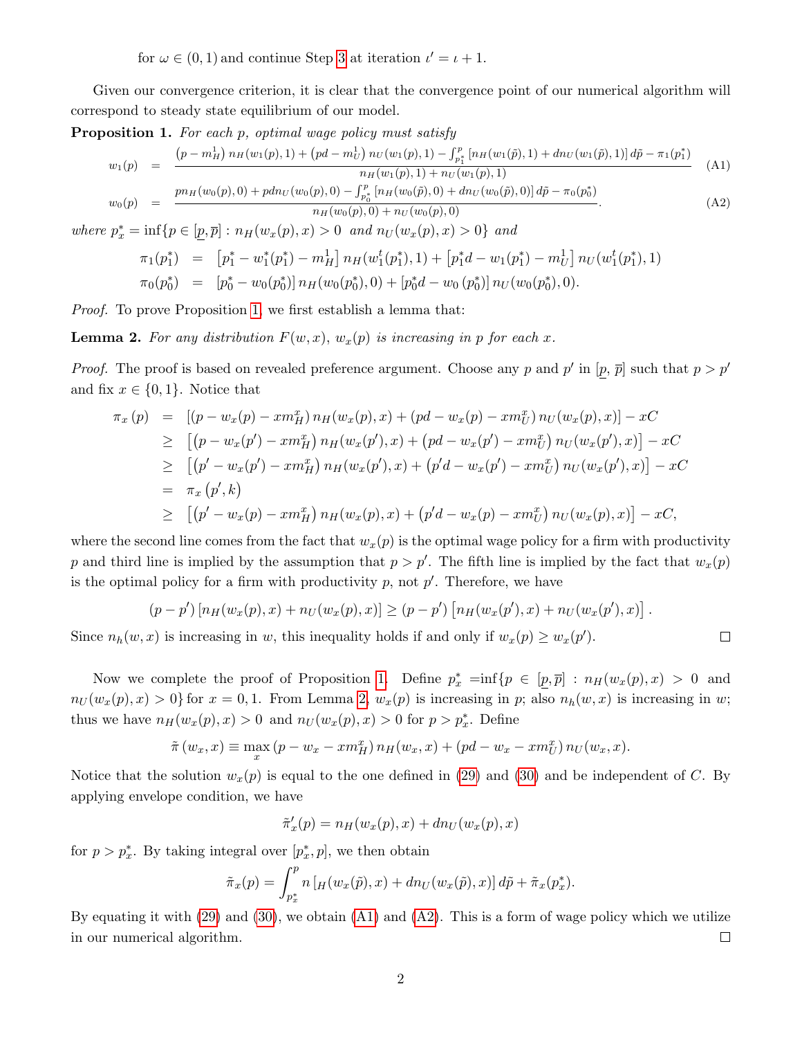for $\omega \in (0,1)$ and continue Step 3 at iteration $\iota' = \iota + 1$.

Given our convergence criterion, it is clear that the convergence point of our numerical algorithm will correspond to steady state equilibrium of our model.

**Proposition 1.** *For each p, optimal wage policy must satisfy*

$$w_1(p) = \frac{\left(p - m_H^1\right) n_H(w_1(p), 1) + \left(pd - m_U^1\right) n_U(w_1(p), 1) - \int_{p_1^*}^{p} \left[n_H(w_1(\tilde{p}), 1) + dn_U(w_1(\tilde{p}), 1)\right] d\tilde{p} - \pi_1(p_1^*)}{n_H(w_1(p), 1) + n_U(w_1(p), 1)} \quad \text{(A1)}$$

$$w_0(p) = \frac{pn_H(w_0(p), 0) + pdn_U(w_0(p), 0) - \int_{p_0^*}^{p} \left[n_H(w_0(\tilde{p}), 0) + dn_U(w_0(\tilde{p}), 0)\right] d\tilde{p} - \pi_0(p_0^*)}{n_H(w_0(p), 0) + n_U(w_0(p), 0)}. \quad \text{(A2)}$$

*where* $p_x^* = \inf\{p \in [\underline{p}, \overline{p}] : n_H(w_x(p), x) > 0 \text{ and } n_U(w_x(p), x) > 0\}$ *and*

$$\pi_1(p_1^*) = \left[p_1^* - w_1^t(p_1^*) - m_H^1\right] n_H(w_1^t(p_1^*), 1) + \left[p_1^* d - w_1(p_1^*) - m_U^1\right] n_U(w_1^t(p_1^*), 1)$$
$$\pi_0(p_0^*) = \left[p_0^* - w_0(p_0^*)\right] n_H(w_0(p_0^*), 0) + \left[p_0^* d - w_0(p_0^*)\right] n_U(w_0(p_0^*), 0).$$

*Proof.* To prove Proposition 1, we first establish a lemma that:

**Lemma 2.** *For any distribution $F(w,x)$, $w_x(p)$ is increasing in p for each x.*

*Proof.* The proof is based on revealed preference argument. Choose any $p$ and $p'$ in $[\underline{p}, \overline{p}]$ such that $p > p'$ and fix $x \in \{0, 1\}$. Notice that

$$\begin{aligned}
\pi_x(p) &= \left[(p - w_x(p) - xm_H^x) n_H(w_x(p), x) + (pd - w_x(p) - xm_U^x) n_U(w_x(p), x)\right] - xC \\
&\geq \left[\left(p - w_x(p') - xm_H^x\right) n_H(w_x(p'), x) + \left(pd - w_x(p') - xm_U^x\right) n_U(w_x(p'), x)\right] - xC \\
&\geq \left[\left(p' - w_x(p') - xm_H^x\right) n_H(w_x(p'), x) + \left(p'd - w_x(p') - xm_U^x\right) n_U(w_x(p'), x)\right] - xC \\
&= \pi_x(p', k) \\
&\geq \left[\left(p' - w_x(p) - xm_H^x\right) n_H(w_x(p), x) + \left(p'd - w_x(p) - xm_U^x\right) n_U(w_x(p), x)\right] - xC,
\end{aligned}$$

where the second line comes from the fact that $w_x(p)$ is the optimal wage policy for a firm with productivity $p$ and third line is implied by the assumption that $p > p'$. The fifth line is implied by the fact that $w_x(p)$ is the optimal policy for a firm with productivity $p$, not $p'$. Therefore, we have

$$(p - p')\left[n_H(w_x(p), x) + n_U(w_x(p), x)\right] \geq (p - p')\left[n_H(w_x(p'), x) + n_U(w_x(p'), x)\right].$$

Since $n_h(w,x)$ is increasing in $w$, this inequality holds if and only if $w_x(p) \geq w_x(p')$. ∎

Now we complete the proof of Proposition 1. Define $p_x^* = \inf\{p \in [\underline{p}, \overline{p}] : n_H(w_x(p), x) > 0$ and $n_U(w_x(p), x) > 0\}$ for $x = 0, 1$. From Lemma 2, $w_x(p)$ is increasing in $p$; also $n_h(w,x)$ is increasing in $w$; thus we have $n_H(w_x(p), x) > 0$ and $n_U(w_x(p), x) > 0$ for $p > p_x^*$. Define

$$\tilde{\pi}(w_x, x) \equiv \max_x (p - w_x - xm_H^x) n_H(w_x, x) + (pd - w_x - xm_U^x) n_U(w_x, x).$$

Notice that the solution $w_x(p)$ is equal to the one defined in (29) and (30) and be independent of $C$. By applying envelope condition, we have

$$\tilde{\pi}_x'(p) = n_H(w_x(p), x) + dn_U(w_x(p), x)$$

for $p > p_x^*$. By taking integral over $[p_x^*, p]$, we then obtain

$$\tilde{\pi}_x(p) = \int_{p_x^*}^{p} n\left[_H(w_x(\tilde{p}), x) + dn_U(w_x(\tilde{p}), x)\right] d\tilde{p} + \tilde{\pi}_x(p_x^*).$$

By equating it with (29) and (30), we obtain (A1) and (A2). This is a form of wage policy which we utilize in our numerical algorithm. ∎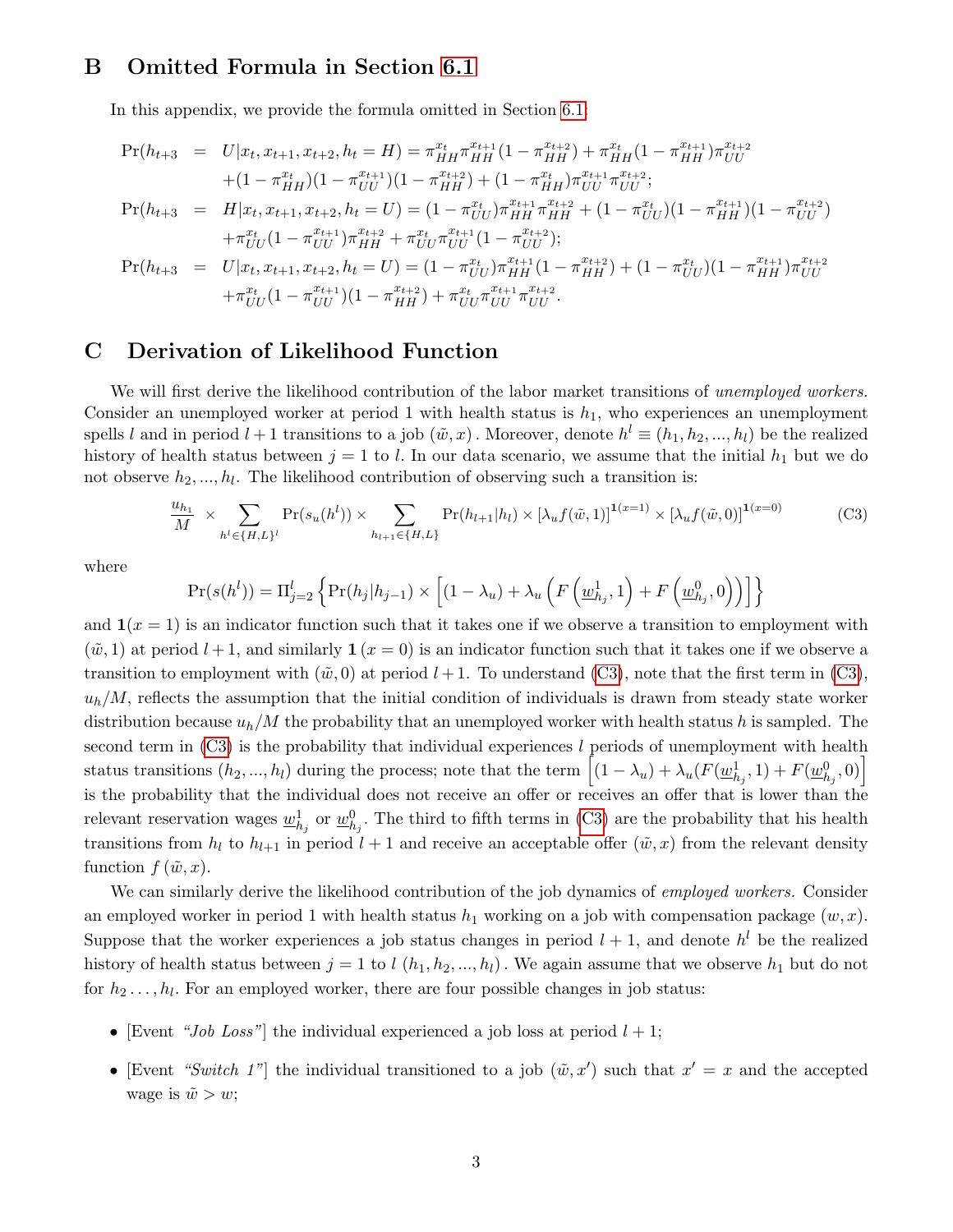# B Omitted Formula in Section 6.1

In this appendix, we provide the formula omitted in Section 6.1:

$$
\begin{aligned}
\Pr(h_{t+3} &= U|x_t, x_{t+1}, x_{t+2}, h_t = H) = \pi_{HH}^{x_t}\pi_{HH}^{x_{t+1}}(1-\pi_{HH}^{x_{t+2}}) + \pi_{HH}^{x_t}(1-\pi_{HH}^{x_{t+1}})\pi_{UU}^{x_{t+2}} \\
&\quad +(1-\pi_{HH}^{x_t})(1-\pi_{UU}^{x_{t+1}})(1-\pi_{HH}^{x_{t+2}}) + (1-\pi_{HH}^{x_t})\pi_{UU}^{x_{t+1}}\pi_{UU}^{x_{t+2}}; \\
\Pr(h_{t+3} &= H|x_t, x_{t+1}, x_{t+2}, h_t = U) = (1-\pi_{UU}^{x_t})\pi_{HH}^{x_{t+1}}\pi_{HH}^{x_{t+2}} + (1-\pi_{UU}^{x_t})(1-\pi_{HH}^{x_{t+1}})(1-\pi_{UU}^{x_{t+2}}) \\
&\quad +\pi_{UU}^{x_t}(1-\pi_{UU}^{x_{t+1}})\pi_{HH}^{x_{t+2}} + \pi_{UU}^{x_t}\pi_{UU}^{x_{t+1}}(1-\pi_{UU}^{x_{t+2}}); \\
\Pr(h_{t+3} &= U|x_t, x_{t+1}, x_{t+2}, h_t = U) = (1-\pi_{UU}^{x_t})\pi_{HH}^{x_{t+1}}(1-\pi_{HH}^{x_{t+2}}) + (1-\pi_{UU}^{x_t})(1-\pi_{HH}^{x_{t+1}})\pi_{UU}^{x_{t+2}} \\
&\quad +\pi_{UU}^{x_t}(1-\pi_{UU}^{x_{t+1}})(1-\pi_{HH}^{x_{t+2}}) + \pi_{UU}^{x_t}\pi_{UU}^{x_{t+1}}\pi_{UU}^{x_{t+2}}.
\end{aligned}
$$

# C Derivation of Likelihood Function

We will first derive the likelihood contribution of the labor market transitions of *unemployed workers.* Consider an unemployed worker at period 1 with health status is $h_1$, who experiences an unemployment spells $l$ and in period $l+1$ transitions to a job $(\tilde{w}, x)$. Moreover, denote $h^l \equiv (h_1, h_2, ..., h_l)$ be the realized history of health status between $j = 1$ to $l$. In our data scenario, we assume that the initial $h_1$ but we do not observe $h_2, ..., h_l$. The likelihood contribution of observing such a transition is:

$$
\frac{u_{h_1}}{M} \times \sum_{h^l \in \{H,L\}^l} \Pr(s_u(h^l)) \times \sum_{h_{l+1} \in \{H,L\}} \Pr(h_{l+1}|h_l) \times [\lambda_u f(\tilde{w}, 1)]^{\mathbf{1}(x=1)} \times [\lambda_u f(\tilde{w}, 0)]^{\mathbf{1}(x=0)} \tag{C3}
$$

where

$$
\Pr(s(h^l)) = \Pi_{j=2}^{l} \left\{ \Pr(h_j|h_{j-1}) \times \left[ (1-\lambda_u) + \lambda_u \left( F\left(\underline{w}_{h_j}^1, 1\right) + F\left(\underline{w}_{h_j}^0, 0\right) \right) \right] \right\}
$$

and $\mathbf{1}(x = 1)$ is an indicator function such that it takes one if we observe a transition to employment with $(\tilde{w}, 1)$ at period $l+1$, and similarly $\mathbf{1}(x = 0)$ is an indicator function such that it takes one if we observe a transition to employment with $(\tilde{w}, 0)$ at period $l+1$. To understand (C3), note that the first term in (C3), $u_h/M$, reflects the assumption that the initial condition of individuals is drawn from steady state worker distribution because $u_h/M$ the probability that an unemployed worker with health status $h$ is sampled. The second term in (C3) is the probability that individual experiences $l$ periods of unemployment with health status transitions $(h_2, ..., h_l)$ during the process; note that the term $\left[(1-\lambda_u) + \lambda_u(F(\underline{w}_{h_j}^1, 1) + F(\underline{w}_{h_j}^0, 0)\right]$ is the probability that the individual does not receive an offer or receives an offer that is lower than the relevant reservation wages $\underline{w}_{h_j}^1$ or $\underline{w}_{h_j}^0$. The third to fifth terms in (C3) are the probability that his health transitions from $h_l$ to $h_{l+1}$ in period $l+1$ and receive an acceptable offer $(\tilde{w}, x)$ from the relevant density function $f(\tilde{w}, x)$.

We can similarly derive the likelihood contribution of the job dynamics of *employed workers.* Consider an employed worker in period 1 with health status $h_1$ working on a job with compensation package $(w, x)$. Suppose that the worker experiences a job status changes in period $l+1$, and denote $h^l$ be the realized history of health status between $j = 1$ to $l$ $(h_1, h_2, ..., h_l)$. We again assume that we observe $h_1$ but do not for $h_2 \ldots, h_l$. For an employed worker, there are four possible changes in job status:

- [Event *"Job Loss"*] the individual experienced a job loss at period $l+1$;
- [Event *"Switch 1"*] the individual transitioned to a job $(\tilde{w}, x')$ such that $x' = x$ and the accepted wage is $\tilde{w} > w$;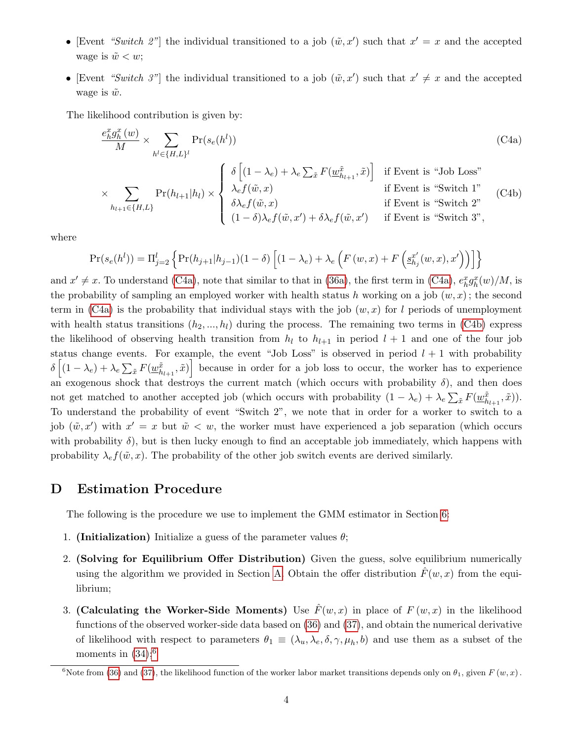- [Event *"Switch 2"*] the individual transitioned to a job $(\tilde{w}, x')$ such that $x' = x$ and the accepted wage is $\tilde{w} < w$;
- [Event *"Switch 3"*] the individual transitioned to a job $(\tilde{w}, x')$ such that $x' \neq x$ and the accepted wage is $\tilde{w}$.

The likelihood contribution is given by:

$$\frac{e_h^x g_h^x(w)}{M} \times \sum_{h^l \in \{H,L\}^l} \Pr(s_e(h^l)) \tag{C4a}$$

$$\times \sum_{h_{l+1} \in \{H,L\}} \Pr(h_{l+1}|h_l) \times \begin{cases} \delta \left[ (1 - \lambda_e) + \lambda_e \sum_{\tilde{x}} F(\underline{w}_{h_{l+1}}^{\tilde{x}}, \tilde{x}) \right] & \text{if Event is "Job Loss"} \\ \lambda_e f(\tilde{w}, x) & \text{if Event is "Switch 1"} \\ \delta \lambda_e f(\tilde{w}, x) & \text{if Event is "Switch 2"} \\ (1-\delta)\lambda_e f(\tilde{w}, x') + \delta \lambda_e f(\tilde{w}, x') & \text{if Event is "Switch 3"}, \end{cases} \tag{C4b}$$

where

$$\Pr(s_e(h^l)) = \Pi_{j=2}^{l} \left\{ \Pr(h_{j+1}|h_{j-1})(1-\delta) \left[ (1-\lambda_e) + \lambda_e \left( F(w,x) + F\left( \underline{s}_{h_j}^{x'}(w,x), x' \right) \right) \right] \right\}$$

and $x' \neq x$. To understand (C4a), note that similar to that in (36a), the first term in (C4a), $e_h^x g_h^x(w)/M$, is the probability of sampling an employed worker with health status $h$ working on a job $(w, x)$; the second term in (C4a) is the probability that individual stays with the job $(w, x)$ for $l$ periods of unemployment with health status transitions $(h_2, ..., h_l)$ during the process. The remaining two terms in (C4b) express the likelihood of observing health transition from $h_l$ to $h_{l+1}$ in period $l+1$ and one of the four job status change events. For example, the event "Job Loss" is observed in period $l+1$ with probability $\delta \left[ (1-\lambda_e) + \lambda_e \sum_{\tilde{x}} F(\underline{w}_{h_{l+1}}^{\tilde{x}}, \tilde{x}) \right]$ because in order for a job loss to occur, the worker has to experience an exogenous shock that destroys the current match (which occurs with probability $\delta$), and then does not get matched to another accepted job (which occurs with probability $(1-\lambda_e) + \lambda_e \sum_{\tilde{x}} F(\underline{w}_{h_{l+1}}^{\tilde{x}}, \tilde{x})$). To understand the probability of event "Switch 2", we note that in order for a worker to switch to a job $(\tilde{w}, x')$ with $x' = x$ but $\tilde{w} < w$, the worker must have experienced a job separation (which occurs with probability $\delta$), but is then lucky enough to find an acceptable job immediately, which happens with probability $\lambda_e f(\tilde{w}, x)$. The probability of the other job switch events are derived similarly.

# D Estimation Procedure

The following is the procedure we use to implement the GMM estimator in Section 6:

1. **(Initialization)** Initialize a guess of the parameter values $\theta$;
2. **(Solving for Equilibrium Offer Distribution)** Given the guess, solve equilibrium numerically using the algorithm we provided in Section A. Obtain the offer distribution $\hat{F}(w, x)$ from the equilibrium;
3. **(Calculating the Worker-Side Moments)** Use $\hat{F}(w, x)$ in place of $F(w, x)$ in the likelihood functions of the observed worker-side data based on (36) and (37), and obtain the numerical derivative of likelihood with respect to parameters $\theta_1 \equiv (\lambda_u, \lambda_e, \delta, \gamma, \mu_h, b)$ and use them as a subset of the moments in (34);[6]

[6] Note from (36) and (37), the likelihood function of the worker labor market transitions depends only on $\theta_1$, given $F(w, x)$.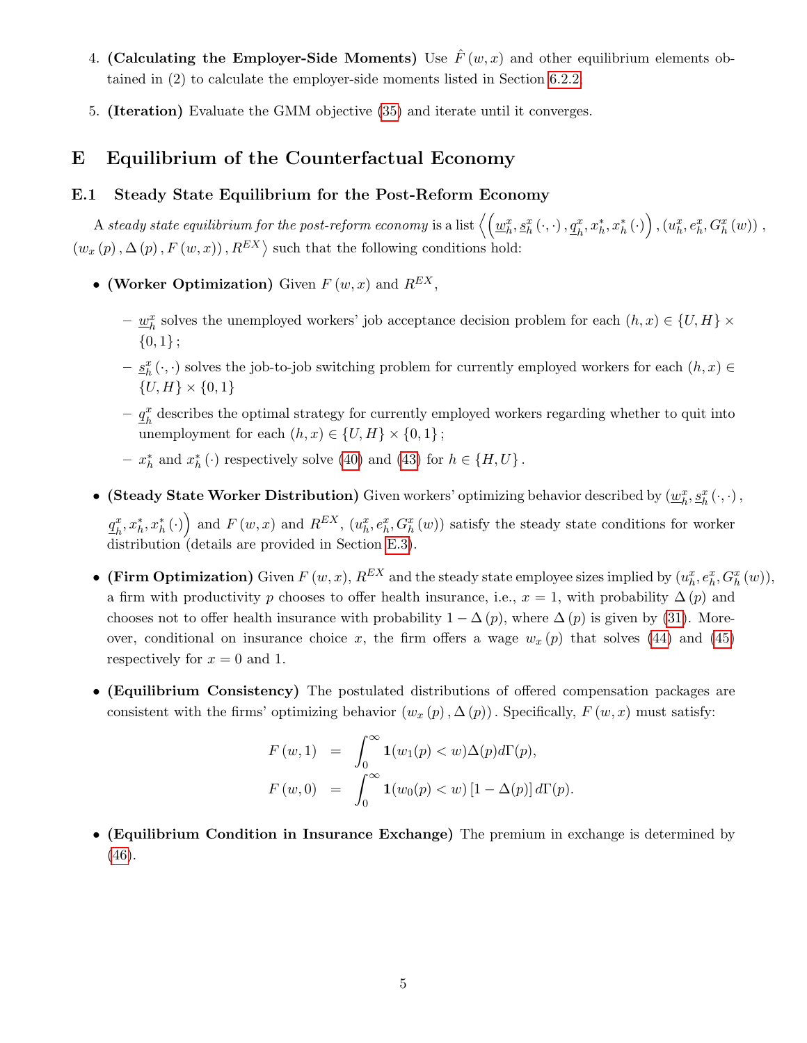4. **(Calculating the Employer-Side Moments)** Use $\hat{F}(w, x)$ and other equilibrium elements obtained in (2) to calculate the employer-side moments listed in Section 6.2.2.

5. **(Iteration)** Evaluate the GMM objective (35) and iterate until it converges.

# E Equilibrium of the Counterfactual Economy

## E.1 Steady State Equilibrium for the Post-Reform Economy

A *steady state equilibrium for the post-reform economy* is a list $\left\langle \left( \underline{w}_h^x, \underline{s}_h^x(\cdot,\cdot), \underline{q}_h^x, x_h^*, x_h^*(\cdot) \right), \left(u_h^x, e_h^x, G_h^x(w)\right), \left(w_x(p), \Delta(p), F(w,x)\right), R^{EX} \right\rangle$ such that the following conditions hold:

- **(Worker Optimization)** Given $F(w,x)$ and $R^{EX}$,
  - $\underline{w}_h^x$ solves the unemployed workers' job acceptance decision problem for each $(h,x) \in \{U,H\} \times \{0,1\}$;
  - $\underline{s}_h^x(\cdot,\cdot)$ solves the job-to-job switching problem for currently employed workers for each $(h,x) \in \{U,H\} \times \{0,1\}$
  - $\underline{q}_h^x$ describes the optimal strategy for currently employed workers regarding whether to quit into unemployment for each $(h,x) \in \{U,H\} \times \{0,1\}$;
  - $x_h^*$ and $x_h^*(\cdot)$ respectively solve (40) and (43) for $h \in \{H,U\}$.

- **(Steady State Worker Distribution)** Given workers' optimizing behavior described by $\left(\underline{w}_h^x, \underline{s}_h^x(\cdot,\cdot), \underline{q}_h^x, x_h^*, x_h^*(\cdot)\right)$ and $F(w,x)$ and $R^{EX}$, $\left(u_h^x, e_h^x, G_h^x(w)\right)$ satisfy the steady state conditions for worker distribution (details are provided in Section E.3).

- **(Firm Optimization)** Given $F(w,x)$, $R^{EX}$ and the steady state employee sizes implied by $\left(u_h^x, e_h^x, G_h^x(w)\right)$, a firm with productivity $p$ chooses to offer health insurance, i.e., $x = 1$, with probability $\Delta(p)$ and chooses not to offer health insurance with probability $1 - \Delta(p)$, where $\Delta(p)$ is given by (31). Moreover, conditional on insurance choice $x$, the firm offers a wage $w_x(p)$ that solves (44) and (45) respectively for $x = 0$ and 1.

- **(Equilibrium Consistency)** The postulated distributions of offered compensation packages are consistent with the firms' optimizing behavior $\left(w_x(p), \Delta(p)\right)$. Specifically, $F(w,x)$ must satisfy:

$$
\begin{aligned}
F(w,1) &= \int_0^\infty \mathbf{1}(w_1(p) < w)\Delta(p)d\Gamma(p), \\
F(w,0) &= \int_0^\infty \mathbf{1}(w_0(p) < w)\left[1 - \Delta(p)\right]d\Gamma(p).
\end{aligned}
$$

- **(Equilibrium Condition in Insurance Exchange)** The premium in exchange is determined by (46).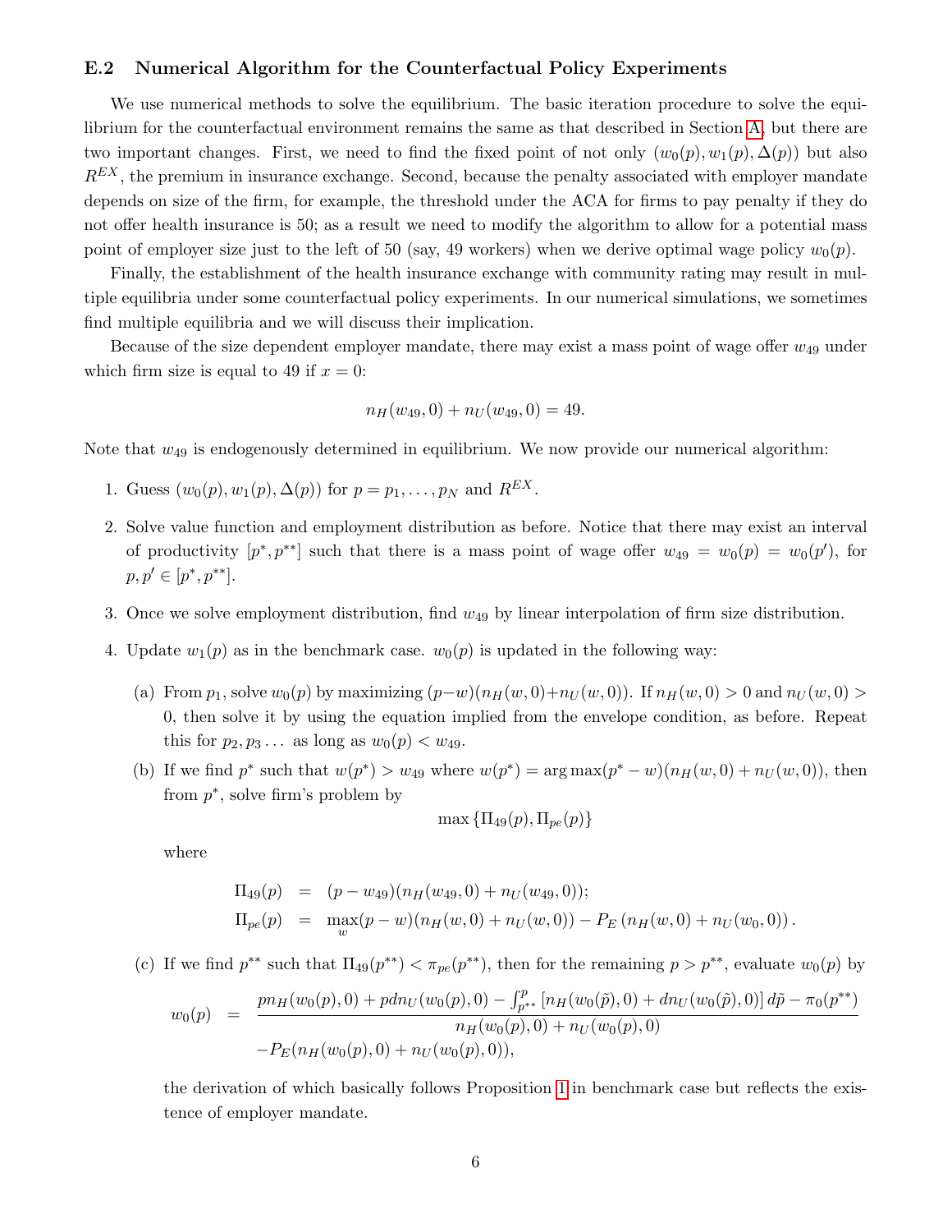### E.2 Numerical Algorithm for the Counterfactual Policy Experiments

We use numerical methods to solve the equilibrium. The basic iteration procedure to solve the equilibrium for the counterfactual environment remains the same as that described in Section A, but there are two important changes. First, we need to find the fixed point of not only $(w_0(p), w_1(p), \Delta(p))$ but also $R^{EX}$, the premium in insurance exchange. Second, because the penalty associated with employer mandate depends on size of the firm, for example, the threshold under the ACA for firms to pay penalty if they do not offer health insurance is 50; as a result we need to modify the algorithm to allow for a potential mass point of employer size just to the left of 50 (say, 49 workers) when we derive optimal wage policy $w_0(p)$.

Finally, the establishment of the health insurance exchange with community rating may result in multiple equilibria under some counterfactual policy experiments. In our numerical simulations, we sometimes find multiple equilibria and we will discuss their implication.

Because of the size dependent employer mandate, there may exist a mass point of wage offer $w_{49}$ under which firm size is equal to 49 if $x = 0$:

$$n_H(w_{49}, 0) + n_U(w_{49}, 0) = 49.$$

Note that $w_{49}$ is endogenously determined in equilibrium. We now provide our numerical algorithm:

1. Guess $(w_0(p), w_1(p), \Delta(p))$ for $p = p_1, \ldots, p_N$ and $R^{EX}$.
2. Solve value function and employment distribution as before. Notice that there may exist an interval of productivity $[p^*, p^{**}]$ such that there is a mass point of wage offer $w_{49} = w_0(p) = w_0(p')$, for $p, p' \in [p^*, p^{**}]$.
3. Once we solve employment distribution, find $w_{49}$ by linear interpolation of firm size distribution.
4. Update $w_1(p)$ as in the benchmark case. $w_0(p)$ is updated in the following way:

   (a) From $p_1$, solve $w_0(p)$ by maximizing $(p-w)(n_H(w, 0)+n_U(w, 0))$. If $n_H(w, 0) > 0$ and $n_U(w, 0) > 0$, then solve it by using the equation implied from the envelope condition, as before. Repeat this for $p_2, p_3 \ldots$ as long as $w_0(p) < w_{49}$.

   (b) If we find $p^*$ such that $w(p^*) > w_{49}$ where $w(p^*) = \arg\max(p^* - w)(n_H(w, 0) + n_U(w, 0))$, then from $p^*$, solve firm's problem by

   $$\max \left\{\Pi_{49}(p), \Pi_{pe}(p)\right\}$$

   where

   $$\begin{aligned} \Pi_{49}(p) &= (p - w_{49})(n_H(w_{49}, 0) + n_U(w_{49}, 0)); \\ \Pi_{pe}(p) &= \max_w (p - w)(n_H(w, 0) + n_U(w, 0)) - P_E\left(n_H(w, 0) + n_U(w_0, 0)\right). \end{aligned}$$

   (c) If we find $p^{**}$ such that $\Pi_{49}(p^{**}) < \pi_{pe}(p^{**})$, then for the remaining $p > p^{**}$, evaluate $w_0(p)$ by

   $$\begin{aligned} w_0(p) = \; & \frac{p n_H(w_0(p), 0) + p d n_U(w_0(p), 0) - \int_{p^{**}}^{p} \left[n_H(w_0(\tilde{p}), 0) + d n_U(w_0(\tilde{p}), 0)\right] d\tilde{p} - \pi_0(p^{**})}{n_H(w_0(p), 0) + n_U(w_0(p), 0)} \\ & - P_E(n_H(w_0(p), 0) + n_U(w_0(p), 0)), \end{aligned}$$

   the derivation of which basically follows Proposition 1 in benchmark case but reflects the existence of employer mandate.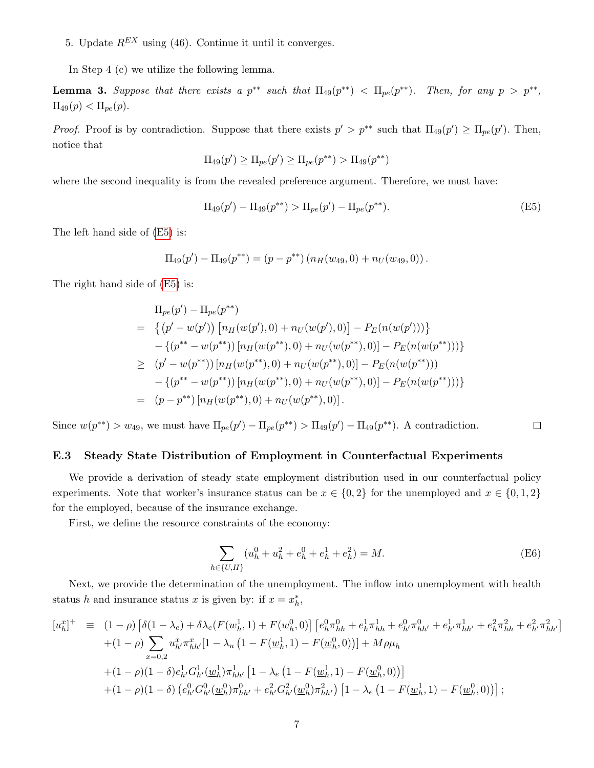5. Update $R^{EX}$ using (46). Continue it until it converges.

In Step 4 (c) we utilize the following lemma.

**Lemma 3.** *Suppose that there exists a $p^{**}$ such that $\Pi_{49}(p^{**}) < \Pi_{pe}(p^{**})$. Then, for any $p > p^{**}$, $\Pi_{49}(p) < \Pi_{pe}(p)$.*

*Proof.* Proof is by contradiction. Suppose that there exists $p' > p^{**}$ such that $\Pi_{49}(p') \geq \Pi_{pe}(p')$. Then, notice that

$$\Pi_{49}(p') \geq \Pi_{pe}(p') \geq \Pi_{pe}(p^{**}) > \Pi_{49}(p^{**})$$

where the second inequality is from the revealed preference argument. Therefore, we must have:

$$\Pi_{49}(p') - \Pi_{49}(p^{**}) > \Pi_{pe}(p') - \Pi_{pe}(p^{**}). \tag{E5}$$

The left hand side of (E5) is:

$$\Pi_{49}(p') - \Pi_{49}(p^{**}) = (p - p^{**}) \left(n_H(w_{49}, 0) + n_U(w_{49}, 0)\right).$$

The right hand side of (E5) is:

$$\begin{aligned}
& \Pi_{pe}(p') - \Pi_{pe}(p^{**}) \\
= \;& \left\{ \left(p' - w(p')\right) \left[n_H(w(p'), 0) + n_U(w(p'), 0)\right] - P_E(n(w(p')))\right\} \\
& - \left\{ \left(p^{**} - w(p^{**})\right) \left[n_H(w(p^{**}), 0) + n_U(w(p^{**}), 0)\right] - P_E(n(w(p^{**})))\right\} \\
\geq \;& \left(p' - w(p^{**})\right) \left[n_H(w(p^{**}), 0) + n_U(w(p^{**}), 0)\right] - P_E(n(w(p^{**}))) \\
& - \left\{ \left(p^{**} - w(p^{**})\right) \left[n_H(w(p^{**}), 0) + n_U(w(p^{**}), 0)\right] - P_E(n(w(p^{**})))\right\} \\
= \;& (p - p^{**}) \left[n_H(w(p^{**}), 0) + n_U(w(p^{**}), 0)\right].
\end{aligned}$$

Since $w(p^{**}) > w_{49}$, we must have $\Pi_{pe}(p') - \Pi_{pe}(p^{**}) > \Pi_{49}(p') - \Pi_{49}(p^{**})$. A contradiction. $\square$

### E.3 Steady State Distribution of Employment in Counterfactual Experiments

We provide a derivation of steady state employment distribution used in our counterfactual policy experiments. Note that worker's insurance status can be $x \in \{0, 2\}$ for the unemployed and $x \in \{0, 1, 2\}$ for the employed, because of the insurance exchange.

First, we define the resource constraints of the economy:

$$\sum_{h \in \{U, H\}} (u_h^0 + u_h^2 + e_h^0 + e_h^1 + e_h^2) = M. \tag{E6}$$

Next, we provide the determination of the unemployment. The inflow into unemployment with health status $h$ and insurance status $x$ is given by: if $x = x_h^*$,

$$\begin{aligned}
[u_h^x]^+ \;\equiv\; & (1-\rho)\left[\delta(1-\lambda_e) + \delta\lambda_e(F(\underline{w}_h^1, 1) + F(\underline{w}_h^0, 0)\right]\left[e_h^0\pi_{hh}^0 + e_h^1\pi_{hh}^1 + e_{h'}^0\pi_{hh'}^0 + e_{h'}^1\pi_{hh'}^1 + e_h^2\pi_{hh}^2 + e_{h'}^2\pi_{hh'}^2\right] \\
& + (1-\rho)\sum_{x=0,2} u_{h'}^x \pi_{hh'}^x [1 - \lambda_u\left(1 - F(\underline{w}_h^1, 1) - F(\underline{w}_h^0, 0)\right)] + M\rho\mu_h \\
& + (1-\rho)(1-\delta)e_{h'}^1 G_{h'}^1(\underline{w}_h^1)\pi_{hh'}^1\left[1 - \lambda_e\left(1 - F(\underline{w}_h^1, 1) - F(\underline{w}_h^0, 0)\right)\right] \\
& + (1-\rho)(1-\delta)\left(e_{h'}^0 G_{h'}^0(\underline{w}_h^0)\pi_{hh'}^0 + e_{h'}^2 G_{h'}^2(\underline{w}_h^0)\pi_{hh'}^2\right)\left[1 - \lambda_e\left(1 - F(\underline{w}_h^1, 1) - F(\underline{w}_h^0, 0)\right)\right];
\end{aligned}$$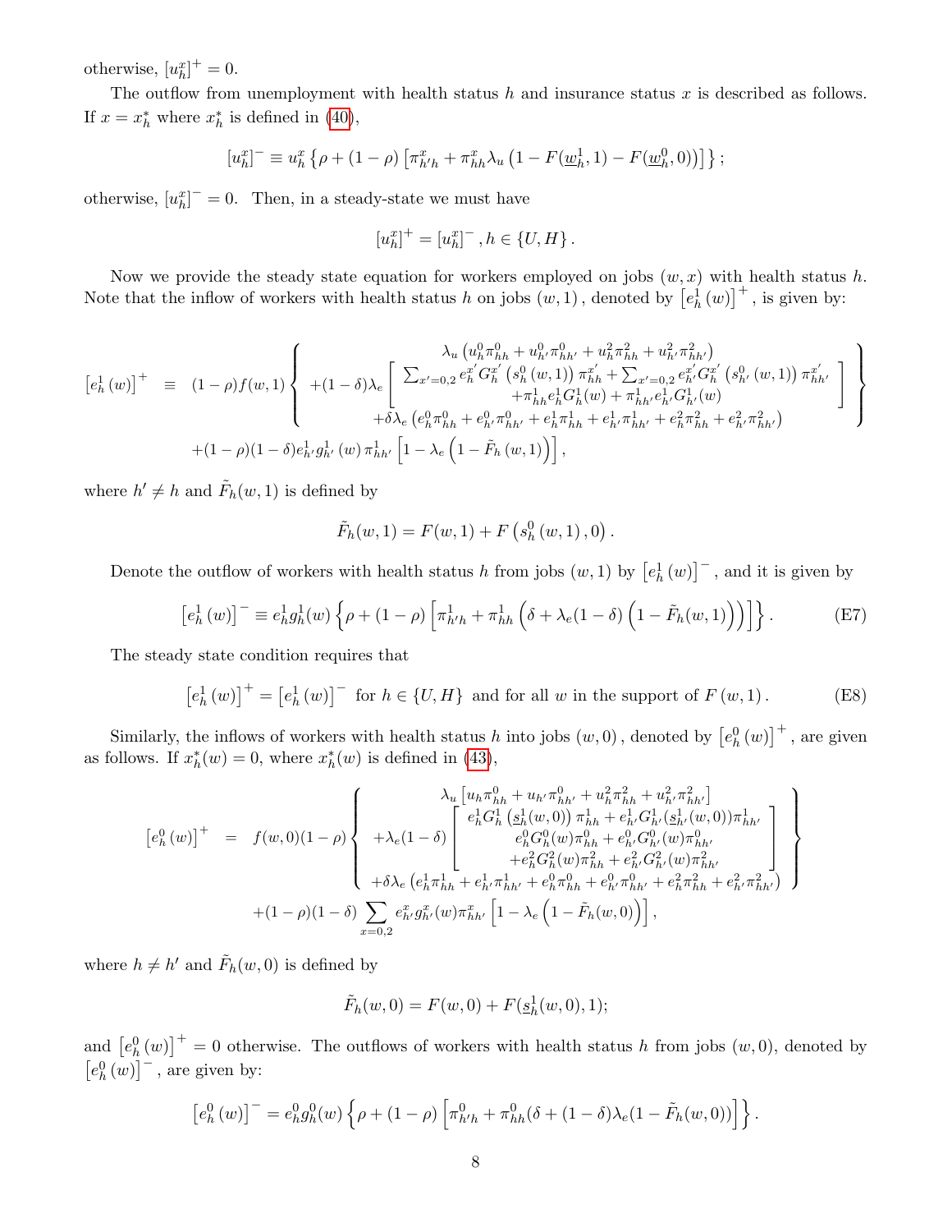otherwise, $[u_h^x]^+ = 0$.

The outflow from unemployment with health status $h$ and insurance status $x$ is described as follows. If $x = x_h^*$ where $x_h^*$ is defined in (40),

$$[u_h^x]^- \equiv u_h^x \left\{ \rho + (1-\rho) \left[ \pi_{h'h}^x + \pi_{hh}^x \lambda_u \left(1 - F(\underline{w}_h^1, 1) - F(\underline{w}_h^0, 0)\right)\right] \right\};$$

otherwise, $[u_h^x]^- = 0$. Then, in a steady-state we must have

$$[u_h^x]^+ = [u_h^x]^-, h \in \{U, H\}.$$

Now we provide the steady state equation for workers employed on jobs $(w, x)$ with health status $h$. Note that the inflow of workers with health status $h$ on jobs $(w,1)$, denoted by $\left[e_h^1(w)\right]^+$, is given by:

$$\left[e_h^1(w)\right]^+ \equiv (1-\rho) f(w,1) \left\{ \begin{array}{c} \lambda_u \left( u_h^0 \pi_{hh}^0 + u_{h'}^0 \pi_{hh'}^0 + u_h^2 \pi_{hh}^2 + u_{h'}^2 \pi_{hh'}^2 \right) \\ +(1-\delta)\lambda_e \left[ \begin{array}{c} \sum_{x'=0,2} e_h^{x'} G_h^{x'} \left(s_h^0(w,1)\right) \pi_{hh}^{x'} + \sum_{x'=0,2} e_{h'}^{x'} G_h^{x'} \left(s_{h'}^0(w,1)\right) \pi_{hh'}^{x'} \\ + \pi_{hh}^1 e_h^1 G_h^1(w) + \pi_{hh'}^1 e_{h'}^1 G_{h'}^1(w) \end{array} \right] \\ + \delta \lambda_e \left( e_h^0 \pi_{hh}^0 + e_{h'}^0 \pi_{hh'}^0 + e_h^1 \pi_{hh}^1 + e_{h'}^1 \pi_{hh'}^1 + e_h^2 \pi_{hh}^2 + e_{h'}^2 \pi_{hh'}^2 \right) \end{array} \right\}$$
$$+ (1-\rho)(1-\delta) e_{h'}^1 g_{h'}^1(w) \pi_{hh'}^1 \left[ 1 - \lambda_e \left( 1 - \tilde{F}_h(w,1) \right) \right],$$

where $h' \neq h$ and $\tilde{F}_h(w, 1)$ is defined by

$$\tilde{F}_h(w,1) = F(w,1) + F\left(s_h^0(w,1), 0\right).$$

Denote the outflow of workers with health status $h$ from jobs $(w,1)$ by $\left[e_h^1(w)\right]^-$, and it is given by

$$\left[e_h^1(w)\right]^- \equiv e_h^1 g_h^1(w) \left\{ \rho + (1-\rho) \left[ \pi_{h'h}^1 + \pi_{hh}^1 \left( \delta + \lambda_e (1-\delta) \left( 1 - \tilde{F}_h(w,1) \right) \right) \right] \right\}. \tag{E7}$$

The steady state condition requires that

$$\left[e_h^1(w)\right]^+ = \left[e_h^1(w)\right]^- \text{ for } h \in \{U, H\} \text{ and for all } w \text{ in the support of } F(w,1). \tag{E8}$$

Similarly, the inflows of workers with health status $h$ into jobs $(w,0)$, denoted by $\left[e_h^0(w)\right]^+$, are given as follows. If $x_h^*(w) = 0$, where $x_h^*(w)$ is defined in (43),

$$\left[e_h^0(w)\right]^+ = f(w,0)(1-\rho) \left\{ \begin{array}{c} \lambda_u \left[ u_h \pi_{hh}^0 + u_{h'} \pi_{hh'}^0 + u_h^2 \pi_{hh}^2 + u_{h'}^2 \pi_{hh'}^2 \right] \\ + \lambda_e (1-\delta) \left[ \begin{array}{c} e_h^1 G_h^1 \left( \underline{s}_h^1(w,0) \right) \pi_{hh}^1 + e_{h'}^1 G_{h'}^1 (\underline{s}_{h'}^1(w,0)) \pi_{hh'}^1 \\ e_h^0 G_h^0(w) \pi_{hh}^0 + e_{h'}^0 G_{h'}^0(w) \pi_{hh'}^0 \\ + e_h^2 G_h^2(w) \pi_{hh}^2 + e_{h'}^2 G_{h'}^2(w) \pi_{hh'}^2 \end{array} \right] \\ + \delta \lambda_e \left( e_h^1 \pi_{hh}^1 + e_{h'}^1 \pi_{hh'}^1 + e_h^0 \pi_{hh}^0 + e_{h'}^0 \pi_{hh'}^0 + e_h^2 \pi_{hh}^2 + e_{h'}^2 \pi_{hh'}^2 \right) \end{array} \right\}$$
$$+ (1-\rho)(1-\delta) \sum_{x=0,2} e_{h'}^x g_{h'}^x(w) \pi_{hh'}^x \left[ 1 - \lambda_e \left( 1 - \tilde{F}_h(w,0) \right) \right],$$

where $h \neq h'$ and $\tilde{F}_h(w,0)$ is defined by

$$\tilde{F}_h(w,0) = F(w,0) + F(\underline{s}_h^1(w,0), 1);$$

and $\left[e_h^0(w)\right]^+ = 0$ otherwise. The outflows of workers with health status $h$ from jobs $(w,0)$, denoted by $\left[e_h^0(w)\right]^-$, are given by:

$$\left[e_h^0(w)\right]^- = e_h^0 g_h^0(w) \left\{ \rho + (1-\rho) \left[ \pi_{h'h}^0 + \pi_{hh}^0 (\delta + (1-\delta) \lambda_e (1 - \tilde{F}_h(w,0)) \right] \right\}.$$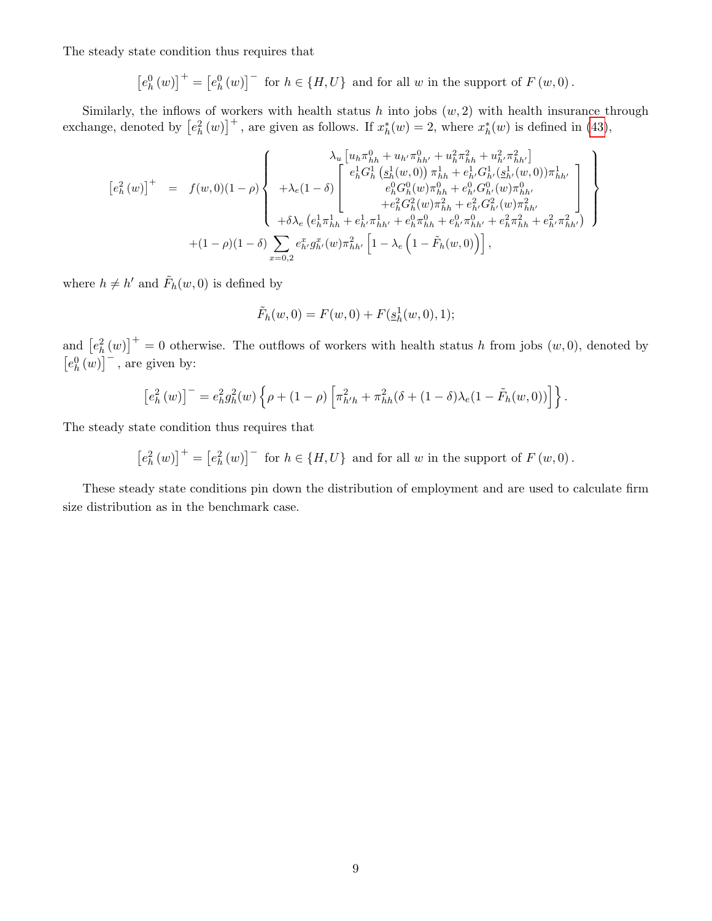The steady state condition thus requires that

$$\left[e_h^0(w)\right]^+ = \left[e_h^0(w)\right]^- \text{ for } h \in \{H, U\} \text{ and for all } w \text{ in the support of } F(w,0).$$

Similarly, the inflows of workers with health status $h$ into jobs $(w, 2)$ with health insurance through exchange, denoted by $\left[e_h^2(w)\right]^+$, are given as follows. If $x_h^*(w) = 2$, where $x_h^*(w)$ is defined in (43),

$$\begin{aligned}
\left[e_h^2(w)\right]^+ &= f(w,0)(1-\rho)\left\{\begin{array}{c}
\lambda_u\left[u_h\pi_{hh}^0 + u_{h'}\pi_{hh'}^0 + u_h^2\pi_{hh}^2 + u_{h'}^2\pi_{hh'}^2\right] \\
+\lambda_e(1-\delta)\left[\begin{array}{c}
e_h^1 G_h^1\left(\underline{s}_h^1(w,0)\right)\pi_{hh}^1 + e_{h'}^1 G_{h'}^1(\underline{s}_{h'}^1(w,0))\pi_{hh'}^1 \\
e_h^0 G_h^0(w)\pi_{hh}^0 + e_{h'}^0 G_{h'}^0(w)\pi_{hh'}^0 \\
+e_h^2 G_h^2(w)\pi_{hh}^2 + e_{h'}^2 G_{h'}^2(w)\pi_{hh'}^2
\end{array}\right] \\
+\delta\lambda_e\left(e_h^1\pi_{hh}^1 + e_{h'}^1\pi_{hh'}^1 + e_h^0\pi_{hh}^0 + e_{h'}^0\pi_{hh'}^0 + e_h^2\pi_{hh}^2 + e_{h'}^2\pi_{hh'}^2\right)
\end{array}\right\} \\
&\quad + (1-\rho)(1-\delta)\sum_{x=0,2} e_{h'}^x g_{h'}^x(w)\pi_{hh'}^2\left[1-\lambda_e\left(1-\tilde{F}_h(w,0)\right)\right],
\end{aligned}$$

where $h \neq h'$ and $\tilde{F}_h(w,0)$ is defined by

$$\tilde{F}_h(w,0) = F(w,0) + F(\underline{s}_h^1(w,0),1);$$

and $\left[e_h^2(w)\right]^+ = 0$ otherwise. The outflows of workers with health status $h$ from jobs $(w, 0)$, denoted by $\left[e_h^0(w)\right]^-$, are given by:

$$\left[e_h^2(w)\right]^- = e_h^2 g_h^2(w)\left\{\rho + (1-\rho)\left[\pi_{h'h}^2 + \pi_{hh}^2(\delta + (1-\delta)\lambda_e(1-\tilde{F}_h(w,0))\right]\right\}.$$

The steady state condition thus requires that

$$\left[e_h^2(w)\right]^+ = \left[e_h^2(w)\right]^- \text{ for } h \in \{H, U\} \text{ and for all } w \text{ in the support of } F(w,0).$$

These steady state conditions pin down the distribution of employment and are used to calculate firm size distribution as in the benchmark case.